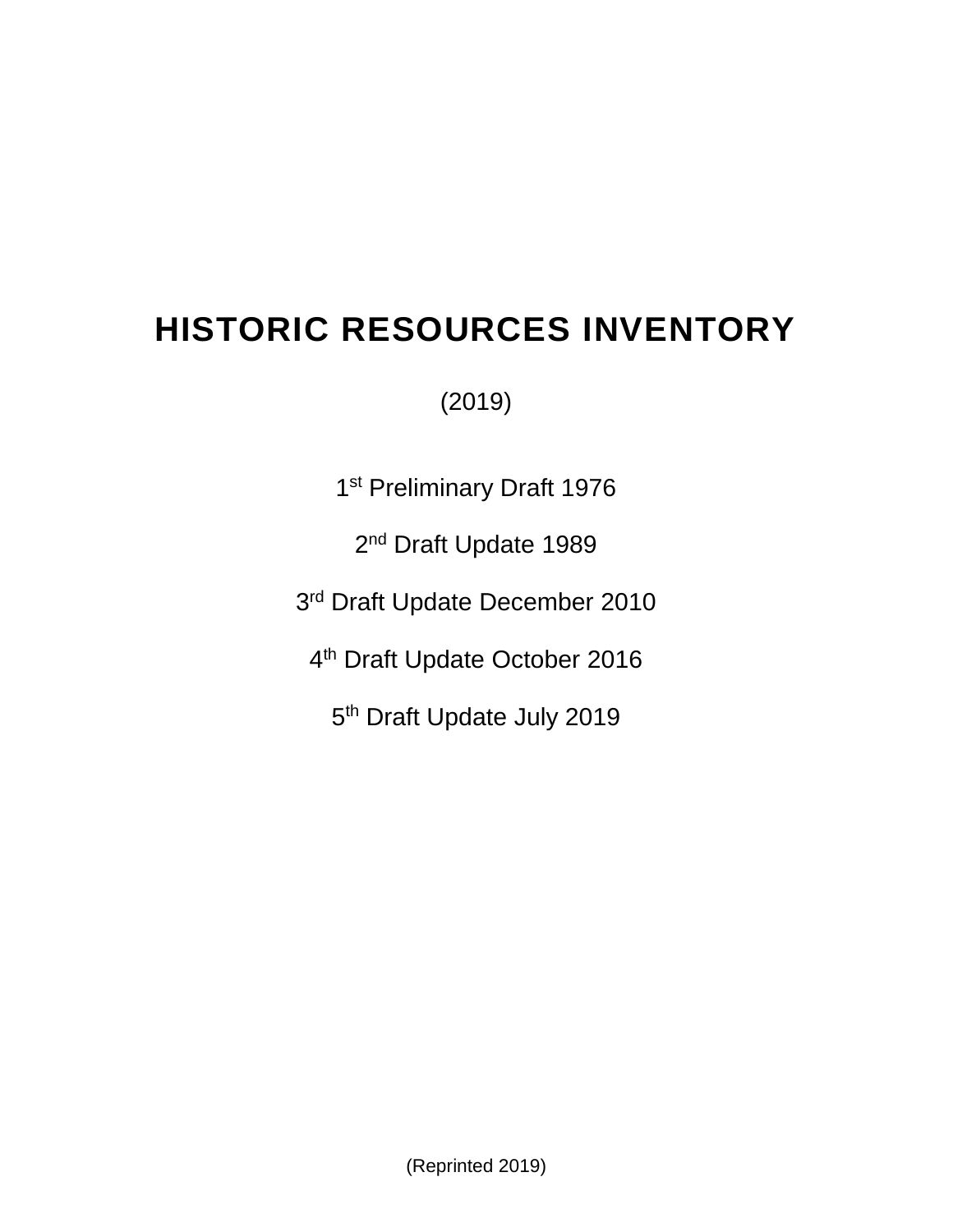# HISTORIC RESOURCES INVENTORY

(2019)

1st Preliminary Draft 1976

2nd Draft Update 1989

3rd Draft Update December 2010

4th Draft Update October 2016

5th Draft Update July 2019

(Reprinted 2019)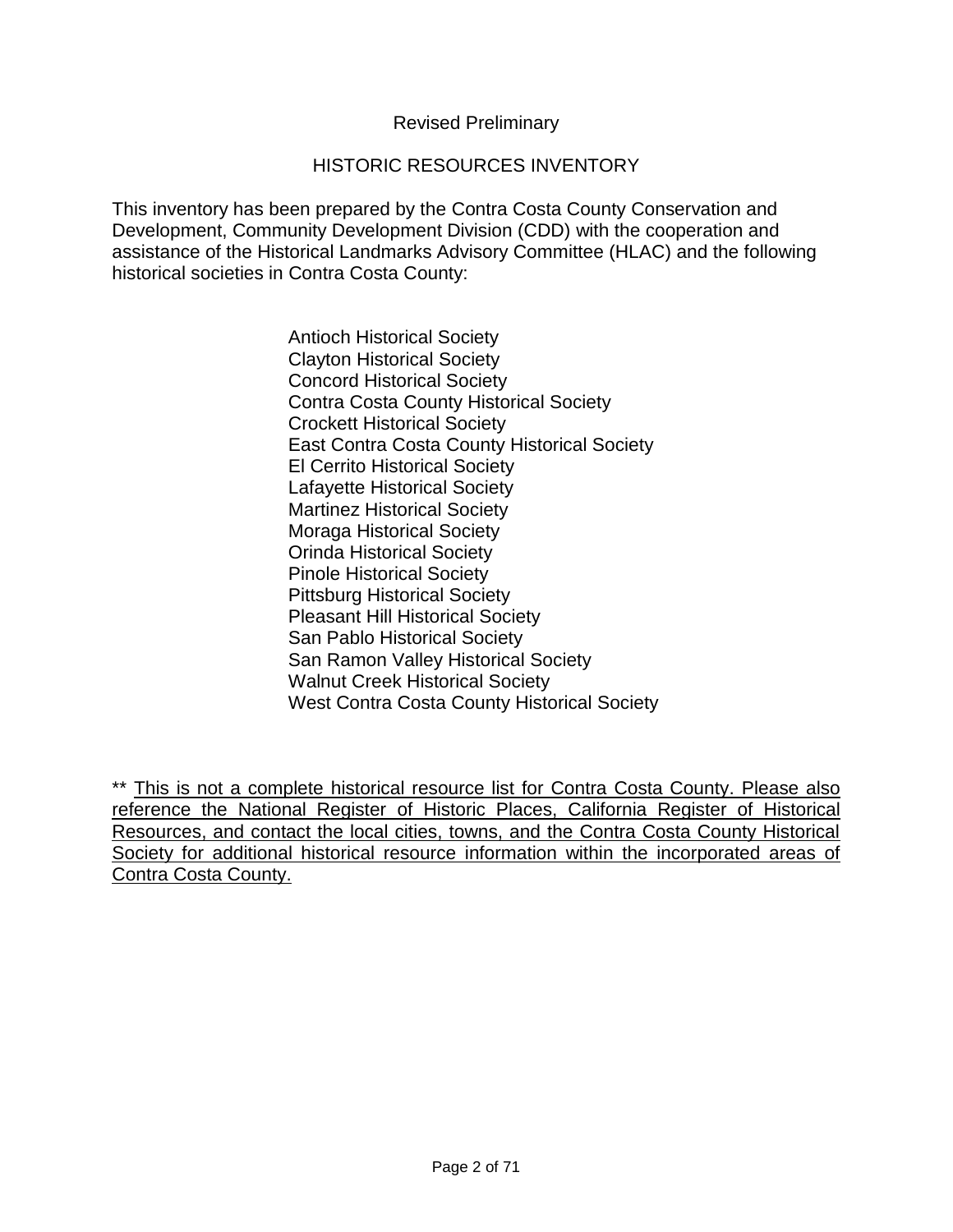Revised Preliminary

# HISTORIC RESOURCES INVENTORY

This inventory has been prepared by the Contra Costa County Conservation and Development, Community Development Division (CDD) with the cooperation and assistance of the Historical Landmarks Advisory Committee (HLAC) and the following historical societies in Contra Costa County:

- Antioch Historical Society
- Clayton Historical Society
- Concord Historical Society
- Contra Costa County Historical Society
- Crockett Historical Society
- East Contra Costa County Historical Society
- El Cerrito Historical Society
- Lafayette Historical Society
- Martinez Historical Society
- Moraga Historical Society
- Orinda Historical Society
- Pinole Historical Society
- Pittsburg Historical Society
- Pleasant Hill Historical Society
- San Pablo Historical Society
- San Ramon Valley Historical Society
- Walnut Creek Historical Society
- West Contra Costa County Historical Society

** <u>This is not a complete historical resource list for Contra Costa County. Please also reference the National Register of Historic Places, California Register of Historical Resources, and contact the local cities, towns, and the Contra Costa County Historical Society for additional historical resource information within the incorporated areas of Contra Costa County.</u>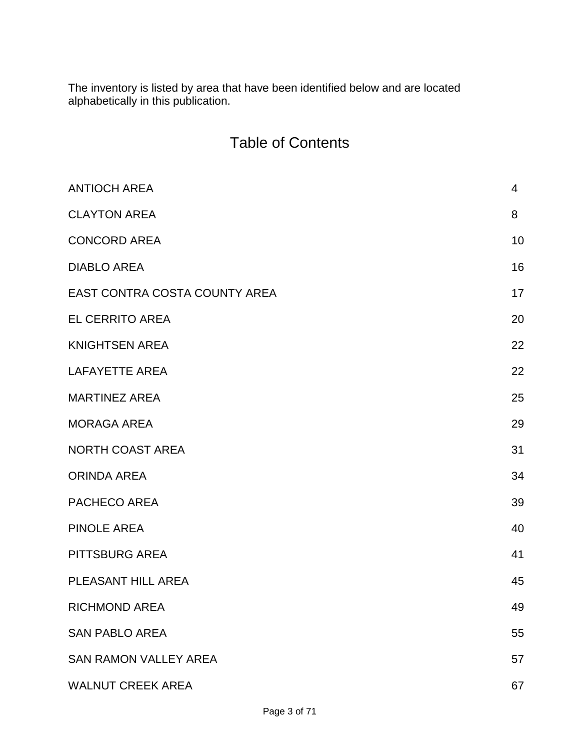The inventory is listed by area that have been identified below and are located alphabetically in this publication.

# Table of Contents

| | |
|---|---|
| ANTIOCH AREA | 4 |
| CLAYTON AREA | 8 |
| CONCORD AREA | 10 |
| DIABLO AREA | 16 |
| EAST CONTRA COSTA COUNTY AREA | 17 |
| EL CERRITO AREA | 20 |
| KNIGHTSEN AREA | 22 |
| LAFAYETTE AREA | 22 |
| MARTINEZ AREA | 25 |
| MORAGA AREA | 29 |
| NORTH COAST AREA | 31 |
| ORINDA AREA | 34 |
| PACHECO AREA | 39 |
| PINOLE AREA | 40 |
| PITTSBURG AREA | 41 |
| PLEASANT HILL AREA | 45 |
| RICHMOND AREA | 49 |
| SAN PABLO AREA | 55 |
| SAN RAMON VALLEY AREA | 57 |
| WALNUT CREEK AREA | 67 |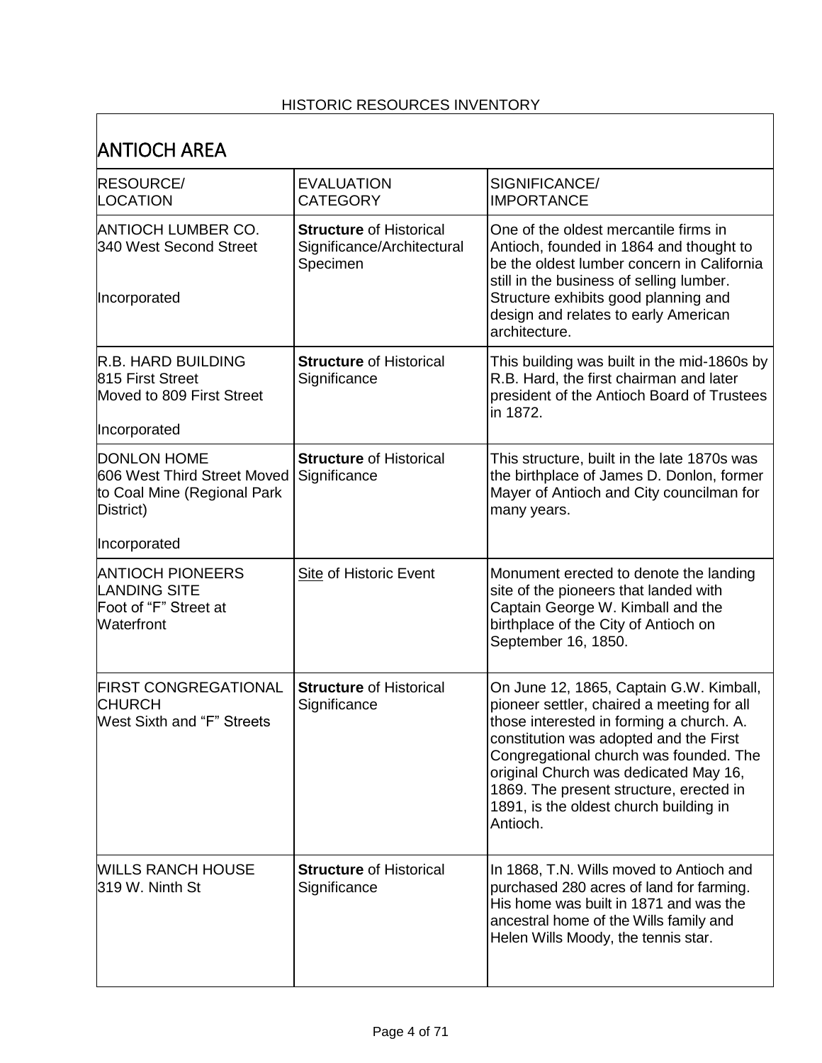HISTORIC RESOURCES INVENTORY

## ANTIOCH AREA

| RESOURCE/ LOCATION | EVALUATION CATEGORY | SIGNIFICANCE/ IMPORTANCE |
|---|---|---|
| ANTIOCH LUMBER CO.<br>340 West Second Street<br><br>Incorporated | **Structure** of Historical Significance/Architectural Specimen | One of the oldest mercantile firms in Antioch, founded in 1864 and thought to be the oldest lumber concern in California still in the business of selling lumber. Structure exhibits good planning and design and relates to early American architecture. |
| R.B. HARD BUILDING<br>815 First Street<br>Moved to 809 First Street<br><br>Incorporated | **Structure** of Historical Significance | This building was built in the mid-1860s by R.B. Hard, the first chairman and later president of the Antioch Board of Trustees in 1872. |
| DONLON HOME<br>606 West Third Street Moved to Coal Mine (Regional Park District)<br><br>Incorporated | **Structure** of Historical Significance | This structure, built in the late 1870s was the birthplace of James D. Donlon, former Mayer of Antioch and City councilman for many years. |
| ANTIOCH PIONEERS LANDING SITE<br>Foot of "F" Street at Waterfront | Site of Historic Event | Monument erected to denote the landing site of the pioneers that landed with Captain George W. Kimball and the birthplace of the City of Antioch on September 16, 1850. |
| FIRST CONGREGATIONAL CHURCH<br>West Sixth and "F" Streets | **Structure** of Historical Significance | On June 12, 1865, Captain G.W. Kimball, pioneer settler, chaired a meeting for all those interested in forming a church. A. constitution was adopted and the First Congregational church was founded. The original Church was dedicated May 16, 1869. The present structure, erected in 1891, is the oldest church building in Antioch. |
| WILLS RANCH HOUSE<br>319 W. Ninth St | **Structure** of Historical Significance | In 1868, T.N. Wills moved to Antioch and purchased 280 acres of land for farming. His home was built in 1871 and was the ancestral home of the Wills family and Helen Wills Moody, the tennis star. |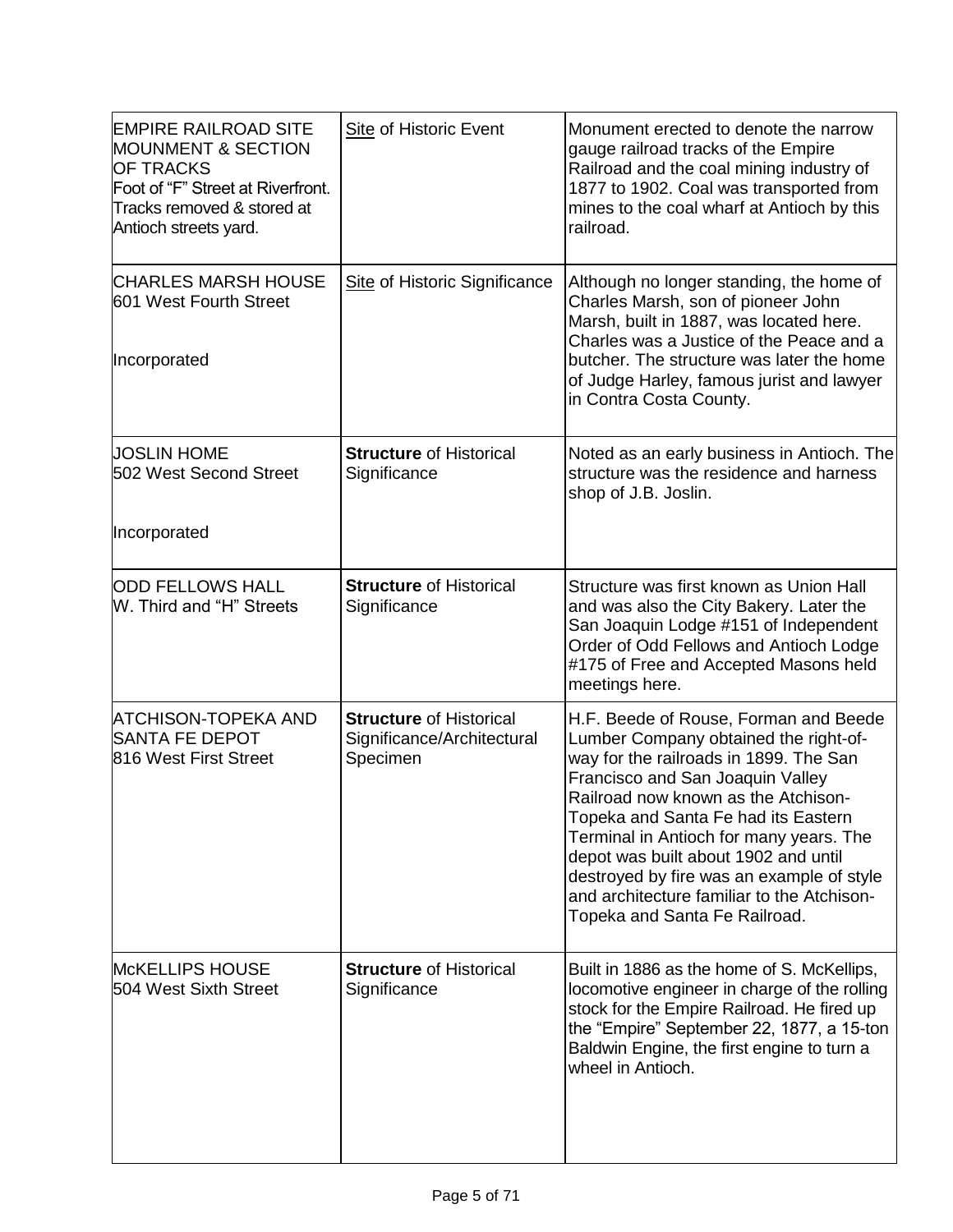| | | |
|---|---|---|
| EMPIRE RAILROAD SITE MOUNMENT & SECTION OF TRACKS<br>Foot of "F" Street at Riverfront. Tracks removed & stored at Antioch streets yard. | Site of Historic Event | Monument erected to denote the narrow gauge railroad tracks of the Empire Railroad and the coal mining industry of 1877 to 1902. Coal was transported from mines to the coal wharf at Antioch by this railroad. |
| CHARLES MARSH HOUSE<br>601 West Fourth Street<br><br>Incorporated | Site of Historic Significance | Although no longer standing, the home of Charles Marsh, son of pioneer John Marsh, built in 1887, was located here. Charles was a Justice of the Peace and a butcher. The structure was later the home of Judge Harley, famous jurist and lawyer in Contra Costa County. |
| JOSLIN HOME<br>502 West Second Street<br><br>Incorporated | **Structure** of Historical Significance | Noted as an early business in Antioch. The structure was the residence and harness shop of J.B. Joslin. |
| ODD FELLOWS HALL<br>W. Third and "H" Streets | **Structure** of Historical Significance | Structure was first known as Union Hall and was also the City Bakery. Later the San Joaquin Lodge #151 of Independent Order of Odd Fellows and Antioch Lodge #175 of Free and Accepted Masons held meetings here. |
| ATCHISON-TOPEKA AND SANTA FE DEPOT<br>816 West First Street | **Structure** of Historical Significance/Architectural Specimen | H.F. Beede of Rouse, Forman and Beede Lumber Company obtained the right-of-way for the railroads in 1899. The San Francisco and San Joaquin Valley Railroad now known as the Atchison-Topeka and Santa Fe had its Eastern Terminal in Antioch for many years. The depot was built about 1902 and until destroyed by fire was an example of style and architecture familiar to the Atchison-Topeka and Santa Fe Railroad. |
| McKELLIPS HOUSE<br>504 West Sixth Street | **Structure** of Historical Significance | Built in 1886 as the home of S. McKellips, locomotive engineer in charge of the rolling stock for the Empire Railroad. He fired up the "Empire" September 22, 1877, a 15-ton Baldwin Engine, the first engine to turn a wheel in Antioch. |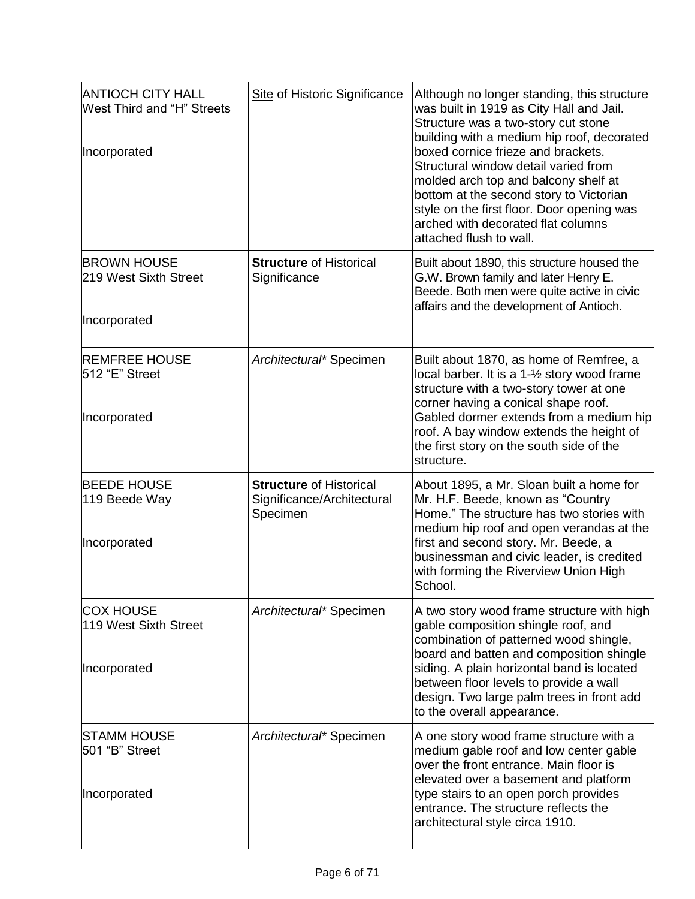| | | |
|---|---|---|
| ANTIOCH CITY HALL<br>West Third and “H” Streets<br><br>Incorporated | Site of Historic Significance | Although no longer standing, this structure was built in 1919 as City Hall and Jail. Structure was a two-story cut stone building with a medium hip roof, decorated boxed cornice frieze and brackets. Structural window detail varied from molded arch top and balcony shelf at bottom at the second story to Victorian style on the first floor. Door opening was arched with decorated flat columns attached flush to wall. |
| BROWN HOUSE<br>219 West Sixth Street<br><br>Incorporated | **Structure** of Historical Significance | Built about 1890, this structure housed the G.W. Brown family and later Henry E. Beede. Both men were quite active in civic affairs and the development of Antioch. |
| REMFREE HOUSE<br>512 “E” Street<br><br>Incorporated | *Architectural** Specimen | Built about 1870, as home of Remfree, a local barber. It is a 1-½ story wood frame structure with a two-story tower at one corner having a conical shape roof. Gabled dormer extends from a medium hip roof. A bay window extends the height of the first story on the south side of the structure. |
| BEEDE HOUSE<br>119 Beede Way<br><br>Incorporated | **Structure** of Historical Significance/Architectural Specimen | About 1895, a Mr. Sloan built a home for Mr. H.F. Beede, known as “Country Home.” The structure has two stories with medium hip roof and open verandas at the first and second story. Mr. Beede, a businessman and civic leader, is credited with forming the Riverview Union High School. |
| COX HOUSE<br>119 West Sixth Street<br><br>Incorporated | *Architectural** Specimen | A two story wood frame structure with high gable composition shingle roof, and combination of patterned wood shingle, board and batten and composition shingle siding. A plain horizontal band is located between floor levels to provide a wall design. Two large palm trees in front add to the overall appearance. |
| STAMM HOUSE<br>501 “B” Street<br><br>Incorporated | *Architectural** Specimen | A one story wood frame structure with a medium gable roof and low center gable over the front entrance. Main floor is elevated over a basement and platform type stairs to an open porch provides entrance. The structure reflects the architectural style circa 1910. |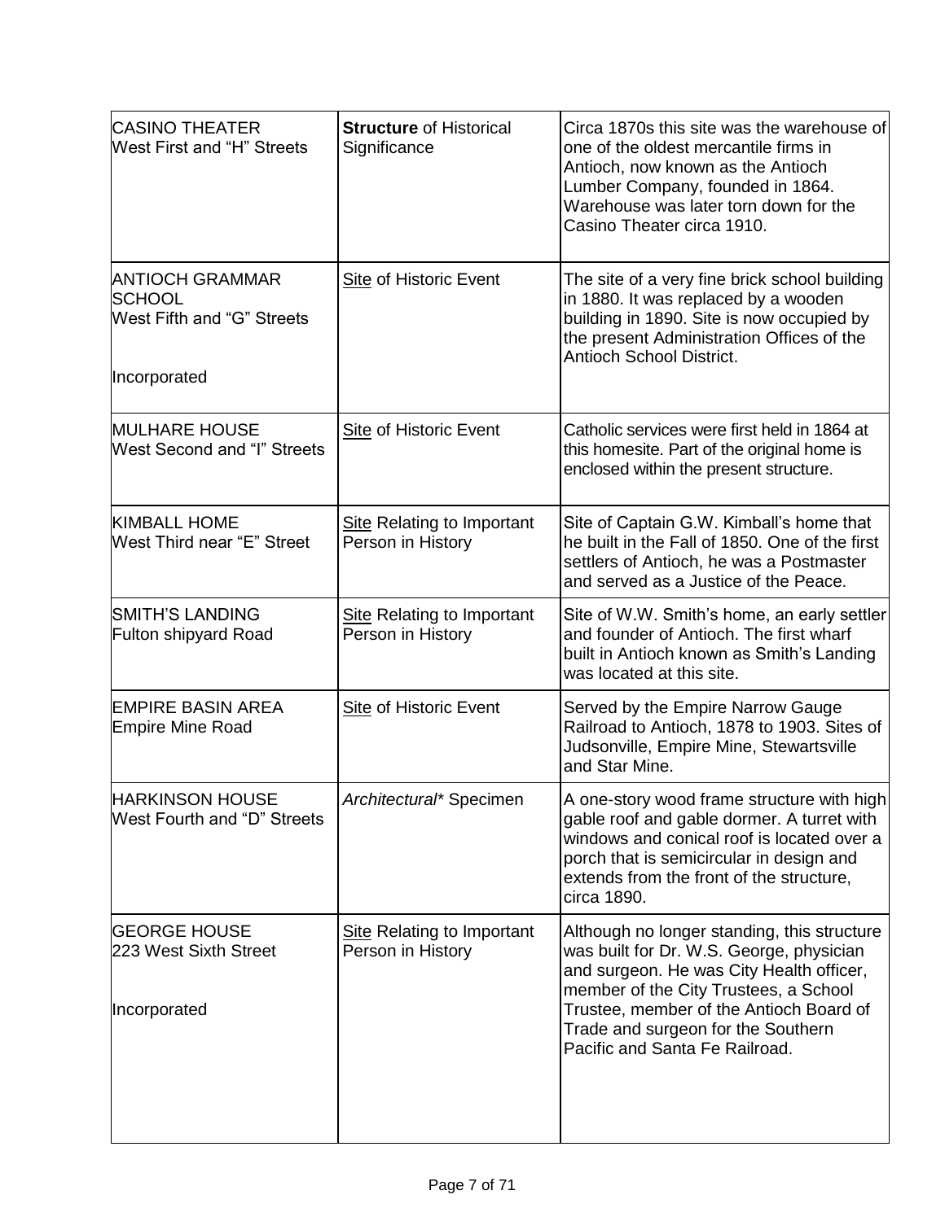| | | |
|---|---|---|
| CASINO THEATER<br>West First and "H" Streets | **Structure** of Historical Significance | Circa 1870s this site was the warehouse of one of the oldest mercantile firms in Antioch, now known as the Antioch Lumber Company, founded in 1864. Warehouse was later torn down for the Casino Theater circa 1910. |
| ANTIOCH GRAMMAR SCHOOL<br>West Fifth and "G" Streets<br><br>Incorporated | Site of Historic Event | The site of a very fine brick school building in 1880. It was replaced by a wooden building in 1890. Site is now occupied by the present Administration Offices of the Antioch School District. |
| MULHARE HOUSE<br>West Second and "I" Streets | Site of Historic Event | Catholic services were first held in 1864 at this homesite. Part of the original home is enclosed within the present structure. |
| KIMBALL HOME<br>West Third near "E" Street | Site Relating to Important Person in History | Site of Captain G.W. Kimball's home that he built in the Fall of 1850. One of the first settlers of Antioch, he was a Postmaster and served as a Justice of the Peace. |
| SMITH'S LANDING<br>Fulton shipyard Road | Site Relating to Important Person in History | Site of W.W. Smith's home, an early settler and founder of Antioch. The first wharf built in Antioch known as Smith's Landing was located at this site. |
| EMPIRE BASIN AREA<br>Empire Mine Road | Site of Historic Event | Served by the Empire Narrow Gauge Railroad to Antioch, 1878 to 1903. Sites of Judsonville, Empire Mine, Stewartsville and Star Mine. |
| HARKINSON HOUSE<br>West Fourth and "D" Streets | *Architectural** Specimen | A one-story wood frame structure with high gable roof and gable dormer. A turret with windows and conical roof is located over a porch that is semicircular in design and extends from the front of the structure, circa 1890. |
| GEORGE HOUSE<br>223 West Sixth Street<br><br>Incorporated | Site Relating to Important Person in History | Although no longer standing, this structure was built for Dr. W.S. George, physician and surgeon. He was City Health officer, member of the City Trustees, a School Trustee, member of the Antioch Board of Trade and surgeon for the Southern Pacific and Santa Fe Railroad. |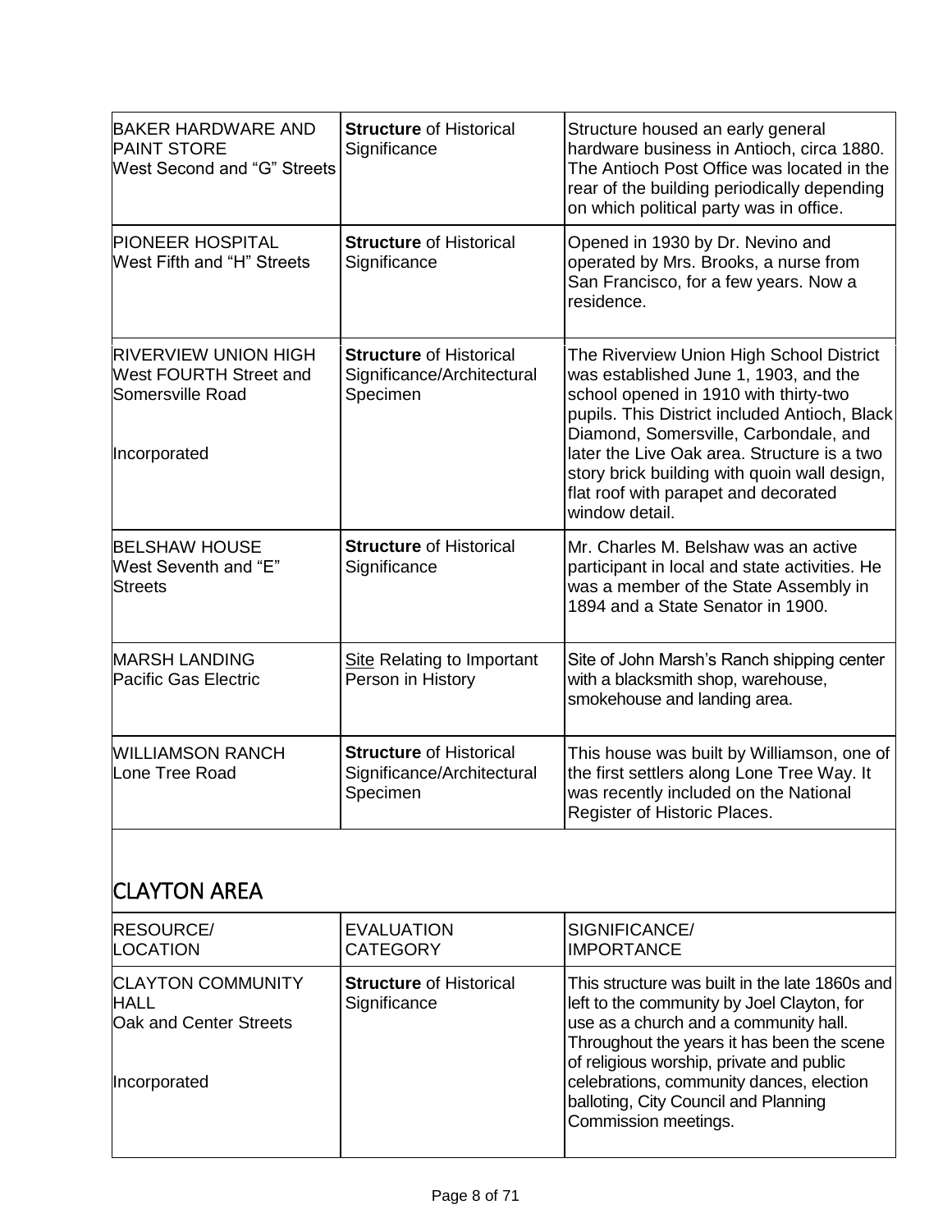| | | |
|---|---|---|
| BAKER HARDWARE AND PAINT STORE<br>West Second and "G" Streets | **Structure** of Historical Significance | Structure housed an early general hardware business in Antioch, circa 1880. The Antioch Post Office was located in the rear of the building periodically depending on which political party was in office. |
| PIONEER HOSPITAL<br>West Fifth and "H" Streets | **Structure** of Historical Significance | Opened in 1930 by Dr. Nevino and operated by Mrs. Brooks, a nurse from San Francisco, for a few years. Now a residence. |
| RIVERVIEW UNION HIGH<br>West FOURTH Street and Somersville Road<br><br>Incorporated | **Structure** of Historical Significance/Architectural Specimen | The Riverview Union High School District was established June 1, 1903, and the school opened in 1910 with thirty-two pupils. This District included Antioch, Black Diamond, Somersville, Carbondale, and later the Live Oak area. Structure is a two story brick building with quoin wall design, flat roof with parapet and decorated window detail. |
| BELSHAW HOUSE<br>West Seventh and "E" Streets | **Structure** of Historical Significance | Mr. Charles M. Belshaw was an active participant in local and state activities. He was a member of the State Assembly in 1894 and a State Senator in 1900. |
| MARSH LANDING<br>Pacific Gas Electric | <u>Site</u> Relating to Important Person in History | Site of John Marsh's Ranch shipping center with a blacksmith shop, warehouse, smokehouse and landing area. |
| WILLIAMSON RANCH<br>Lone Tree Road | **Structure** of Historical Significance/Architectural Specimen | This house was built by Williamson, one of the first settlers along Lone Tree Way. It was recently included on the National Register of Historic Places. |

## CLAYTON AREA

| RESOURCE/<br>LOCATION | EVALUATION<br>CATEGORY | SIGNIFICANCE/<br>IMPORTANCE |
|---|---|---|
| CLAYTON COMMUNITY HALL<br>Oak and Center Streets<br><br>Incorporated | **Structure** of Historical Significance | This structure was built in the late 1860s and left to the community by Joel Clayton, for use as a church and a community hall. Throughout the years it has been the scene of religious worship, private and public celebrations, community dances, election balloting, City Council and Planning Commission meetings. |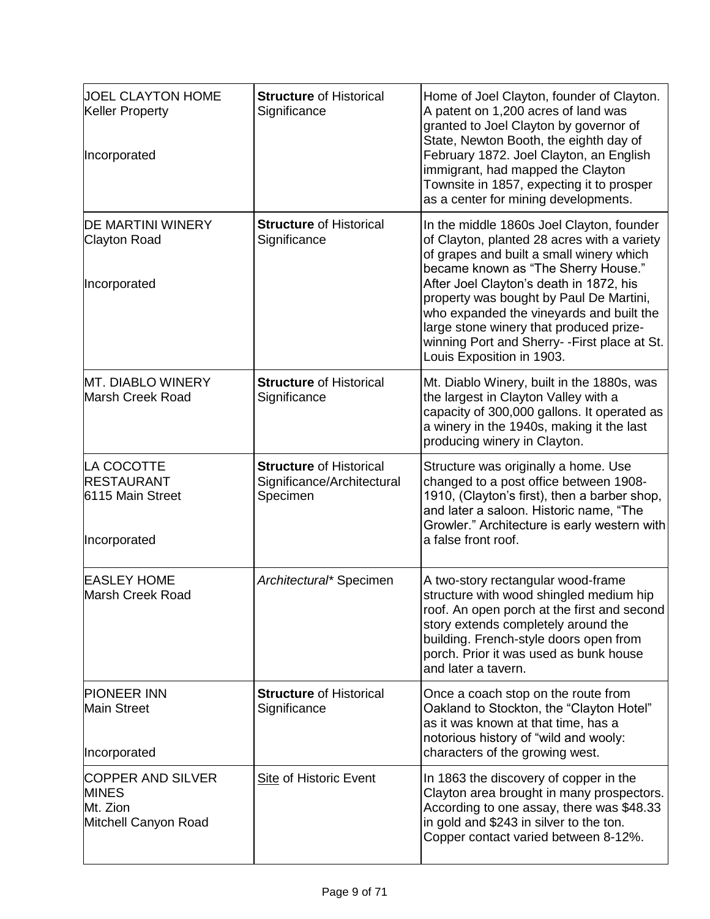| | | |
|---|---|---|
| JOEL CLAYTON HOME<br>Keller Property<br><br>Incorporated | **Structure** of Historical Significance | Home of Joel Clayton, founder of Clayton. A patent on 1,200 acres of land was granted to Joel Clayton by governor of State, Newton Booth, the eighth day of February 1872. Joel Clayton, an English immigrant, had mapped the Clayton Townsite in 1857, expecting it to prosper as a center for mining developments. |
| DE MARTINI WINERY<br>Clayton Road<br><br>Incorporated | **Structure** of Historical Significance | In the middle 1860s Joel Clayton, founder of Clayton, planted 28 acres with a variety of grapes and built a small winery which became known as "The Sherry House." After Joel Clayton's death in 1872, his property was bought by Paul De Martini, who expanded the vineyards and built the large stone winery that produced prize-winning Port and Sherry- -First place at St. Louis Exposition in 1903. |
| MT. DIABLO WINERY<br>Marsh Creek Road | **Structure** of Historical Significance | Mt. Diablo Winery, built in the 1880s, was the largest in Clayton Valley with a capacity of 300,000 gallons. It operated as a winery in the 1940s, making it the last producing winery in Clayton. |
| LA COCOTTE RESTAURANT<br>6115 Main Street<br><br>Incorporated | **Structure** of Historical Significance/Architectural Specimen | Structure was originally a home. Use changed to a post office between 1908-1910, (Clayton's first), then a barber shop, and later a saloon. Historic name, "The Growler." Architecture is early western with a false front roof. |
| EASLEY HOME<br>Marsh Creek Road | *Architectural\** Specimen | A two-story rectangular wood-frame structure with wood shingled medium hip roof. An open porch at the first and second story extends completely around the building. French-style doors open from porch. Prior it was used as bunk house and later a tavern. |
| PIONEER INN<br>Main Street<br><br>Incorporated | **Structure** of Historical Significance | Once a coach stop on the route from Oakland to Stockton, the "Clayton Hotel" as it was known at that time, has a notorious history of "wild and wooly: characters of the growing west. |
| COPPER AND SILVER MINES<br>Mt. Zion<br>Mitchell Canyon Road | <u>Site</u> of Historic Event | In 1863 the discovery of copper in the Clayton area brought in many prospectors. According to one assay, there was $48.33 in gold and $243 in silver to the ton. Copper contact varied between 8-12%. |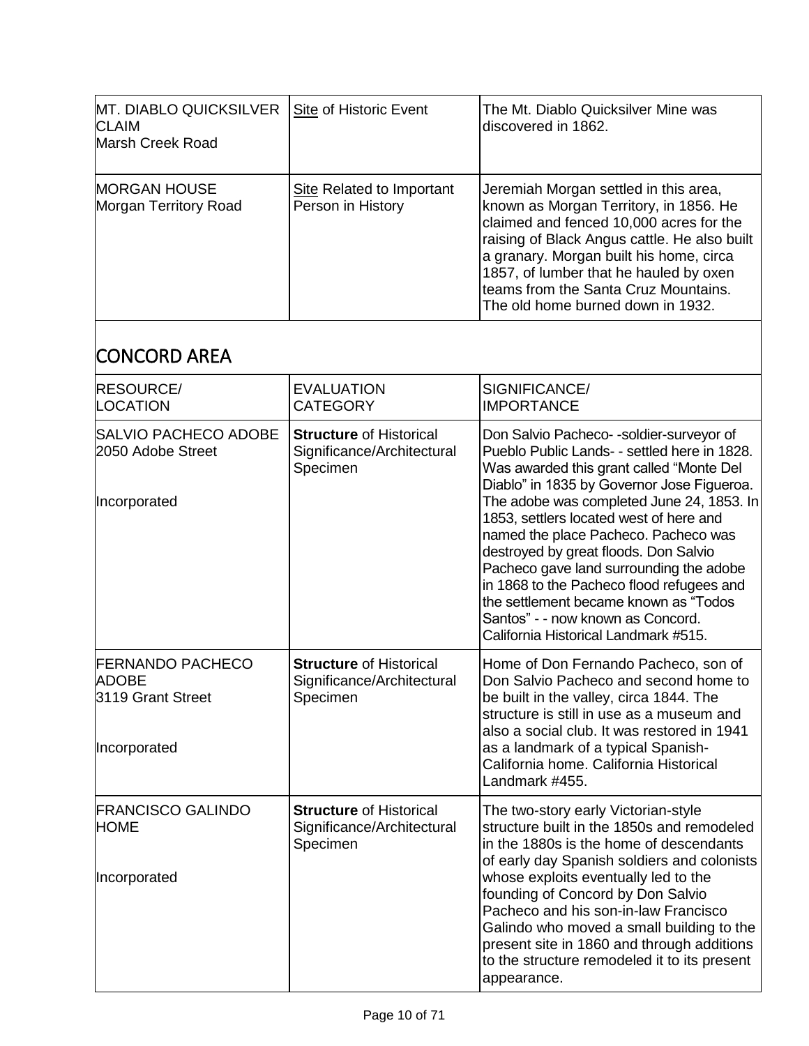| MT. DIABLO QUICKSILVER CLAIM<br>Marsh Creek Road | Site of Historic Event | The Mt. Diablo Quicksilver Mine was discovered in 1862. |
|---|---|---|
| MORGAN HOUSE<br>Morgan Territory Road | Site Related to Important Person in History | Jeremiah Morgan settled in this area, known as Morgan Territory, in 1856. He claimed and fenced 10,000 acres for the raising of Black Angus cattle. He also built a granary. Morgan built his home, circa 1857, of lumber that he hauled by oxen teams from the Santa Cruz Mountains. The old home burned down in 1932. |

## CONCORD AREA

| RESOURCE/<br>LOCATION | EVALUATION<br>CATEGORY | SIGNIFICANCE/<br>IMPORTANCE |
|---|---|---|
| SALVIO PACHECO ADOBE<br>2050 Adobe Street<br><br>Incorporated | **Structure** of Historical Significance/Architectural Specimen | Don Salvio Pacheco- -soldier-surveyor of Pueblo Public Lands- - settled here in 1828. Was awarded this grant called "Monte Del Diablo" in 1835 by Governor Jose Figueroa. The adobe was completed June 24, 1853. In 1853, settlers located west of here and named the place Pacheco. Pacheco was destroyed by great floods. Don Salvio Pacheco gave land surrounding the adobe in 1868 to the Pacheco flood refugees and the settlement became known as "Todos Santos" - - now known as Concord. California Historical Landmark #515. |
| FERNANDO PACHECO ADOBE<br>3119 Grant Street<br><br>Incorporated | **Structure** of Historical Significance/Architectural Specimen | Home of Don Fernando Pacheco, son of Don Salvio Pacheco and second home to be built in the valley, circa 1844. The structure is still in use as a museum and also a social club. It was restored in 1941 as a landmark of a typical Spanish-California home. California Historical Landmark #455. |
| FRANCISCO GALINDO HOME<br><br>Incorporated | **Structure** of Historical Significance/Architectural Specimen | The two-story early Victorian-style structure built in the 1850s and remodeled in the 1880s is the home of descendants of early day Spanish soldiers and colonists whose exploits eventually led to the founding of Concord by Don Salvio Pacheco and his son-in-law Francisco Galindo who moved a small building to the present site in 1860 and through additions to the structure remodeled it to its present appearance. |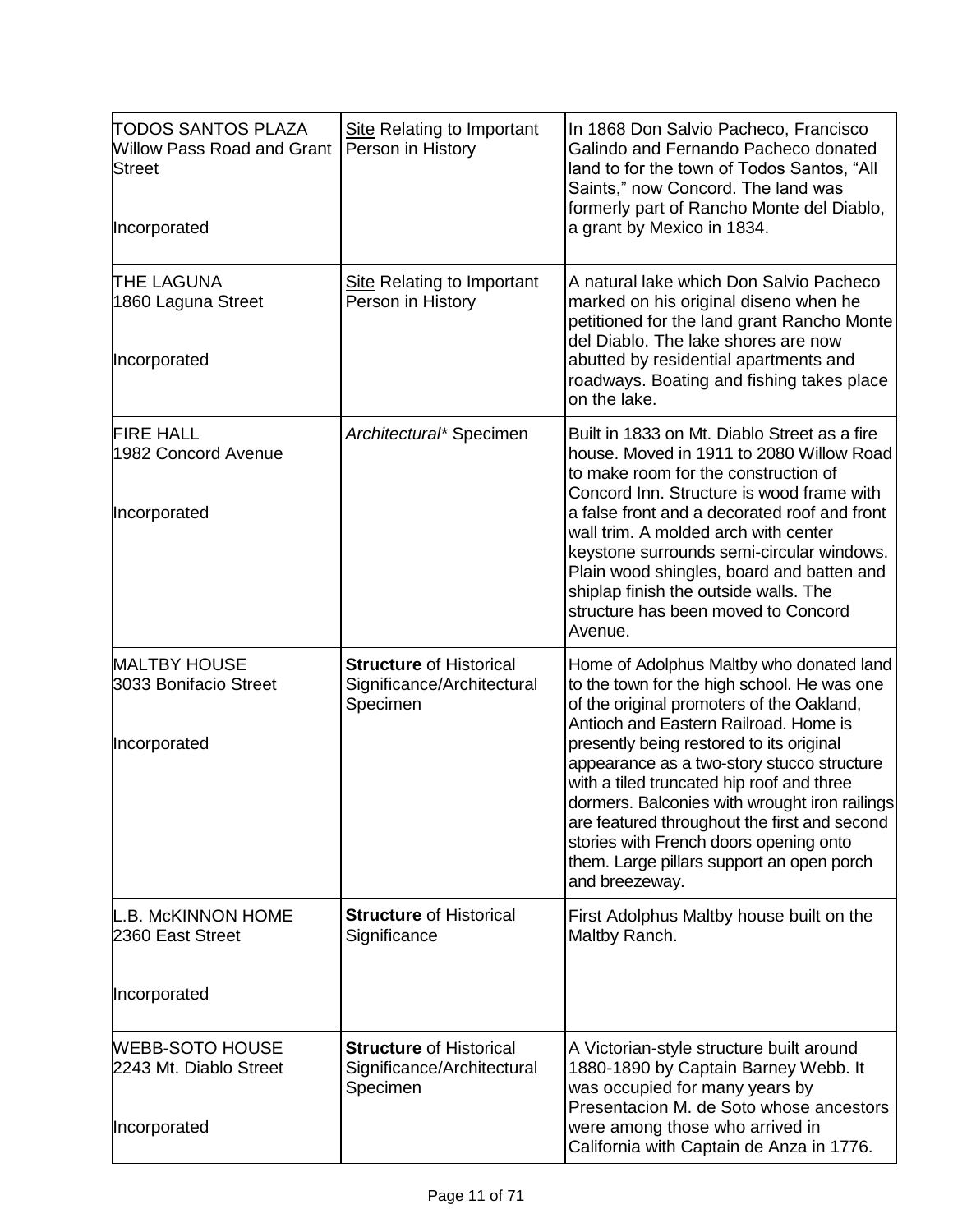| | | |
|---|---|---|
| TODOS SANTOS PLAZA<br>Willow Pass Road and Grant Street<br><br>Incorporated | <u>Site</u> Relating to Important Person in History | In 1868 Don Salvio Pacheco, Francisco Galindo and Fernando Pacheco donated land to for the town of Todos Santos, "All Saints," now Concord. The land was formerly part of Rancho Monte del Diablo, a grant by Mexico in 1834. |
| THE LAGUNA<br>1860 Laguna Street<br><br>Incorporated | <u>Site</u> Relating to Important Person in History | A natural lake which Don Salvio Pacheco marked on his original diseno when he petitioned for the land grant Rancho Monte del Diablo. The lake shores are now abutted by residential apartments and roadways. Boating and fishing takes place on the lake. |
| FIRE HALL<br>1982 Concord Avenue<br><br>Incorporated | *Architectural\** Specimen | Built in 1833 on Mt. Diablo Street as a fire house. Moved in 1911 to 2080 Willow Road to make room for the construction of Concord Inn. Structure is wood frame with a false front and a decorated roof and front wall trim. A molded arch with center keystone surrounds semi-circular windows. Plain wood shingles, board and batten and shiplap finish the outside walls. The structure has been moved to Concord Avenue. |
| MALTBY HOUSE<br>3033 Bonifacio Street<br><br>Incorporated | **Structure** of Historical Significance/Architectural Specimen | Home of Adolphus Maltby who donated land to the town for the high school. He was one of the original promoters of the Oakland, Antioch and Eastern Railroad. Home is presently being restored to its original appearance as a two-story stucco structure with a tiled truncated hip roof and three dormers. Balconies with wrought iron railings are featured throughout the first and second stories with French doors opening onto them. Large pillars support an open porch and breezeway. |
| L.B. McKINNON HOME<br>2360 East Street<br><br>Incorporated | **Structure** of Historical Significance | First Adolphus Maltby house built on the Maltby Ranch. |
| WEBB-SOTO HOUSE<br>2243 Mt. Diablo Street<br><br>Incorporated | **Structure** of Historical Significance/Architectural Specimen | A Victorian-style structure built around 1880-1890 by Captain Barney Webb. It was occupied for many years by Presentacion M. de Soto whose ancestors were among those who arrived in California with Captain de Anza in 1776. |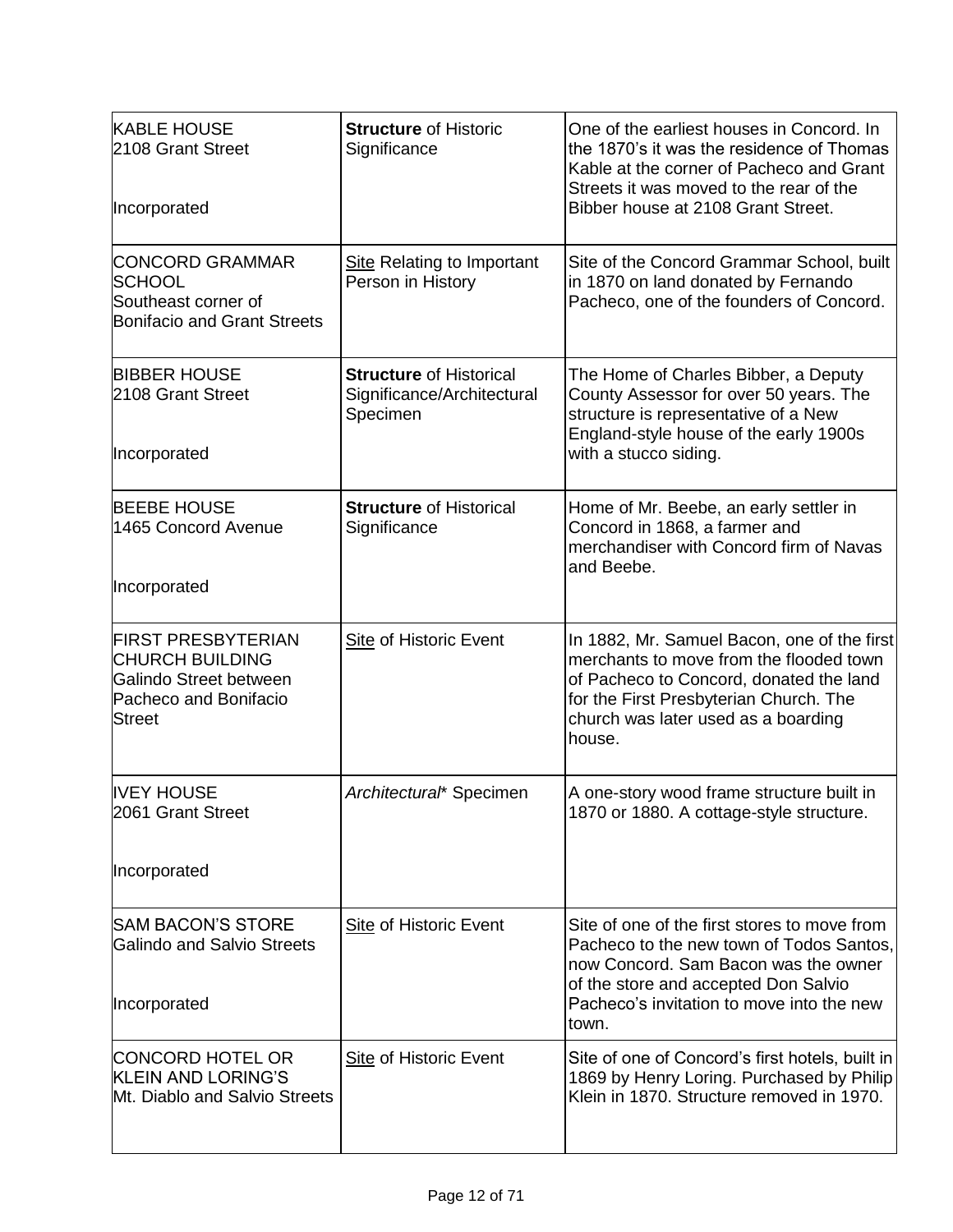| | | |
|---|---|---|
| KABLE HOUSE<br>2108 Grant Street<br><br>Incorporated | **Structure** of Historic Significance | One of the earliest houses in Concord. In the 1870's it was the residence of Thomas Kable at the corner of Pacheco and Grant Streets it was moved to the rear of the Bibber house at 2108 Grant Street. |
| CONCORD GRAMMAR SCHOOL<br>Southeast corner of Bonifacio and Grant Streets | Site Relating to Important Person in History | Site of the Concord Grammar School, built in 1870 on land donated by Fernando Pacheco, one of the founders of Concord. |
| BIBBER HOUSE<br>2108 Grant Street<br><br>Incorporated | **Structure** of Historical Significance/Architectural Specimen | The Home of Charles Bibber, a Deputy County Assessor for over 50 years. The structure is representative of a New England-style house of the early 1900s with a stucco siding. |
| BEEBE HOUSE<br>1465 Concord Avenue<br><br>Incorporated | **Structure** of Historical Significance | Home of Mr. Beebe, an early settler in Concord in 1868, a farmer and merchandiser with Concord firm of Navas and Beebe. |
| FIRST PRESBYTERIAN CHURCH BUILDING<br>Galindo Street between Pacheco and Bonifacio Street | Site of Historic Event | In 1882, Mr. Samuel Bacon, one of the first merchants to move from the flooded town of Pacheco to Concord, donated the land for the First Presbyterian Church. The church was later used as a boarding house. |
| IVEY HOUSE<br>2061 Grant Street<br><br>Incorporated | *Architectural** Specimen | A one-story wood frame structure built in 1870 or 1880. A cottage-style structure. |
| SAM BACON'S STORE<br>Galindo and Salvio Streets<br><br>Incorporated | Site of Historic Event | Site of one of the first stores to move from Pacheco to the new town of Todos Santos, now Concord. Sam Bacon was the owner of the store and accepted Don Salvio Pacheco's invitation to move into the new town. |
| CONCORD HOTEL OR KLEIN AND LORING'S<br>Mt. Diablo and Salvio Streets | Site of Historic Event | Site of one of Concord's first hotels, built in 1869 by Henry Loring. Purchased by Philip Klein in 1870. Structure removed in 1970. |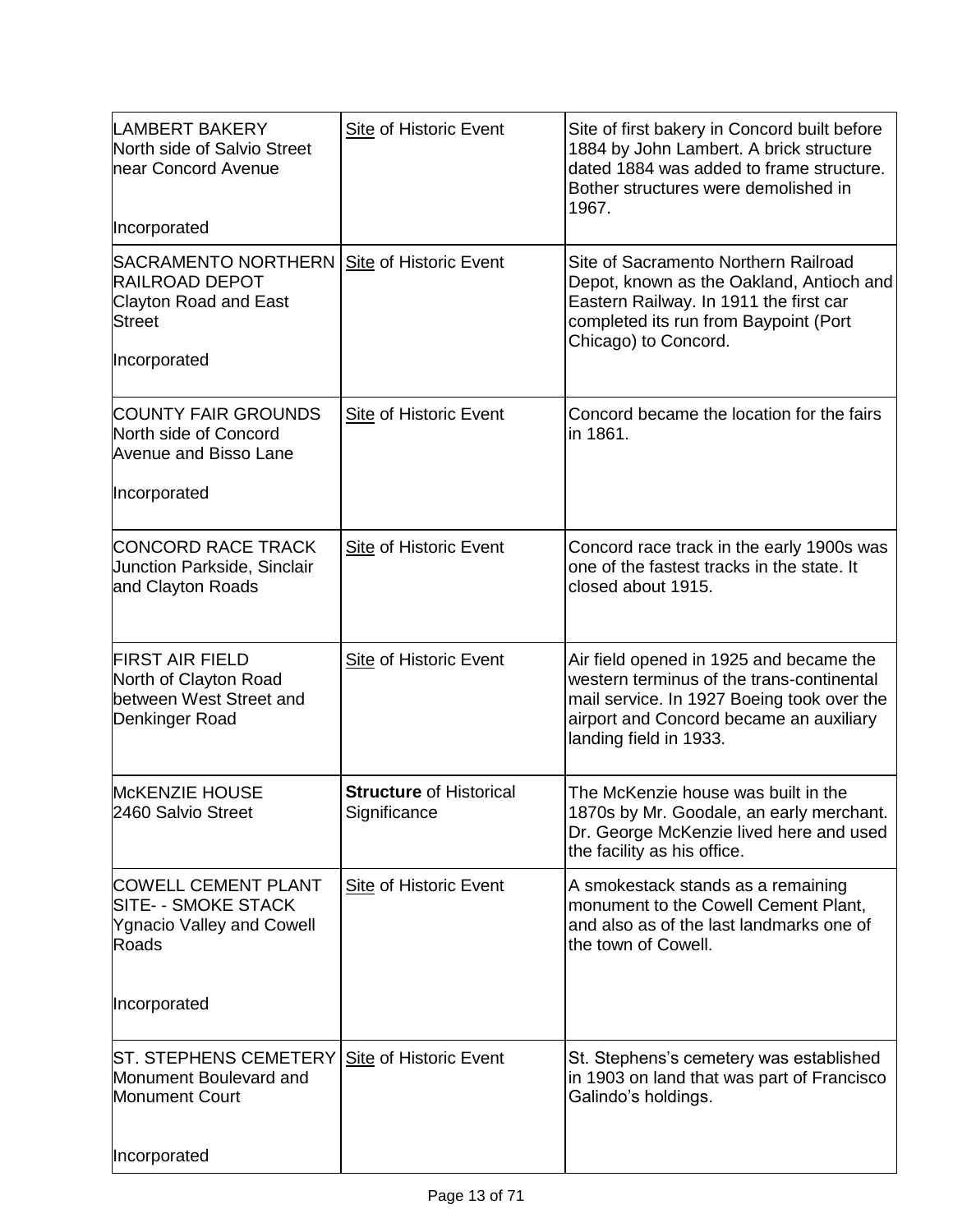| | | |
|---|---|---|
| LAMBERT BAKERY<br>North side of Salvio Street near Concord Avenue<br><br>Incorporated | Site of Historic Event | Site of first bakery in Concord built before 1884 by John Lambert. A brick structure dated 1884 was added to frame structure. Bother structures were demolished in 1967. |
| SACRAMENTO NORTHERN RAILROAD DEPOT<br>Clayton Road and East Street<br><br>Incorporated | Site of Historic Event | Site of Sacramento Northern Railroad Depot, known as the Oakland, Antioch and Eastern Railway. In 1911 the first car completed its run from Baypoint (Port Chicago) to Concord. |
| COUNTY FAIR GROUNDS<br>North side of Concord Avenue and Bisso Lane<br><br>Incorporated | Site of Historic Event | Concord became the location for the fairs in 1861. |
| CONCORD RACE TRACK<br>Junction Parkside, Sinclair and Clayton Roads | Site of Historic Event | Concord race track in the early 1900s was one of the fastest tracks in the state. It closed about 1915. |
| FIRST AIR FIELD<br>North of Clayton Road between West Street and Denkinger Road | Site of Historic Event | Air field opened in 1925 and became the western terminus of the trans-continental mail service. In 1927 Boeing took over the airport and Concord became an auxiliary landing field in 1933. |
| McKENZIE HOUSE<br>2460 Salvio Street | **Structure** of Historical Significance | The McKenzie house was built in the 1870s by Mr. Goodale, an early merchant. Dr. George McKenzie lived here and used the facility as his office. |
| COWELL CEMENT PLANT SITE- - SMOKE STACK<br>Ygnacio Valley and Cowell Roads<br><br>Incorporated | Site of Historic Event | A smokestack stands as a remaining monument to the Cowell Cement Plant, and also as of the last landmarks one of the town of Cowell. |
| ST. STEPHENS CEMETERY<br>Monument Boulevard and Monument Court<br><br>Incorporated | Site of Historic Event | St. Stephens's cemetery was established in 1903 on land that was part of Francisco Galindo's holdings. |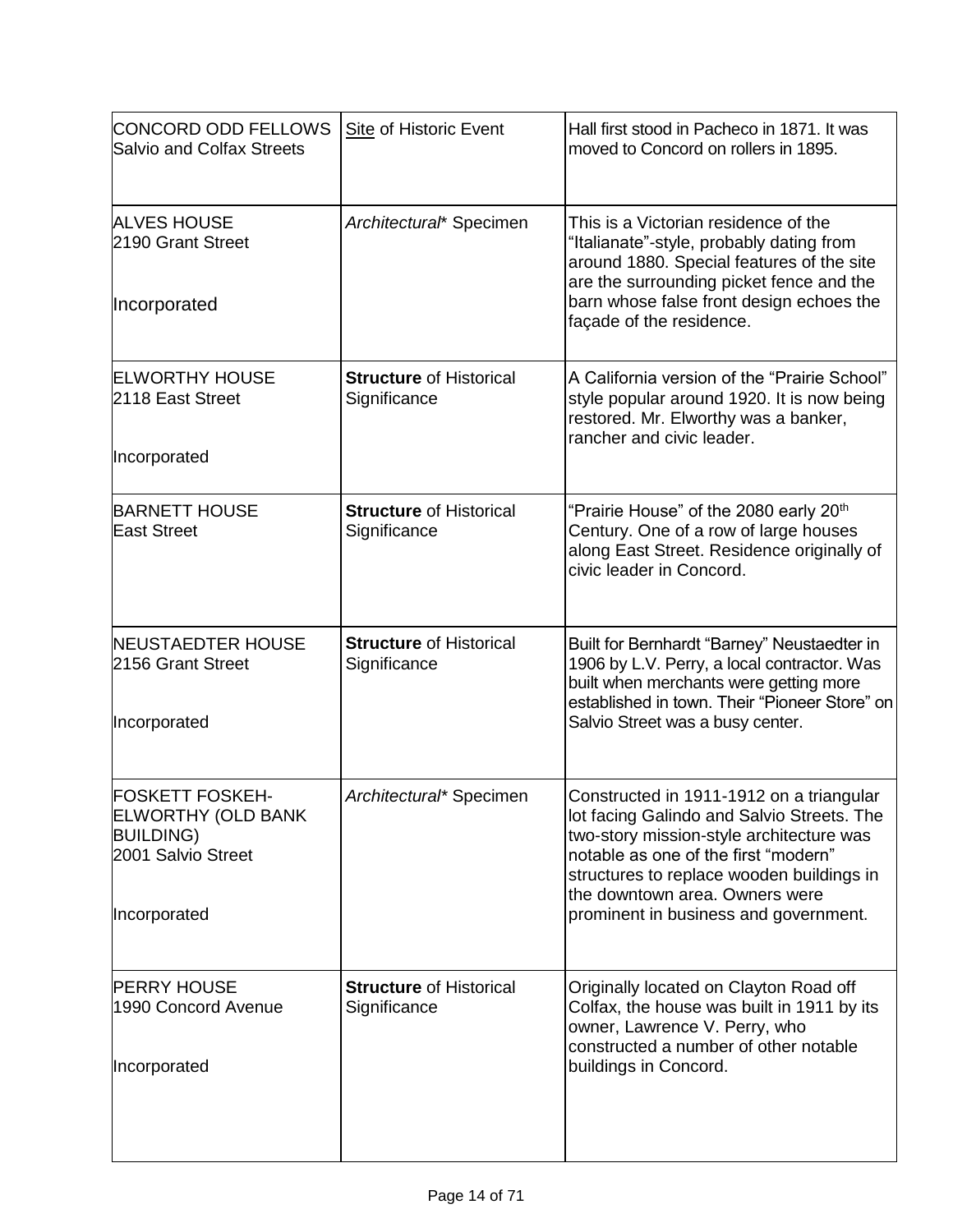| | | |
|---|---|---|
| CONCORD ODD FELLOWS<br>Salvio and Colfax Streets | Site of Historic Event | Hall first stood in Pacheco in 1871. It was moved to Concord on rollers in 1895. |
| ALVES HOUSE<br>2190 Grant Street<br><br>Incorporated | *Architectural** Specimen | This is a Victorian residence of the "Italianate"-style, probably dating from around 1880. Special features of the site are the surrounding picket fence and the barn whose false front design echoes the façade of the residence. |
| ELWORTHY HOUSE<br>2118 East Street<br><br>Incorporated | **Structure** of Historical Significance | A California version of the "Prairie School" style popular around 1920. It is now being restored. Mr. Elworthy was a banker, rancher and civic leader. |
| BARNETT HOUSE<br>East Street | **Structure** of Historical Significance | "Prairie House" of the 2080 early 20th Century. One of a row of large houses along East Street. Residence originally of civic leader in Concord. |
| NEUSTAEDTER HOUSE<br>2156 Grant Street<br><br>Incorporated | **Structure** of Historical Significance | Built for Bernhardt "Barney" Neustaedter in 1906 by L.V. Perry, a local contractor. Was built when merchants were getting more established in town. Their "Pioneer Store" on Salvio Street was a busy center. |
| FOSKETT FOSKEH-ELWORTHY (OLD BANK BUILDING)<br>2001 Salvio Street<br><br>Incorporated | *Architectural** Specimen | Constructed in 1911-1912 on a triangular lot facing Galindo and Salvio Streets. The two-story mission-style architecture was notable as one of the first "modern" structures to replace wooden buildings in the downtown area. Owners were prominent in business and government. |
| PERRY HOUSE<br>1990 Concord Avenue<br><br>Incorporated | **Structure** of Historical Significance | Originally located on Clayton Road off Colfax, the house was built in 1911 by its owner, Lawrence V. Perry, who constructed a number of other notable buildings in Concord. |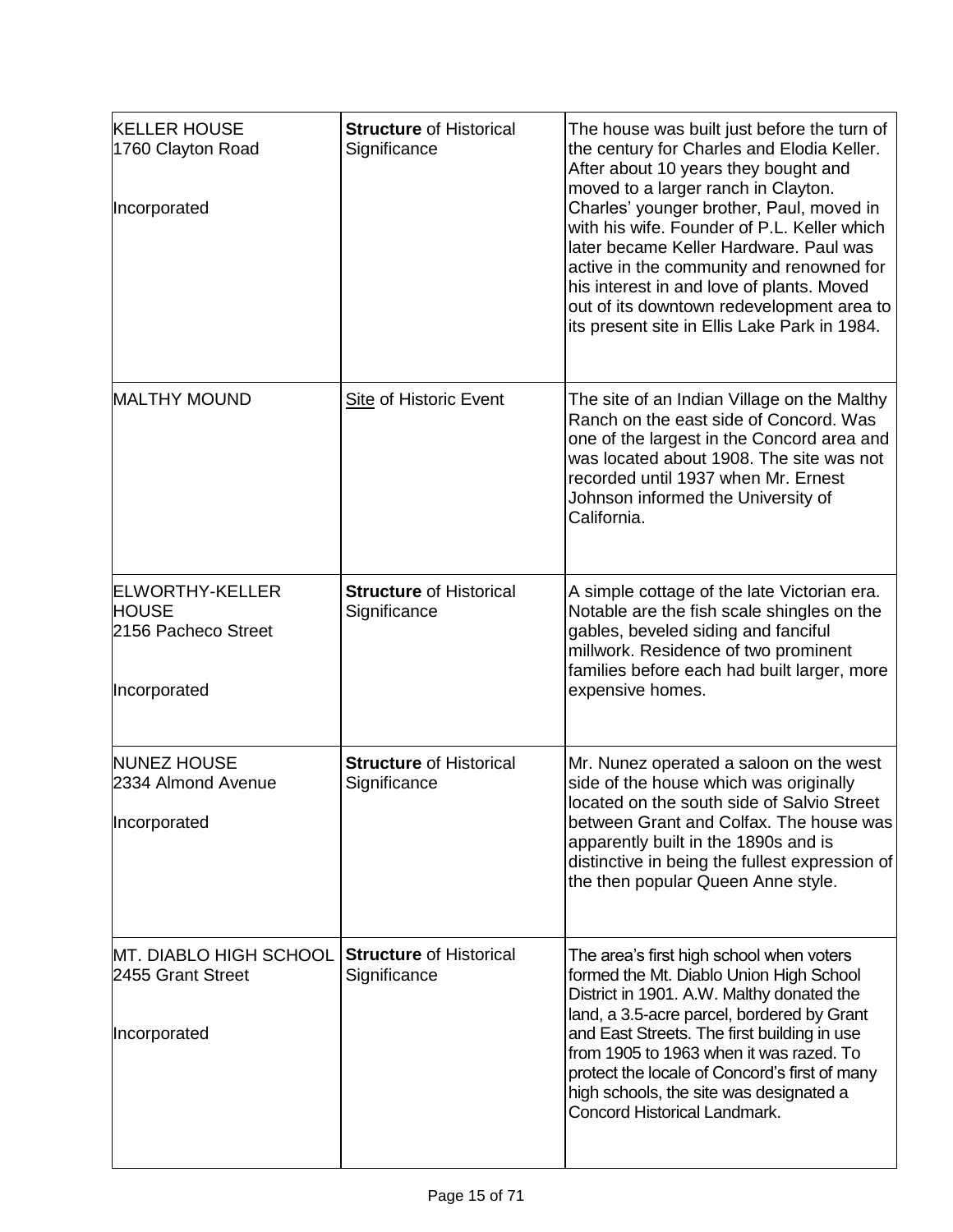| | | |
|---|---|---|
| KELLER HOUSE<br>1760 Clayton Road<br><br>Incorporated | **Structure** of Historical Significance | The house was built just before the turn of the century for Charles and Elodia Keller. After about 10 years they bought and moved to a larger ranch in Clayton. Charles' younger brother, Paul, moved in with his wife. Founder of P.L. Keller which later became Keller Hardware. Paul was active in the community and renowned for his interest in and love of plants. Moved out of its downtown redevelopment area to its present site in Ellis Lake Park in 1984. |
| MALTHY MOUND | Site of Historic Event | The site of an Indian Village on the Malthy Ranch on the east side of Concord. Was one of the largest in the Concord area and was located about 1908. The site was not recorded until 1937 when Mr. Ernest Johnson informed the University of California. |
| ELWORTHY-KELLER HOUSE<br>2156 Pacheco Street<br><br>Incorporated | **Structure** of Historical Significance | A simple cottage of the late Victorian era. Notable are the fish scale shingles on the gables, beveled siding and fanciful millwork. Residence of two prominent families before each had built larger, more expensive homes. |
| NUNEZ HOUSE<br>2334 Almond Avenue<br><br>Incorporated | **Structure** of Historical Significance | Mr. Nunez operated a saloon on the west side of the house which was originally located on the south side of Salvio Street between Grant and Colfax. The house was apparently built in the 1890s and is distinctive in being the fullest expression of the then popular Queen Anne style. |
| MT. DIABLO HIGH SCHOOL<br>2455 Grant Street<br><br>Incorporated | **Structure** of Historical Significance | The area's first high school when voters formed the Mt. Diablo Union High School District in 1901. A.W. Malthy donated the land, a 3.5-acre parcel, bordered by Grant and East Streets. The first building in use from 1905 to 1963 when it was razed. To protect the locale of Concord's first of many high schools, the site was designated a Concord Historical Landmark. |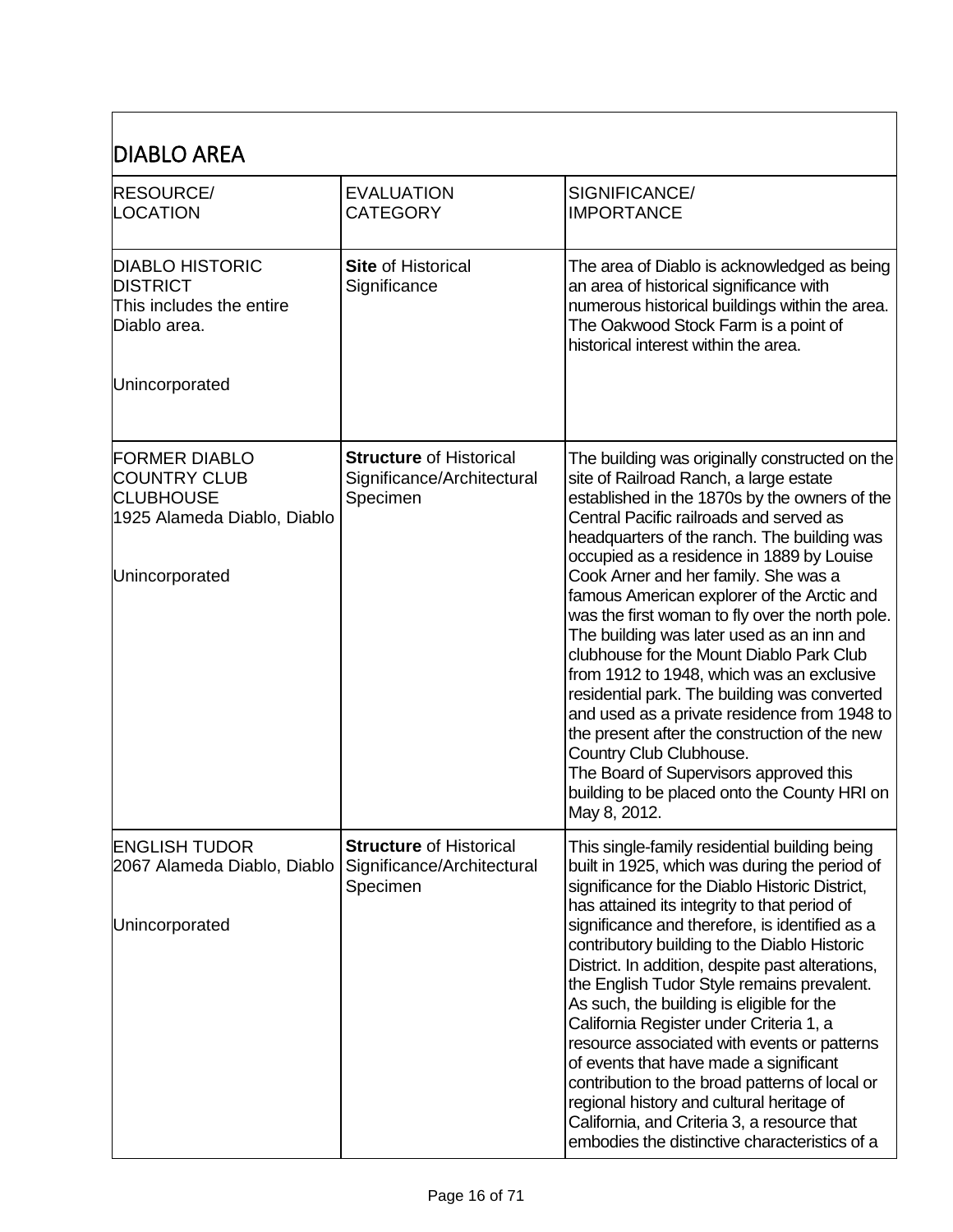## DIABLO AREA

| RESOURCE/ LOCATION | EVALUATION CATEGORY | SIGNIFICANCE/ IMPORTANCE |
|---|---|---|
| DIABLO HISTORIC DISTRICT<br>This includes the entire Diablo area.<br><br>Unincorporated | **Site** of Historical Significance | The area of Diablo is acknowledged as being an area of historical significance with numerous historical buildings within the area. The Oakwood Stock Farm is a point of historical interest within the area. |
| FORMER DIABLO COUNTRY CLUB CLUBHOUSE<br>1925 Alameda Diablo, Diablo<br><br>Unincorporated | **Structure** of Historical Significance/Architectural Specimen | The building was originally constructed on the site of Railroad Ranch, a large estate established in the 1870s by the owners of the Central Pacific railroads and served as headquarters of the ranch. The building was occupied as a residence in 1889 by Louise Cook Arner and her family. She was a famous American explorer of the Arctic and was the first woman to fly over the north pole. The building was later used as an inn and clubhouse for the Mount Diablo Park Club from 1912 to 1948, which was an exclusive residential park. The building was converted and used as a private residence from 1948 to the present after the construction of the new Country Club Clubhouse.<br>The Board of Supervisors approved this building to be placed onto the County HRI on May 8, 2012. |
| ENGLISH TUDOR<br>2067 Alameda Diablo, Diablo<br><br>Unincorporated | **Structure** of Historical Significance/Architectural Specimen | This single-family residential building being built in 1925, which was during the period of significance for the Diablo Historic District, has attained its integrity to that period of significance and therefore, is identified as a contributory building to the Diablo Historic District. In addition, despite past alterations, the English Tudor Style remains prevalent. As such, the building is eligible for the California Register under Criteria 1, a resource associated with events or patterns of events that have made a significant contribution to the broad patterns of local or regional history and cultural heritage of California, and Criteria 3, a resource that embodies the distinctive characteristics of a |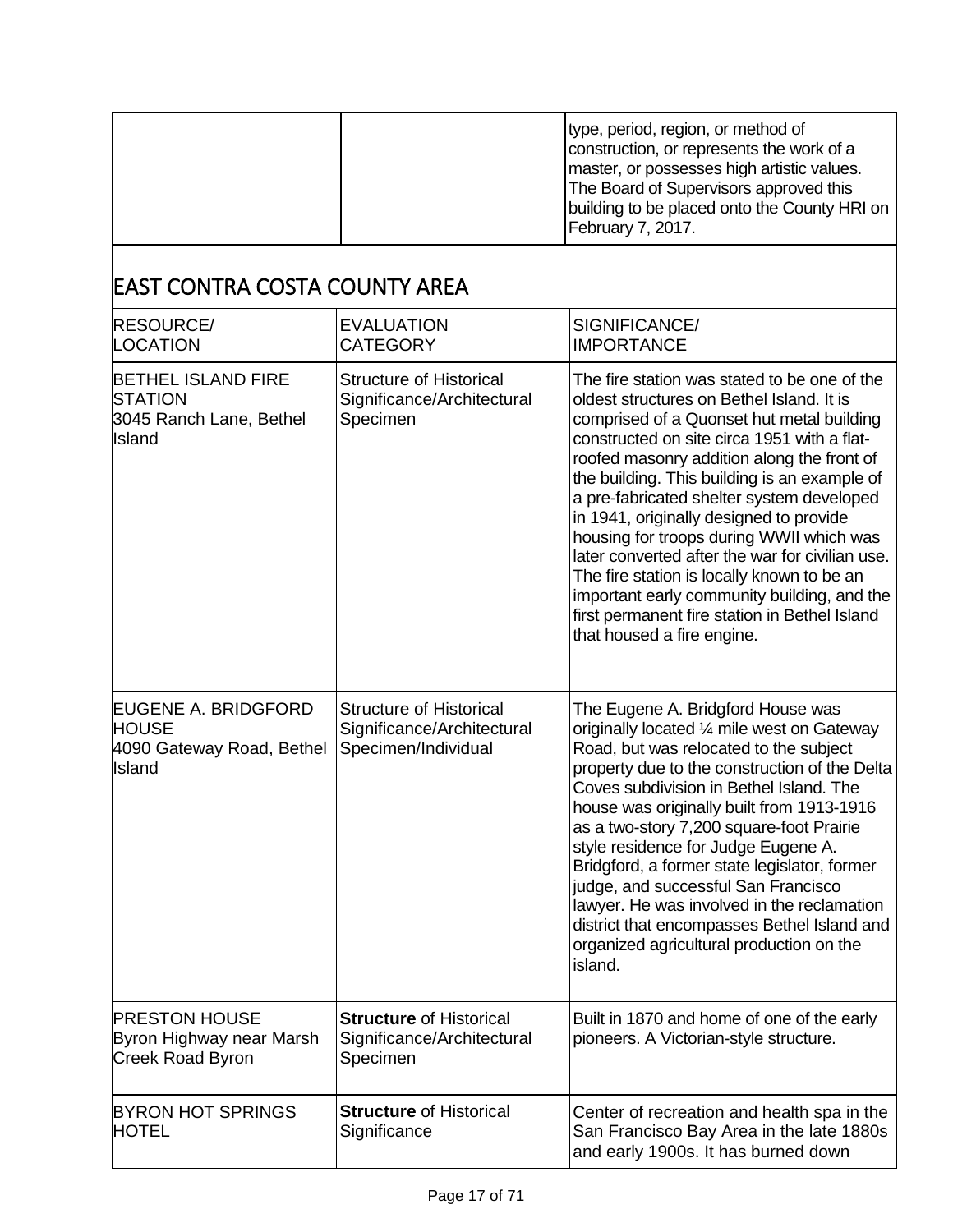| | | type, period, region, or method of construction, or represents the work of a master, or possesses high artistic values. The Board of Supervisors approved this building to be placed onto the County HRI on February 7, 2017. |
|---|---|---|

## EAST CONTRA COSTA COUNTY AREA

| RESOURCE/ LOCATION | EVALUATION CATEGORY | SIGNIFICANCE/ IMPORTANCE |
|---|---|---|
| BETHEL ISLAND FIRE STATION 3045 Ranch Lane, Bethel Island | Structure of Historical Significance/Architectural Specimen | The fire station was stated to be one of the oldest structures on Bethel Island. It is comprised of a Quonset hut metal building constructed on site circa 1951 with a flat-roofed masonry addition along the front of the building. This building is an example of a pre-fabricated shelter system developed in 1941, originally designed to provide housing for troops during WWII which was later converted after the war for civilian use. The fire station is locally known to be an important early community building, and the first permanent fire station in Bethel Island that housed a fire engine. |
| EUGENE A. BRIDGFORD HOUSE 4090 Gateway Road, Bethel Island | Structure of Historical Significance/Architectural Specimen/Individual | The Eugene A. Bridgford House was originally located ¼ mile west on Gateway Road, but was relocated to the subject property due to the construction of the Delta Coves subdivision in Bethel Island. The house was originally built from 1913-1916 as a two-story 7,200 square-foot Prairie style residence for Judge Eugene A. Bridgford, a former state legislator, former judge, and successful San Francisco lawyer. He was involved in the reclamation district that encompasses Bethel Island and organized agricultural production on the island. |
| PRESTON HOUSE Byron Highway near Marsh Creek Road Byron | **Structure** of Historical Significance/Architectural Specimen | Built in 1870 and home of one of the early pioneers. A Victorian-style structure. |
| BYRON HOT SPRINGS HOTEL | **Structure** of Historical Significance | Center of recreation and health spa in the San Francisco Bay Area in the late 1880s and early 1900s. It has burned down |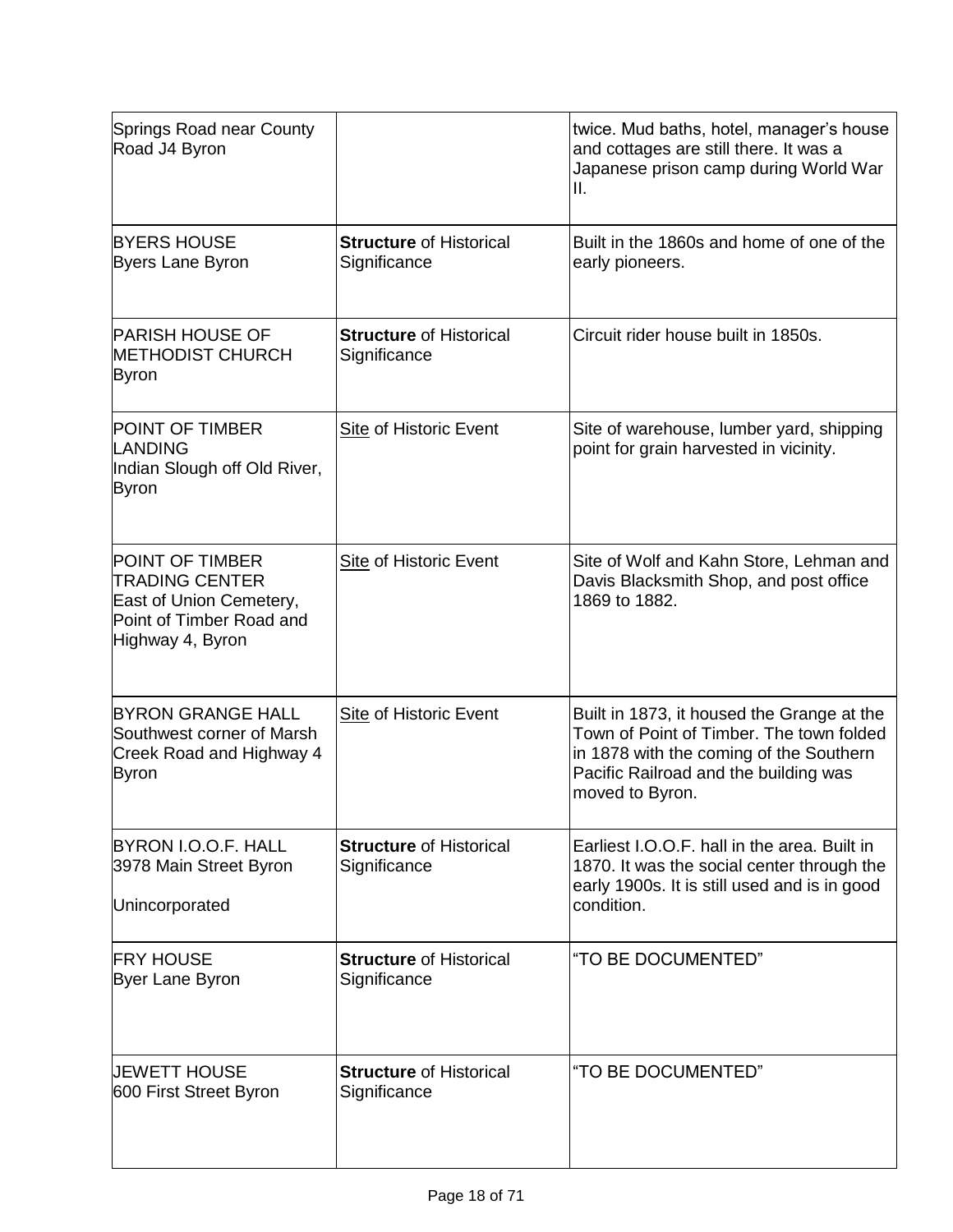| | | |
|---|---|---|
| Springs Road near County Road J4 Byron | | twice. Mud baths, hotel, manager's house and cottages are still there. It was a Japanese prison camp during World War II. |
| BYERS HOUSE<br>Byers Lane Byron | **Structure** of Historical Significance | Built in the 1860s and home of one of the early pioneers. |
| PARISH HOUSE OF METHODIST CHURCH<br>Byron | **Structure** of Historical Significance | Circuit rider house built in 1850s. |
| POINT OF TIMBER LANDING<br>Indian Slough off Old River, Byron | <u>Site</u> of Historic Event | Site of warehouse, lumber yard, shipping point for grain harvested in vicinity. |
| POINT OF TIMBER TRADING CENTER<br>East of Union Cemetery, Point of Timber Road and Highway 4, Byron | <u>Site</u> of Historic Event | Site of Wolf and Kahn Store, Lehman and Davis Blacksmith Shop, and post office 1869 to 1882. |
| BYRON GRANGE HALL<br>Southwest corner of Marsh Creek Road and Highway 4 Byron | <u>Site</u> of Historic Event | Built in 1873, it housed the Grange at the Town of Point of Timber. The town folded in 1878 with the coming of the Southern Pacific Railroad and the building was moved to Byron. |
| BYRON I.O.O.F. HALL<br>3978 Main Street Byron<br><br>Unincorporated | **Structure** of Historical Significance | Earliest I.O.O.F. hall in the area. Built in 1870. It was the social center through the early 1900s. It is still used and is in good condition. |
| FRY HOUSE<br>Byer Lane Byron | **Structure** of Historical Significance | "TO BE DOCUMENTED" |
| JEWETT HOUSE<br>600 First Street Byron | **Structure** of Historical Significance | "TO BE DOCUMENTED" |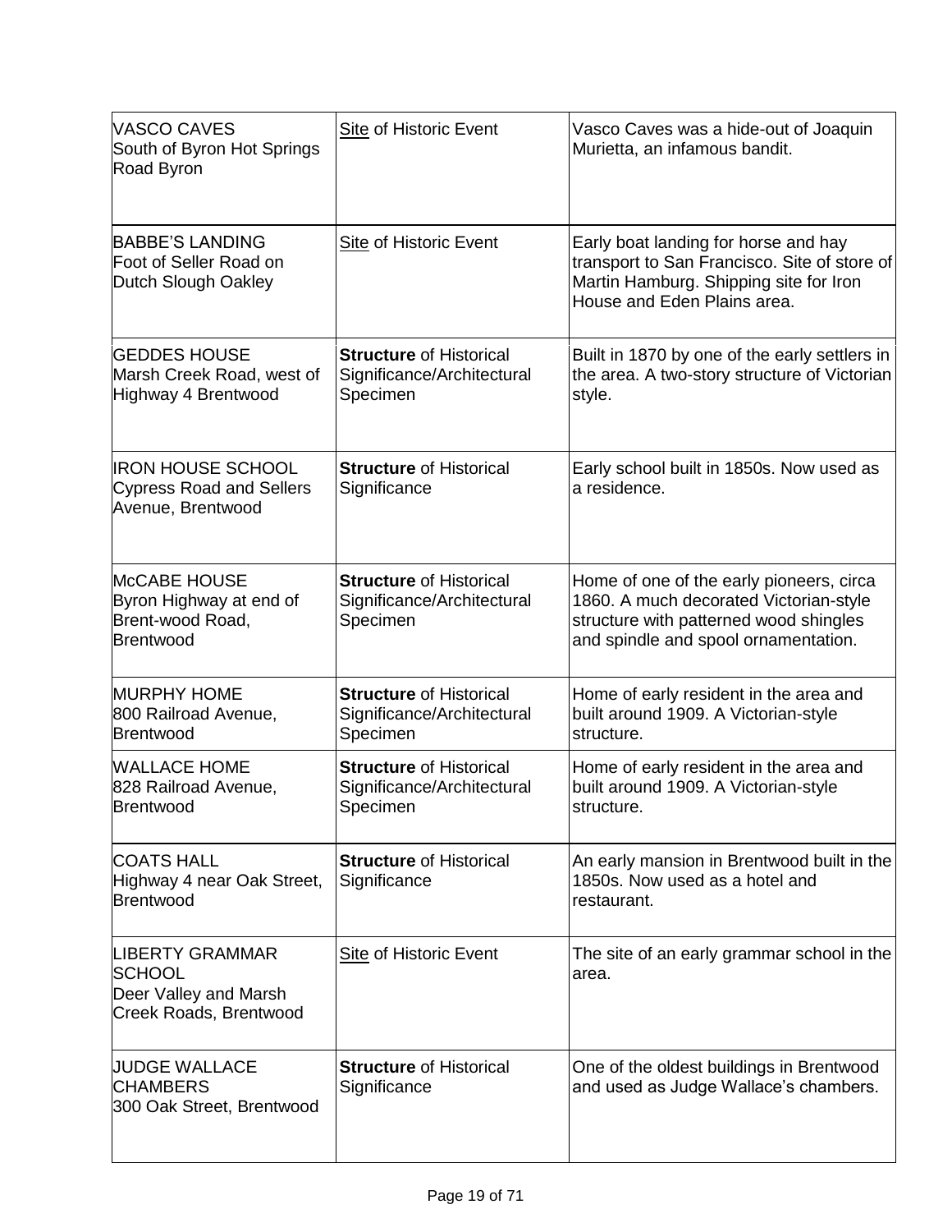| | | |
|---|---|---|
| VASCO CAVES<br>South of Byron Hot Springs Road Byron | <u>Site</u> of Historic Event | Vasco Caves was a hide-out of Joaquin Murietta, an infamous bandit. |
| BABBE'S LANDING<br>Foot of Seller Road on Dutch Slough Oakley | <u>Site</u> of Historic Event | Early boat landing for horse and hay transport to San Francisco. Site of store of Martin Hamburg. Shipping site for Iron House and Eden Plains area. |
| GEDDES HOUSE<br>Marsh Creek Road, west of Highway 4 Brentwood | **Structure** of Historical Significance/Architectural Specimen | Built in 1870 by one of the early settlers in the area. A two-story structure of Victorian style. |
| IRON HOUSE SCHOOL<br>Cypress Road and Sellers Avenue, Brentwood | **Structure** of Historical Significance | Early school built in 1850s. Now used as a residence. |
| McCABE HOUSE<br>Byron Highway at end of Brent-wood Road, Brentwood | **Structure** of Historical Significance/Architectural Specimen | Home of one of the early pioneers, circa 1860. A much decorated Victorian-style structure with patterned wood shingles and spindle and spool ornamentation. |
| MURPHY HOME<br>800 Railroad Avenue, Brentwood | **Structure** of Historical Significance/Architectural Specimen | Home of early resident in the area and built around 1909. A Victorian-style structure. |
| WALLACE HOME<br>828 Railroad Avenue, Brentwood | **Structure** of Historical Significance/Architectural Specimen | Home of early resident in the area and built around 1909. A Victorian-style structure. |
| COATS HALL<br>Highway 4 near Oak Street, Brentwood | **Structure** of Historical Significance | An early mansion in Brentwood built in the 1850s. Now used as a hotel and restaurant. |
| LIBERTY GRAMMAR SCHOOL<br>Deer Valley and Marsh Creek Roads, Brentwood | <u>Site</u> of Historic Event | The site of an early grammar school in the area. |
| JUDGE WALLACE CHAMBERS<br>300 Oak Street, Brentwood | **Structure** of Historical Significance | One of the oldest buildings in Brentwood and used as Judge Wallace's chambers. |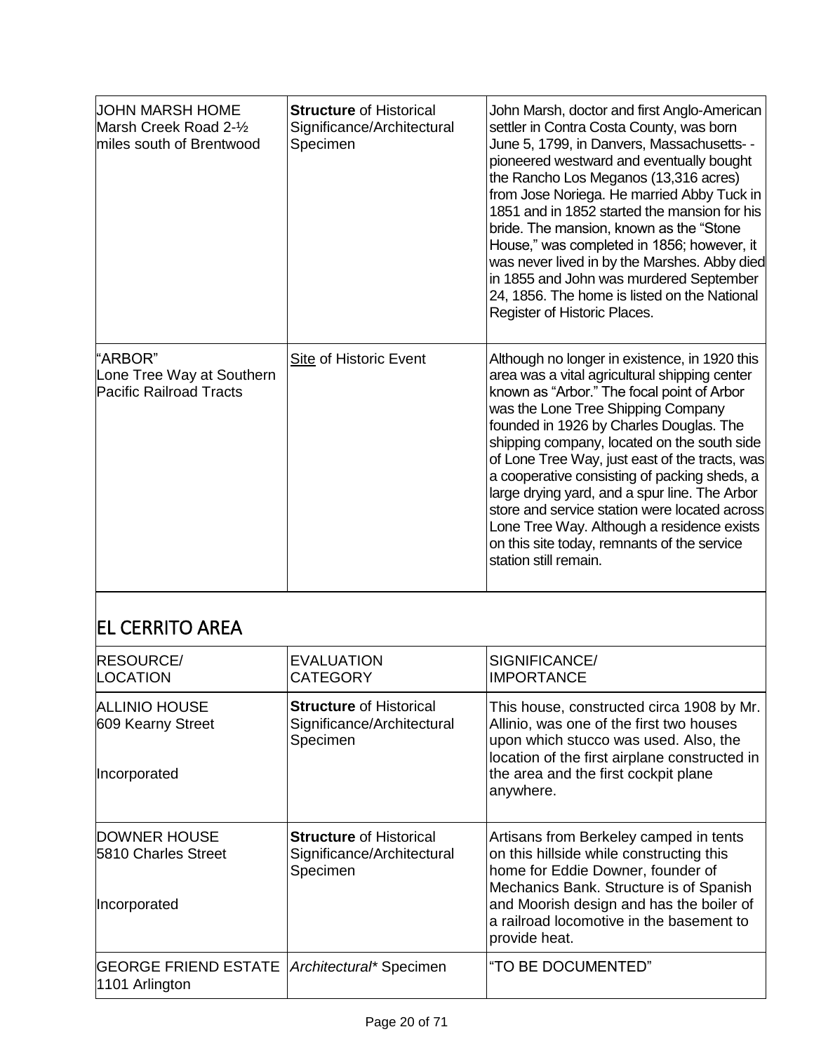| | | |
|---|---|---|
| JOHN MARSH HOME<br>Marsh Creek Road 2-½ miles south of Brentwood | **Structure** of Historical Significance/Architectural Specimen | John Marsh, doctor and first Anglo-American settler in Contra Costa County, was born June 5, 1799, in Danvers, Massachusetts- -pioneered westward and eventually bought the Rancho Los Meganos (13,316 acres) from Jose Noriega. He married Abby Tuck in 1851 and in 1852 started the mansion for his bride. The mansion, known as the "Stone House," was completed in 1856; however, it was never lived in by the Marshes. Abby died in 1855 and John was murdered September 24, 1856. The home is listed on the National Register of Historic Places. |
| "ARBOR"<br>Lone Tree Way at Southern Pacific Railroad Tracts | Site of Historic Event | Although no longer in existence, in 1920 this area was a vital agricultural shipping center known as "Arbor." The focal point of Arbor was the Lone Tree Shipping Company founded in 1926 by Charles Douglas. The shipping company, located on the south side of Lone Tree Way, just east of the tracts, was a cooperative consisting of packing sheds, a large drying yard, and a spur line. The Arbor store and service station were located across Lone Tree Way. Although a residence exists on this site today, remnants of the service station still remain. |

## EL CERRITO AREA

| RESOURCE/ LOCATION | EVALUATION CATEGORY | SIGNIFICANCE/ IMPORTANCE |
|---|---|---|
| ALLINIO HOUSE<br>609 Kearny Street<br><br>Incorporated | **Structure** of Historical Significance/Architectural Specimen | This house, constructed circa 1908 by Mr. Allinio, was one of the first two houses upon which stucco was used. Also, the location of the first airplane constructed in the area and the first cockpit plane anywhere. |
| DOWNER HOUSE<br>5810 Charles Street<br><br>Incorporated | **Structure** of Historical Significance/Architectural Specimen | Artisans from Berkeley camped in tents on this hillside while constructing this home for Eddie Downer, founder of Mechanics Bank. Structure is of Spanish and Moorish design and has the boiler of a railroad locomotive in the basement to provide heat. |
| GEORGE FRIEND ESTATE<br>1101 Arlington | *Architectural\** Specimen | "TO BE DOCUMENTED" |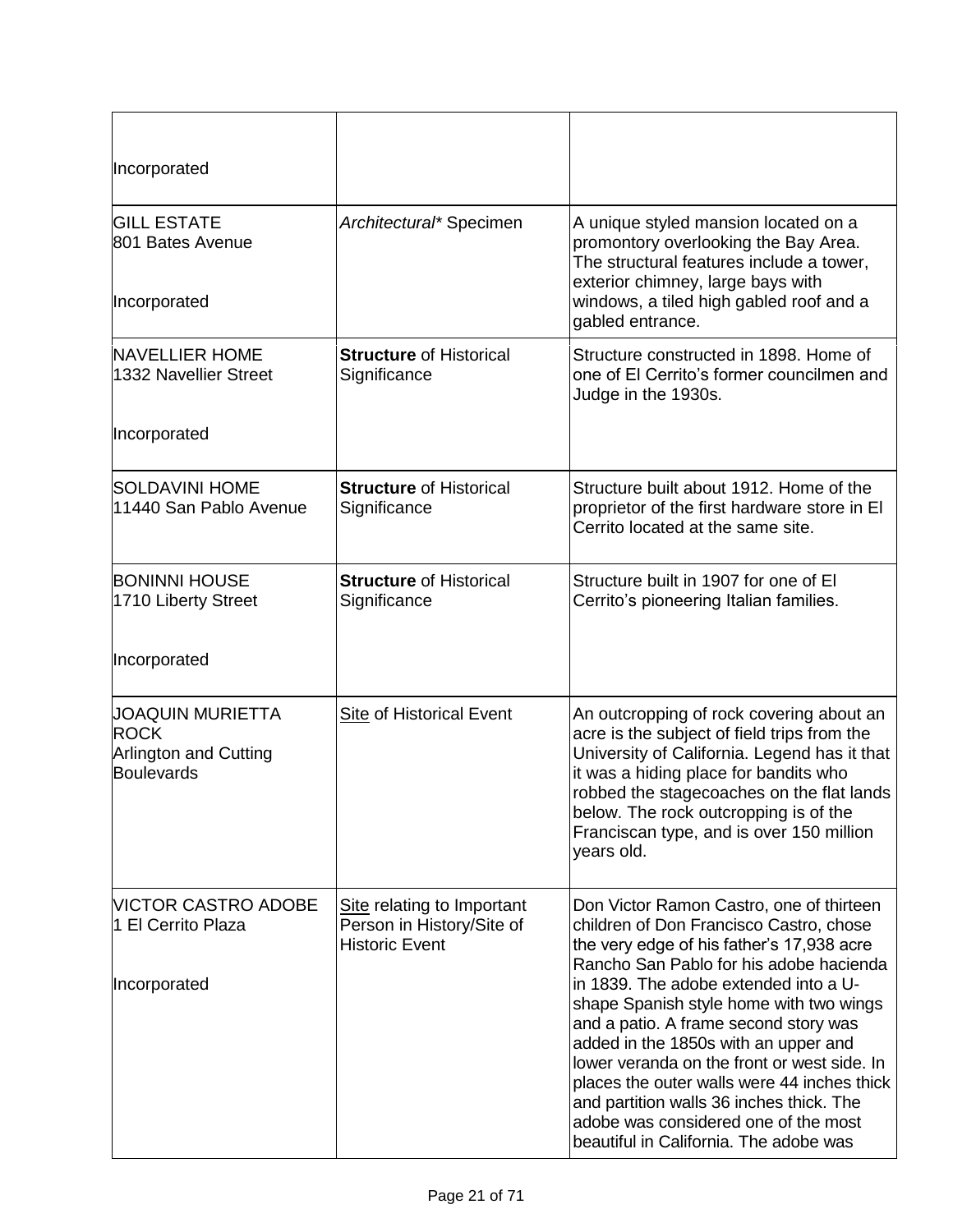| | | |
|---|---|---|
| Incorporated | | |
| GILL ESTATE<br>801 Bates Avenue<br><br>Incorporated | *Architectural\** Specimen | A unique styled mansion located on a promontory overlooking the Bay Area. The structural features include a tower, exterior chimney, large bays with windows, a tiled high gabled roof and a gabled entrance. |
| NAVELLIER HOME<br>1332 Navellier Street<br><br>Incorporated | **Structure** of Historical Significance | Structure constructed in 1898. Home of one of El Cerrito's former councilmen and Judge in the 1930s. |
| SOLDAVINI HOME<br>11440 San Pablo Avenue | **Structure** of Historical Significance | Structure built about 1912. Home of the proprietor of the first hardware store in El Cerrito located at the same site. |
| BONINNI HOUSE<br>1710 Liberty Street<br><br>Incorporated | **Structure** of Historical Significance | Structure built in 1907 for one of El Cerrito's pioneering Italian families. |
| JOAQUIN MURIETTA ROCK<br>Arlington and Cutting Boulevards | <u>Site</u> of Historical Event | An outcropping of rock covering about an acre is the subject of field trips from the University of California. Legend has it that it was a hiding place for bandits who robbed the stagecoaches on the flat lands below. The rock outcropping is of the Franciscan type, and is over 150 million years old. |
| VICTOR CASTRO ADOBE<br>1 El Cerrito Plaza<br><br>Incorporated | <u>Site</u> relating to Important Person in History/Site of Historic Event | Don Victor Ramon Castro, one of thirteen children of Don Francisco Castro, chose the very edge of his father's 17,938 acre Rancho San Pablo for his adobe hacienda in 1839. The adobe extended into a U-shape Spanish style home with two wings and a patio. A frame second story was added in the 1850s with an upper and lower veranda on the front or west side. In places the outer walls were 44 inches thick and partition walls 36 inches thick. The adobe was considered one of the most beautiful in California. The adobe was |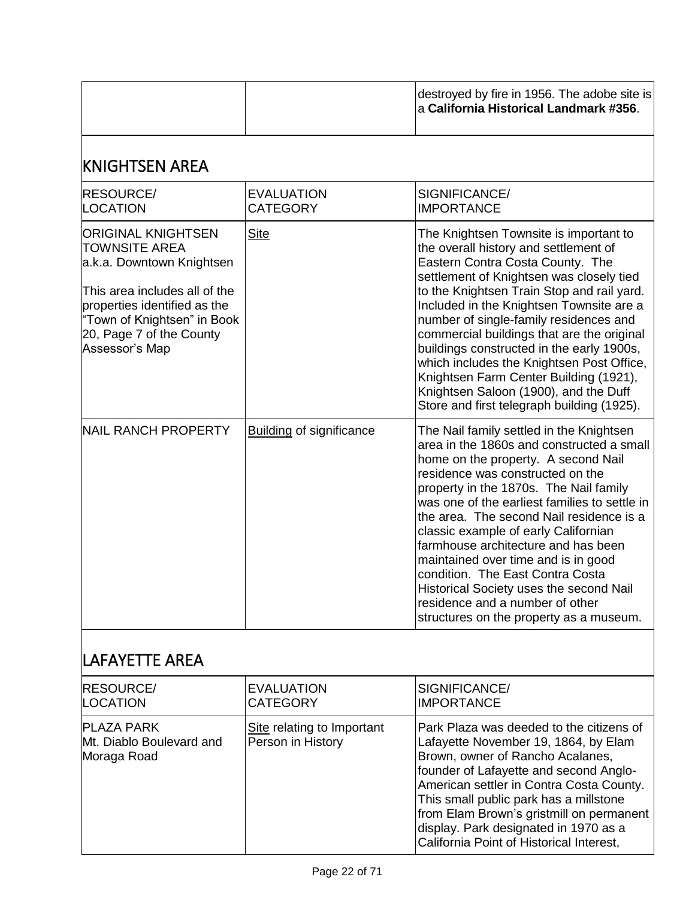| | | destroyed by fire in 1956. The adobe site is a **California Historical Landmark #356**. |
|---|---|---|

## KNIGHTSEN AREA

| RESOURCE/ LOCATION | EVALUATION CATEGORY | SIGNIFICANCE/ IMPORTANCE |
|---|---|---|
| ORIGINAL KNIGHTSEN TOWNSITE AREA a.k.a. Downtown Knightsen<br><br>This area includes all of the properties identified as the "Town of Knightsen" in Book 20, Page 7 of the County Assessor's Map | Site | The Knightsen Townsite is important to the overall history and settlement of Eastern Contra Costa County. The settlement of Knightsen was closely tied to the Knightsen Train Stop and rail yard. Included in the Knightsen Townsite are a number of single-family residences and commercial buildings that are the original buildings constructed in the early 1900s, which includes the Knightsen Post Office, Knightsen Farm Center Building (1921), Knightsen Saloon (1900), and the Duff Store and first telegraph building (1925). |
| NAIL RANCH PROPERTY | Building of significance | The Nail family settled in the Knightsen area in the 1860s and constructed a small home on the property. A second Nail residence was constructed on the property in the 1870s. The Nail family was one of the earliest families to settle in the area. The second Nail residence is a classic example of early Californian farmhouse architecture and has been maintained over time and is in good condition. The East Contra Costa Historical Society uses the second Nail residence and a number of other structures on the property as a museum. |

## LAFAYETTE AREA

| RESOURCE/ LOCATION | EVALUATION CATEGORY | SIGNIFICANCE/ IMPORTANCE |
|---|---|---|
| PLAZA PARK Mt. Diablo Boulevard and Moraga Road | Site relating to Important Person in History | Park Plaza was deeded to the citizens of Lafayette November 19, 1864, by Elam Brown, owner of Rancho Acalanes, founder of Lafayette and second Anglo-American settler in Contra Costa County. This small public park has a millstone from Elam Brown's gristmill on permanent display. Park designated in 1970 as a California Point of Historical Interest, |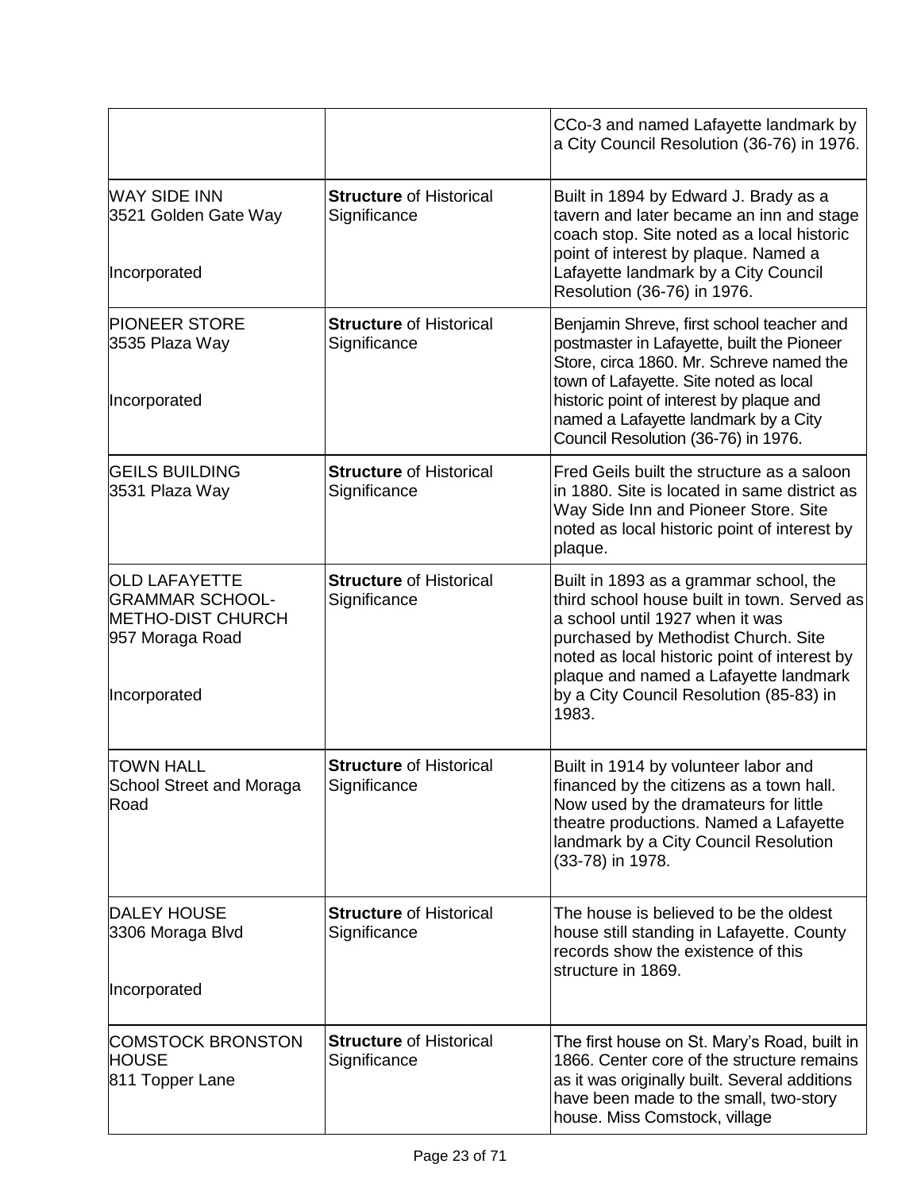| | | |
|---|---|---|
| | | CCo-3 and named Lafayette landmark by a City Council Resolution (36-76) in 1976. |
| WAY SIDE INN<br>3521 Golden Gate Way<br><br>Incorporated | **Structure** of Historical Significance | Built in 1894 by Edward J. Brady as a tavern and later became an inn and stage coach stop. Site noted as a local historic point of interest by plaque. Named a Lafayette landmark by a City Council Resolution (36-76) in 1976. |
| PIONEER STORE<br>3535 Plaza Way<br><br>Incorporated | **Structure** of Historical Significance | Benjamin Shreve, first school teacher and postmaster in Lafayette, built the Pioneer Store, circa 1860. Mr. Schreve named the town of Lafayette. Site noted as local historic point of interest by plaque and named a Lafayette landmark by a City Council Resolution (36-76) in 1976. |
| GEILS BUILDING<br>3531 Plaza Way | **Structure** of Historical Significance | Fred Geils built the structure as a saloon in 1880. Site is located in same district as Way Side Inn and Pioneer Store. Site noted as local historic point of interest by plaque. |
| OLD LAFAYETTE GRAMMAR SCHOOL-METHO-DIST CHURCH<br>957 Moraga Road<br><br>Incorporated | **Structure** of Historical Significance | Built in 1893 as a grammar school, the third school house built in town. Served as a school until 1927 when it was purchased by Methodist Church. Site noted as local historic point of interest by plaque and named a Lafayette landmark by a City Council Resolution (85-83) in 1983. |
| TOWN HALL<br>School Street and Moraga Road | **Structure** of Historical Significance | Built in 1914 by volunteer labor and financed by the citizens as a town hall. Now used by the dramateurs for little theatre productions. Named a Lafayette landmark by a City Council Resolution (33-78) in 1978. |
| DALEY HOUSE<br>3306 Moraga Blvd<br><br>Incorporated | **Structure** of Historical Significance | The house is believed to be the oldest house still standing in Lafayette. County records show the existence of this structure in 1869. |
| COMSTOCK BRONSTON HOUSE<br>811 Topper Lane | **Structure** of Historical Significance | The first house on St. Mary's Road, built in 1866. Center core of the structure remains as it was originally built. Several additions have been made to the small, two-story house. Miss Comstock, village |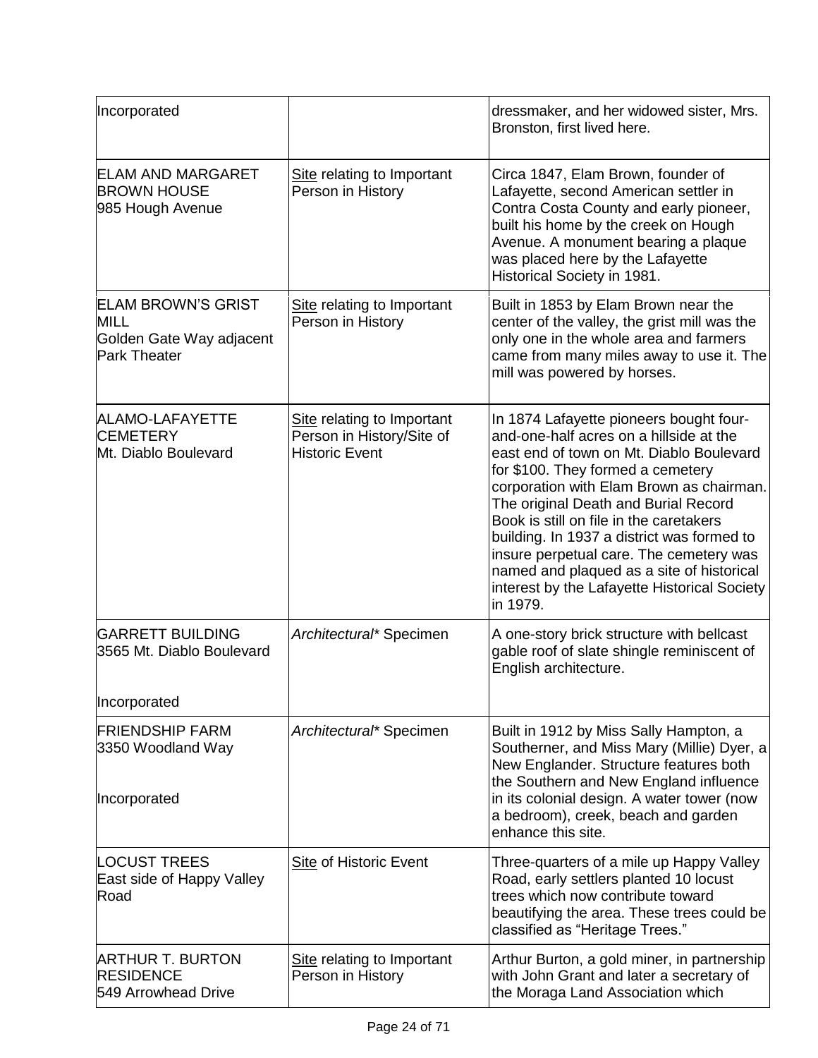| | | |
|---|---|---|
| Incorporated | | dressmaker, and her widowed sister, Mrs. Bronston, first lived here. |
| ELAM AND MARGARET BROWN HOUSE<br>985 Hough Avenue | Site relating to Important Person in History | Circa 1847, Elam Brown, founder of Lafayette, second American settler in Contra Costa County and early pioneer, built his home by the creek on Hough Avenue. A monument bearing a plaque was placed here by the Lafayette Historical Society in 1981. |
| ELAM BROWN'S GRIST MILL<br>Golden Gate Way adjacent Park Theater | Site relating to Important Person in History | Built in 1853 by Elam Brown near the center of the valley, the grist mill was the only one in the whole area and farmers came from many miles away to use it. The mill was powered by horses. |
| ALAMO-LAFAYETTE CEMETERY<br>Mt. Diablo Boulevard | Site relating to Important Person in History/Site of Historic Event | In 1874 Lafayette pioneers bought four-and-one-half acres on a hillside at the east end of town on Mt. Diablo Boulevard for $100. They formed a cemetery corporation with Elam Brown as chairman. The original Death and Burial Record Book is still on file in the caretakers building. In 1937 a district was formed to insure perpetual care. The cemetery was named and plaqued as a site of historical interest by the Lafayette Historical Society in 1979. |
| GARRETT BUILDING<br>3565 Mt. Diablo Boulevard<br><br>Incorporated | *Architectural** Specimen | A one-story brick structure with bellcast gable roof of slate shingle reminiscent of English architecture. |
| FRIENDSHIP FARM<br>3350 Woodland Way<br><br>Incorporated | *Architectural** Specimen | Built in 1912 by Miss Sally Hampton, a Southerner, and Miss Mary (Millie) Dyer, a New Englander. Structure features both the Southern and New England influence in its colonial design. A water tower (now a bedroom), creek, beach and garden enhance this site. |
| LOCUST TREES<br>East side of Happy Valley Road | Site of Historic Event | Three-quarters of a mile up Happy Valley Road, early settlers planted 10 locust trees which now contribute toward beautifying the area. These trees could be classified as "Heritage Trees." |
| ARTHUR T. BURTON RESIDENCE<br>549 Arrowhead Drive | Site relating to Important Person in History | Arthur Burton, a gold miner, in partnership with John Grant and later a secretary of the Moraga Land Association which |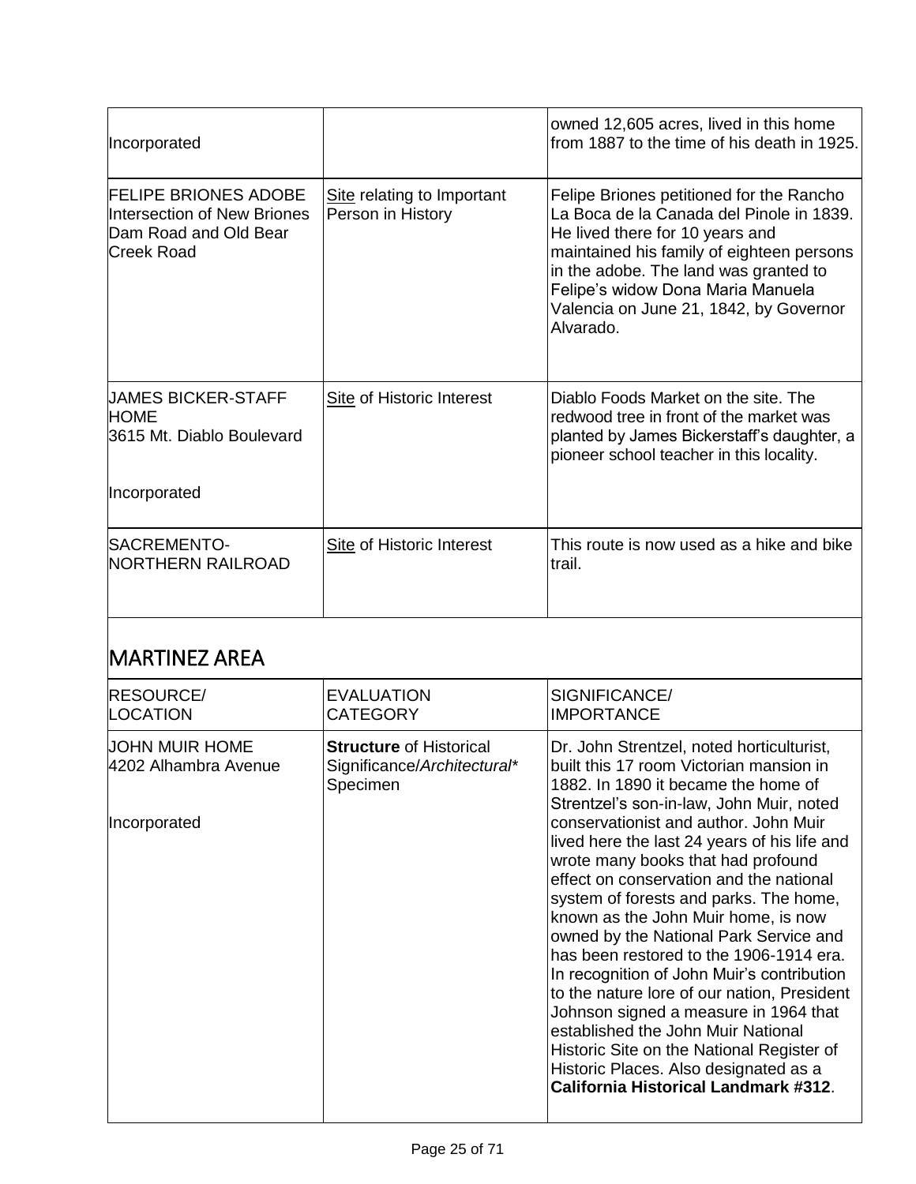| | | |
|---|---|---|
| Incorporated | | owned 12,605 acres, lived in this home from 1887 to the time of his death in 1925. |
| FELIPE BRIONES ADOBE<br>Intersection of New Briones Dam Road and Old Bear Creek Road | Site relating to Important Person in History | Felipe Briones petitioned for the Rancho La Boca de la Canada del Pinole in 1839. He lived there for 10 years and maintained his family of eighteen persons in the adobe. The land was granted to Felipe's widow Dona Maria Manuela Valencia on June 21, 1842, by Governor Alvarado. |
| JAMES BICKER-STAFF HOME<br>3615 Mt. Diablo Boulevard<br><br>Incorporated | Site of Historic Interest | Diablo Foods Market on the site. The redwood tree in front of the market was planted by James Bickerstaff's daughter, a pioneer school teacher in this locality. |
| SACREMENTO-NORTHERN RAILROAD | Site of Historic Interest | This route is now used as a hike and bike trail. |

## MARTINEZ AREA

| RESOURCE/<br>LOCATION | EVALUATION<br>CATEGORY | SIGNIFICANCE/<br>IMPORTANCE |
|---|---|---|
| JOHN MUIR HOME<br>4202 Alhambra Avenue<br><br>Incorporated | **Structure** of Historical Significance/*Architectural*\* Specimen | Dr. John Strentzel, noted horticulturist, built this 17 room Victorian mansion in 1882. In 1890 it became the home of Strentzel's son-in-law, John Muir, noted conservationist and author. John Muir lived here the last 24 years of his life and wrote many books that had profound effect on conservation and the national system of forests and parks. The home, known as the John Muir home, is now owned by the National Park Service and has been restored to the 1906-1914 era. In recognition of John Muir's contribution to the nature lore of our nation, President Johnson signed a measure in 1964 that established the John Muir National Historic Site on the National Register of Historic Places. Also designated as a **California Historical Landmark #312**. |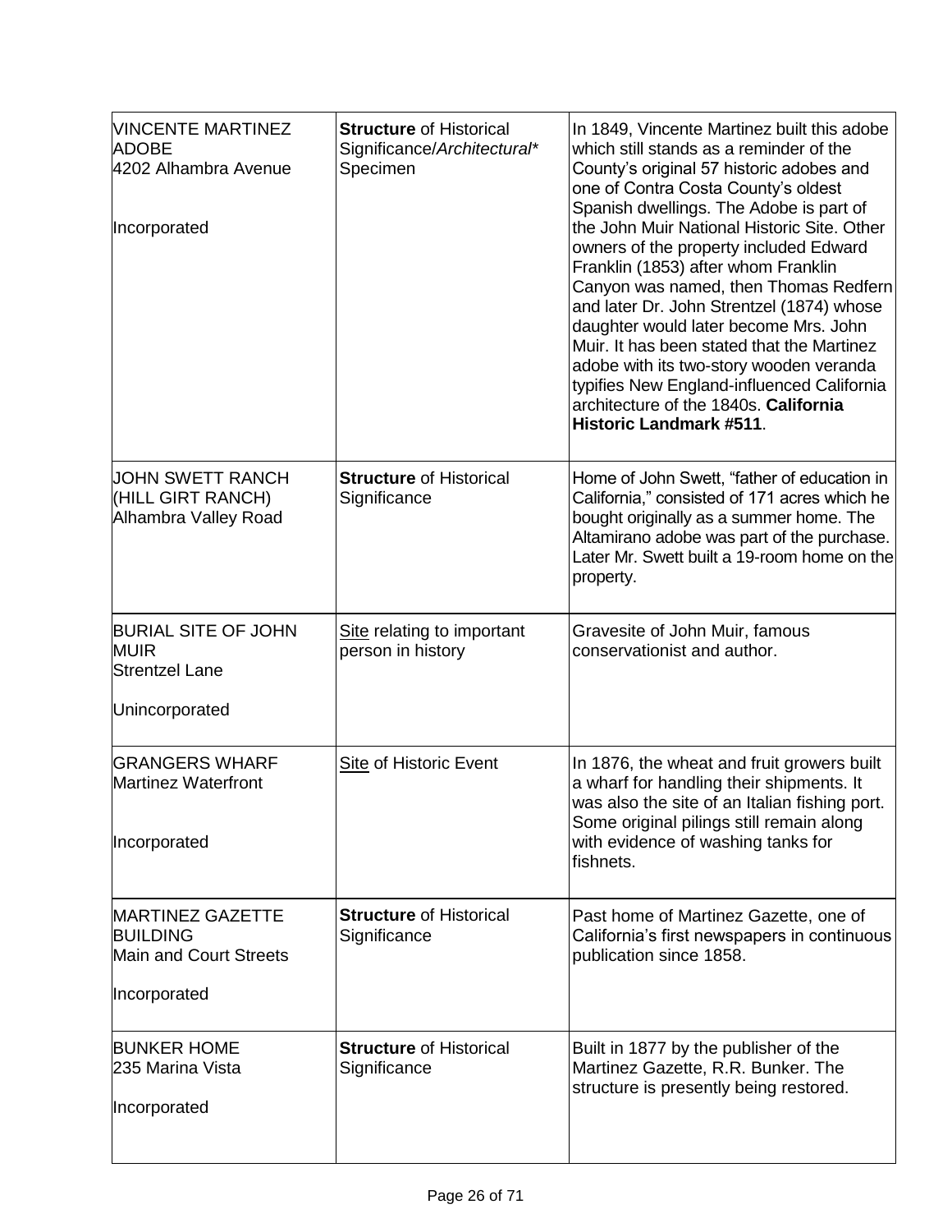| | | |
|---|---|---|
| VINCENTE MARTINEZ ADOBE<br>4202 Alhambra Avenue<br><br>Incorporated | **Structure** of Historical Significance/*Architectural*\* Specimen | In 1849, Vincente Martinez built this adobe which still stands as a reminder of the County's original 57 historic adobes and one of Contra Costa County's oldest Spanish dwellings. The Adobe is part of the John Muir National Historic Site. Other owners of the property included Edward Franklin (1853) after whom Franklin Canyon was named, then Thomas Redfern and later Dr. John Strentzel (1874) whose daughter would later become Mrs. John Muir. It has been stated that the Martinez adobe with its two-story wooden veranda typifies New England-influenced California architecture of the 1840s. **California Historic Landmark #511**. |
| JOHN SWETT RANCH (HILL GIRT RANCH)<br>Alhambra Valley Road | **Structure** of Historical Significance | Home of John Swett, "father of education in California," consisted of 171 acres which he bought originally as a summer home. The Altamirano adobe was part of the purchase. Later Mr. Swett built a 19-room home on the property. |
| BURIAL SITE OF JOHN MUIR<br>Strentzel Lane<br><br>Unincorporated | <u>Site</u> relating to important person in history | Gravesite of John Muir, famous conservationist and author. |
| GRANGERS WHARF<br>Martinez Waterfront<br><br>Incorporated | <u>Site</u> of Historic Event | In 1876, the wheat and fruit growers built a wharf for handling their shipments. It was also the site of an Italian fishing port. Some original pilings still remain along with evidence of washing tanks for fishnets. |
| MARTINEZ GAZETTE BUILDING<br>Main and Court Streets<br><br>Incorporated | **Structure** of Historical Significance | Past home of Martinez Gazette, one of California's first newspapers in continuous publication since 1858. |
| BUNKER HOME<br>235 Marina Vista<br><br>Incorporated | **Structure** of Historical Significance | Built in 1877 by the publisher of the Martinez Gazette, R.R. Bunker. The structure is presently being restored. |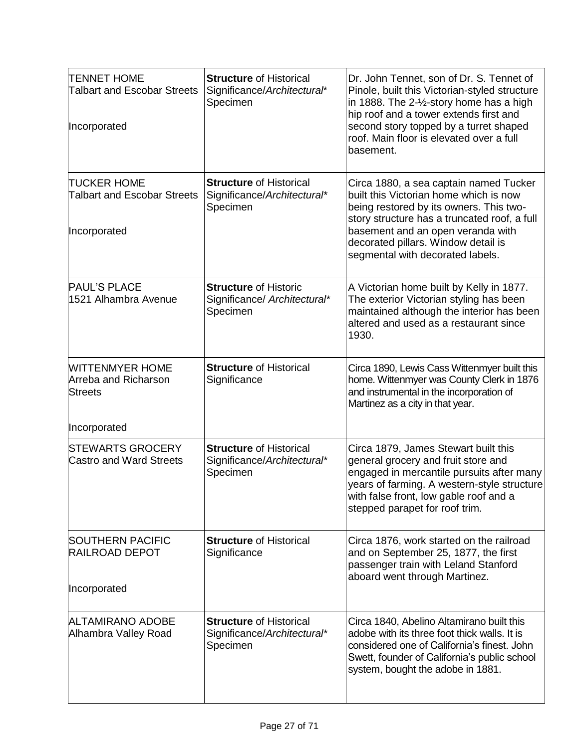| | | |
|---|---|---|
| TENNET HOME<br>Talbart and Escobar Streets<br><br>Incorporated | **Structure** of Historical Significance/*Architectural*\* Specimen | Dr. John Tennet, son of Dr. S. Tennet of Pinole, built this Victorian-styled structure in 1888. The 2-½-story home has a high hip roof and a tower extends first and second story topped by a turret shaped roof. Main floor is elevated over a full basement. |
| TUCKER HOME<br>Talbart and Escobar Streets<br><br>Incorporated | **Structure** of Historical Significance/*Architectural*\* Specimen | Circa 1880, a sea captain named Tucker built this Victorian home which is now being restored by its owners. This two-story structure has a truncated roof, a full basement and an open veranda with decorated pillars. Window detail is segmental with decorated labels. |
| PAUL'S PLACE<br>1521 Alhambra Avenue | **Structure** of Historic Significance/ *Architectural*\* Specimen | A Victorian home built by Kelly in 1877. The exterior Victorian styling has been maintained although the interior has been altered and used as a restaurant since 1930. |
| WITTENMYER HOME<br>Arreba and Richarson Streets<br><br>Incorporated | **Structure** of Historical Significance | Circa 1890, Lewis Cass Wittenmyer built this home. Wittenmyer was County Clerk in 1876 and instrumental in the incorporation of Martinez as a city in that year. |
| STEWARTS GROCERY<br>Castro and Ward Streets | **Structure** of Historical Significance/*Architectural*\* Specimen | Circa 1879, James Stewart built this general grocery and fruit store and engaged in mercantile pursuits after many years of farming. A western-style structure with false front, low gable roof and a stepped parapet for roof trim. |
| SOUTHERN PACIFIC RAILROAD DEPOT<br><br>Incorporated | **Structure** of Historical Significance | Circa 1876, work started on the railroad and on September 25, 1877, the first passenger train with Leland Stanford aboard went through Martinez. |
| ALTAMIRANO ADOBE<br>Alhambra Valley Road | **Structure** of Historical Significance/*Architectural*\* Specimen | Circa 1840, Abelino Altamirano built this adobe with its three foot thick walls. It is considered one of California's finest. John Swett, founder of California's public school system, bought the adobe in 1881. |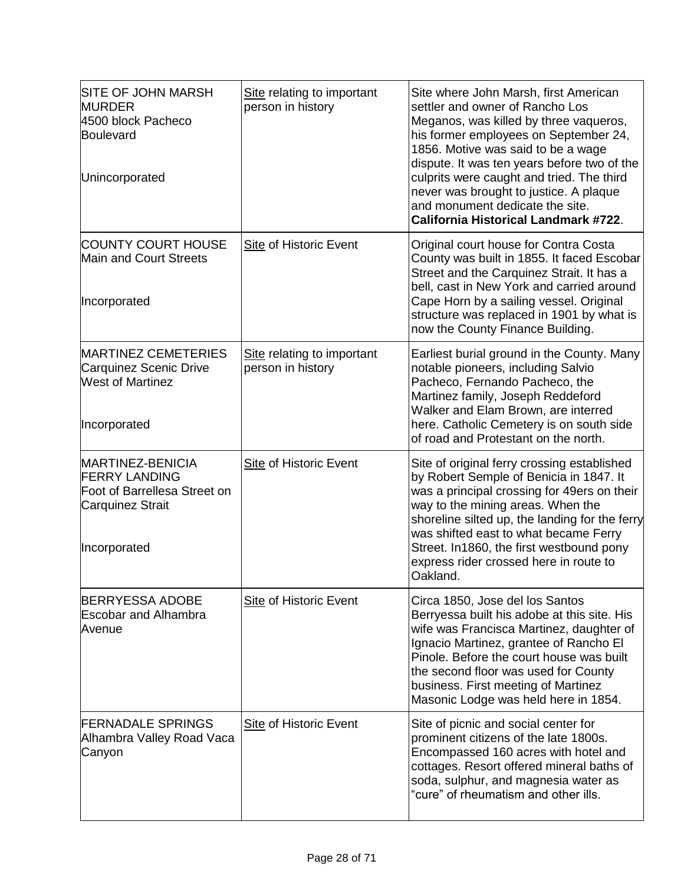| | | |
|---|---|---|
| SITE OF JOHN MARSH MURDER<br>4500 block Pacheco Boulevard<br><br>Unincorporated | <u>Site</u> relating to important person in history | Site where John Marsh, first American settler and owner of Rancho Los Meganos, was killed by three vaqueros, his former employees on September 24, 1856. Motive was said to be a wage dispute. It was ten years before two of the culprits were caught and tried. The third never was brought to justice. A plaque and monument dedicate the site. **California Historical Landmark #722**. |
| COUNTY COURT HOUSE<br>Main and Court Streets<br><br>Incorporated | <u>Site</u> of Historic Event | Original court house for Contra Costa County was built in 1855. It faced Escobar Street and the Carquinez Strait. It has a bell, cast in New York and carried around Cape Horn by a sailing vessel. Original structure was replaced in 1901 by what is now the County Finance Building. |
| MARTINEZ CEMETERIES<br>Carquinez Scenic Drive<br>West of Martinez<br><br>Incorporated | <u>Site</u> relating to important person in history | Earliest burial ground in the County. Many notable pioneers, including Salvio Pacheco, Fernando Pacheco, the Martinez family, Joseph Reddeford Walker and Elam Brown, are interred here. Catholic Cemetery is on south side of road and Protestant on the north. |
| MARTINEZ-BENICIA FERRY LANDING<br>Foot of Barrellesa Street on Carquinez Strait<br><br>Incorporated | <u>Site</u> of Historic Event | Site of original ferry crossing established by Robert Semple of Benicia in 1847. It was a principal crossing for 49ers on their way to the mining areas. When the shoreline silted up, the landing for the ferry was shifted east to what became Ferry Street. In1860, the first westbound pony express rider crossed here in route to Oakland. |
| BERRYESSA ADOBE<br>Escobar and Alhambra Avenue | <u>Site</u> of Historic Event | Circa 1850, Jose del los Santos Berryessa built his adobe at this site. His wife was Francisca Martinez, daughter of Ignacio Martinez, grantee of Rancho El Pinole. Before the court house was built the second floor was used for County business. First meeting of Martinez Masonic Lodge was held here in 1854. |
| FERNADALE SPRINGS<br>Alhambra Valley Road Vaca Canyon | <u>Site</u> of Historic Event | Site of picnic and social center for prominent citizens of the late 1800s. Encompassed 160 acres with hotel and cottages. Resort offered mineral baths of soda, sulphur, and magnesia water as "cure" of rheumatism and other ills. |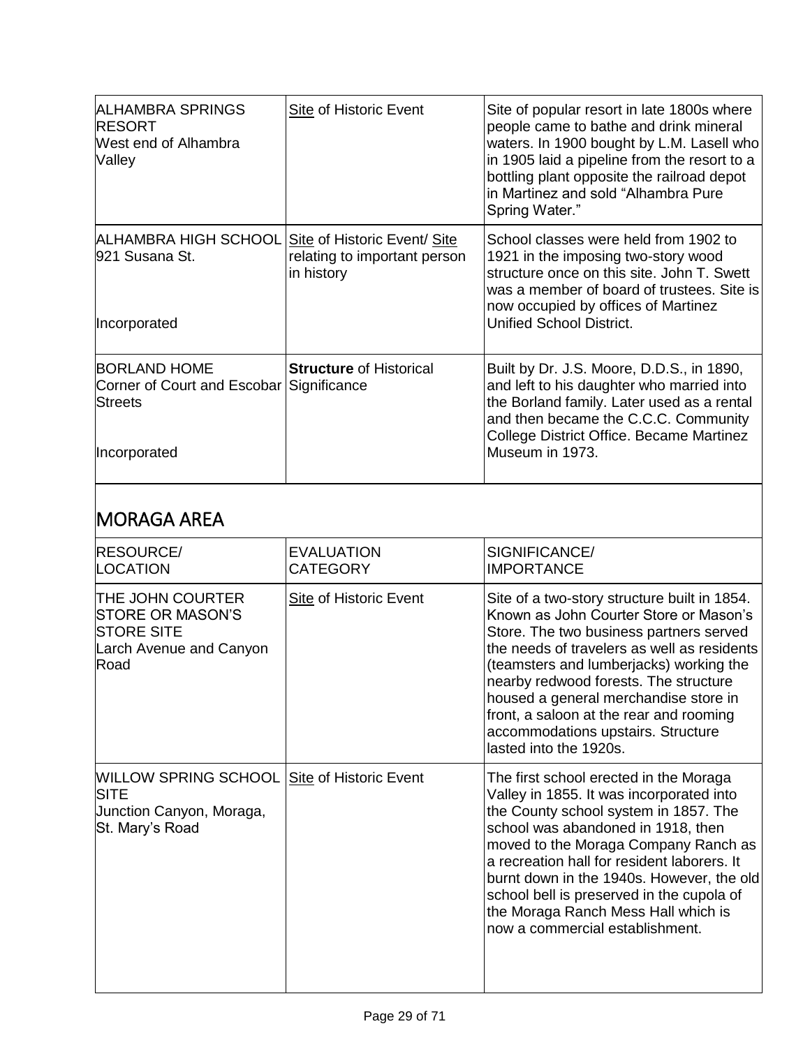| | | |
|---|---|---|
| ALHAMBRA SPRINGS RESORT<br>West end of Alhambra Valley | Site of Historic Event | Site of popular resort in late 1800s where people came to bathe and drink mineral waters. In 1900 bought by L.M. Lasell who in 1905 laid a pipeline from the resort to a bottling plant opposite the railroad depot in Martinez and sold "Alhambra Pure Spring Water." |
| ALHAMBRA HIGH SCHOOL<br>921 Susana St.<br><br>Incorporated | Site of Historic Event/ Site relating to important person in history | School classes were held from 1902 to 1921 in the imposing two-story wood structure once on this site. John T. Swett was a member of board of trustees. Site is now occupied by offices of Martinez Unified School District. |
| BORLAND HOME<br>Corner of Court and Escobar Streets<br><br>Incorporated | **Structure** of Historical Significance | Built by Dr. J.S. Moore, D.D.S., in 1890, and left to his daughter who married into the Borland family. Later used as a rental and then became the C.C.C. Community College District Office. Became Martinez Museum in 1973. |

## MORAGA AREA

| RESOURCE/<br>LOCATION | EVALUATION<br>CATEGORY | SIGNIFICANCE/<br>IMPORTANCE |
|---|---|---|
| THE JOHN COURTER STORE OR MASON'S STORE SITE<br>Larch Avenue and Canyon Road | Site of Historic Event | Site of a two-story structure built in 1854. Known as John Courter Store or Mason's Store. The two business partners served the needs of travelers as well as residents (teamsters and lumberjacks) working the nearby redwood forests. The structure housed a general merchandise store in front, a saloon at the rear and rooming accommodations upstairs. Structure lasted into the 1920s. |
| WILLOW SPRING SCHOOL SITE<br>Junction Canyon, Moraga, St. Mary's Road | Site of Historic Event | The first school erected in the Moraga Valley in 1855. It was incorporated into the County school system in 1857. The school was abandoned in 1918, then moved to the Moraga Company Ranch as a recreation hall for resident laborers. It burnt down in the 1940s. However, the old school bell is preserved in the cupola of the Moraga Ranch Mess Hall which is now a commercial establishment. |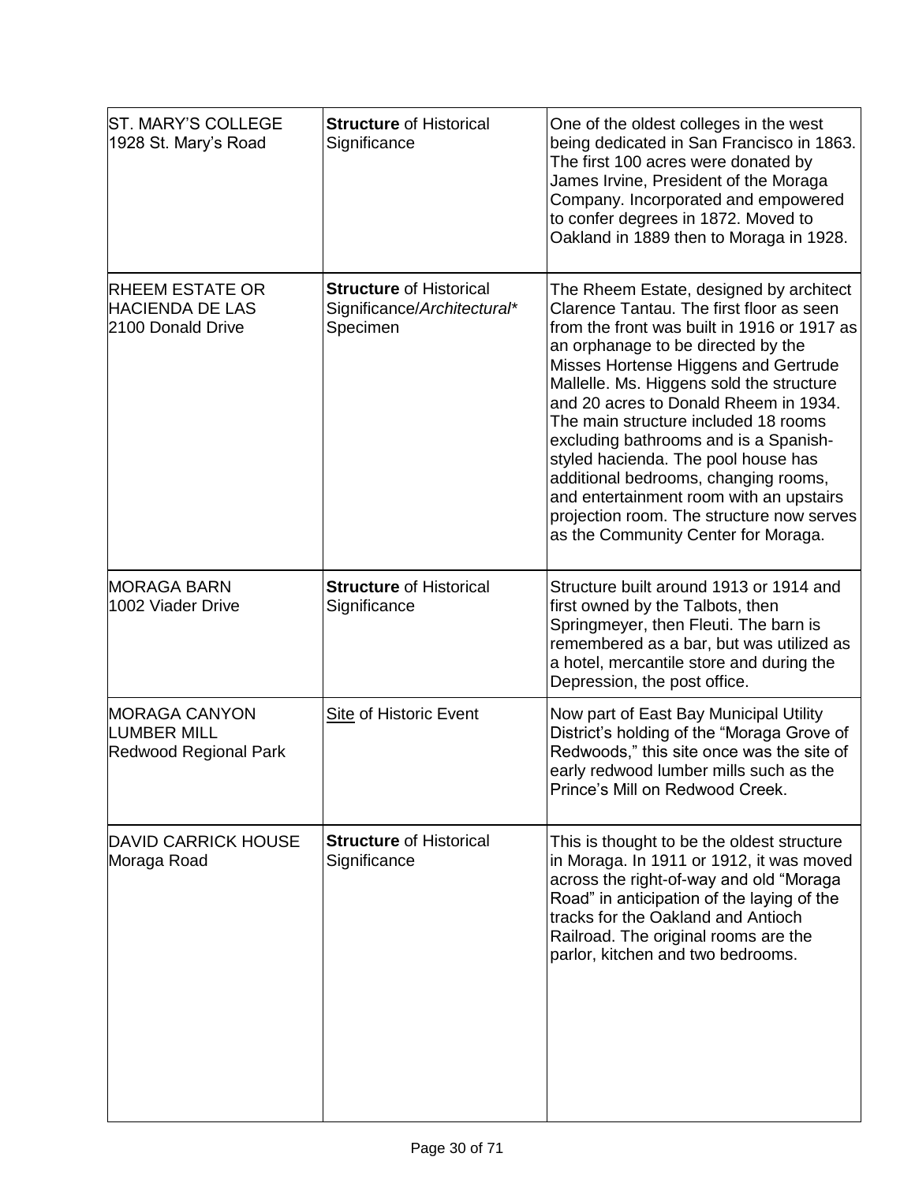| | | |
|---|---|---|
| ST. MARY'S COLLEGE<br>1928 St. Mary's Road | **Structure** of Historical Significance | One of the oldest colleges in the west being dedicated in San Francisco in 1863. The first 100 acres were donated by James Irvine, President of the Moraga Company. Incorporated and empowered to confer degrees in 1872. Moved to Oakland in 1889 then to Moraga in 1928. |
| RHEEM ESTATE OR HACIENDA DE LAS<br>2100 Donald Drive | **Structure** of Historical Significance/*Architectural** Specimen | The Rheem Estate, designed by architect Clarence Tantau. The first floor as seen from the front was built in 1916 or 1917 as an orphanage to be directed by the Misses Hortense Higgens and Gertrude Mallelle. Ms. Higgens sold the structure and 20 acres to Donald Rheem in 1934. The main structure included 18 rooms excluding bathrooms and is a Spanish-styled hacienda. The pool house has additional bedrooms, changing rooms, and entertainment room with an upstairs projection room. The structure now serves as the Community Center for Moraga. |
| MORAGA BARN<br>1002 Viader Drive | **Structure** of Historical Significance | Structure built around 1913 or 1914 and first owned by the Talbots, then Springmeyer, then Fleuti. The barn is remembered as a bar, but was utilized as a hotel, mercantile store and during the Depression, the post office. |
| MORAGA CANYON LUMBER MILL<br>Redwood Regional Park | Site of Historic Event | Now part of East Bay Municipal Utility District's holding of the "Moraga Grove of Redwoods," this site once was the site of early redwood lumber mills such as the Prince's Mill on Redwood Creek. |
| DAVID CARRICK HOUSE<br>Moraga Road | **Structure** of Historical Significance | This is thought to be the oldest structure in Moraga. In 1911 or 1912, it was moved across the right-of-way and old "Moraga Road" in anticipation of the laying of the tracks for the Oakland and Antioch Railroad. The original rooms are the parlor, kitchen and two bedrooms. |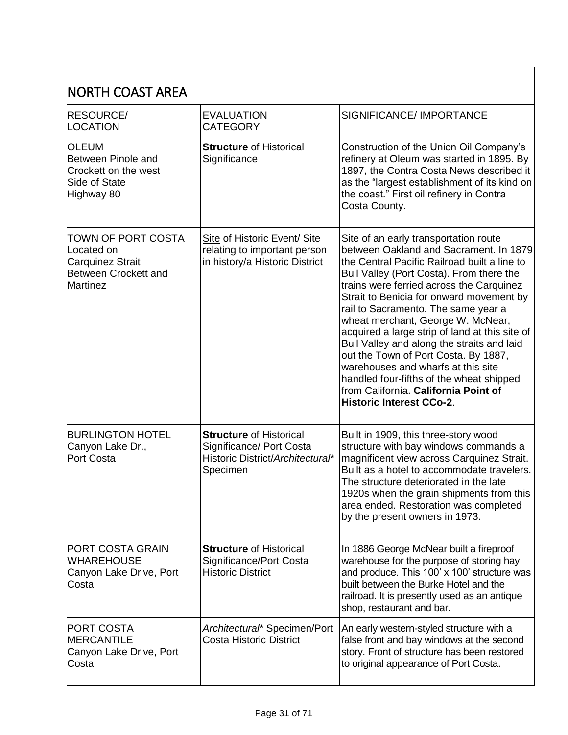| NORTH COAST AREA | | |
|---|---|---|
| RESOURCE/ LOCATION | EVALUATION CATEGORY | SIGNIFICANCE/ IMPORTANCE |
| OLEUM Between Pinole and Crockett on the west Side of State Highway 80 | **Structure** of Historical Significance | Construction of the Union Oil Company's refinery at Oleum was started in 1895. By 1897, the Contra Costa News described it as the "largest establishment of its kind on the coast." First oil refinery in Contra Costa County. |
| TOWN OF PORT COSTA Located on Carquinez Strait Between Crockett and Martinez | Site of Historic Event/ Site relating to important person in history/a Historic District | Site of an early transportation route between Oakland and Sacrament. In 1879 the Central Pacific Railroad built a line to Bull Valley (Port Costa). From there the trains were ferried across the Carquinez Strait to Benicia for onward movement by rail to Sacramento. The same year a wheat merchant, George W. McNear, acquired a large strip of land at this site of Bull Valley and along the straits and laid out the Town of Port Costa. By 1887, warehouses and wharfs at this site handled four-fifths of the wheat shipped from California. **California Point of Historic Interest CCo-2**. |
| BURLINGTON HOTEL Canyon Lake Dr., Port Costa | **Structure** of Historical Significance/ Port Costa Historic District/*Architectural\** Specimen | Built in 1909, this three-story wood structure with bay windows commands a magnificent view across Carquinez Strait. Built as a hotel to accommodate travelers. The structure deteriorated in the late 1920s when the grain shipments from this area ended. Restoration was completed by the present owners in 1973. |
| PORT COSTA GRAIN WHAREHOUSE Canyon Lake Drive, Port Costa | **Structure** of Historical Significance/Port Costa Historic District | In 1886 George McNear built a fireproof warehouse for the purpose of storing hay and produce. This 100' x 100' structure was built between the Burke Hotel and the railroad. It is presently used as an antique shop, restaurant and bar. |
| PORT COSTA MERCANTILE Canyon Lake Drive, Port Costa | *Architectural\** Specimen/Port Costa Historic District | An early western-styled structure with a false front and bay windows at the second story. Front of structure has been restored to original appearance of Port Costa. |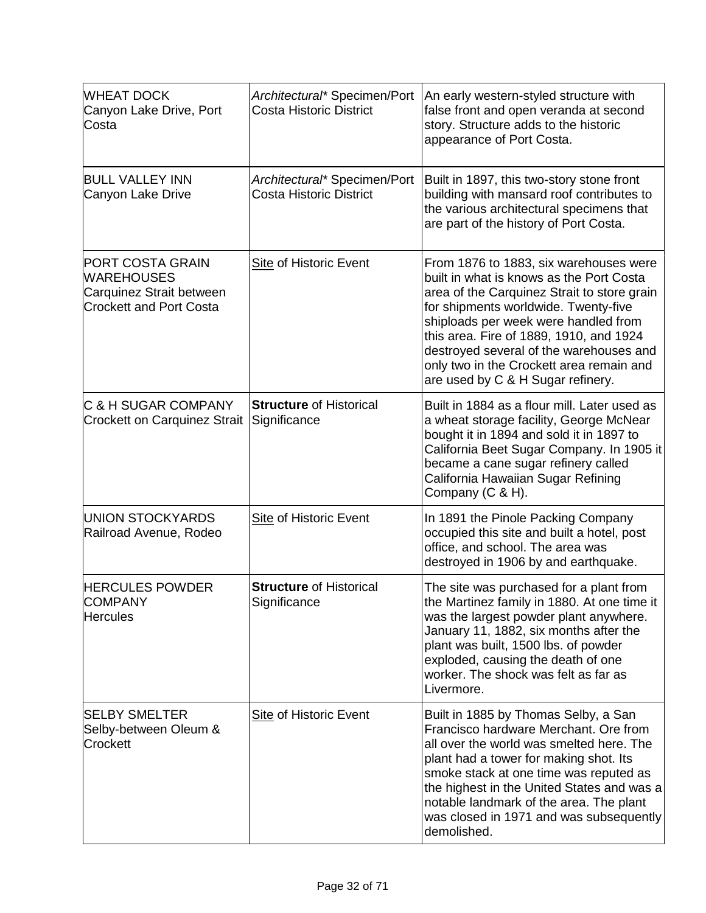| | | |
|---|---|---|
| WHEAT DOCK<br>Canyon Lake Drive, Port Costa | *Architectural*\* Specimen/Port Costa Historic District | An early western-styled structure with false front and open veranda at second story. Structure adds to the historic appearance of Port Costa. |
| BULL VALLEY INN<br>Canyon Lake Drive | *Architectural*\* Specimen/Port Costa Historic District | Built in 1897, this two-story stone front building with mansard roof contributes to the various architectural specimens that are part of the history of Port Costa. |
| PORT COSTA GRAIN WAREHOUSES<br>Carquinez Strait between Crockett and Port Costa | <u>Site</u> of Historic Event | From 1876 to 1883, six warehouses were built in what is knows as the Port Costa area of the Carquinez Strait to store grain for shipments worldwide. Twenty-five shiploads per week were handled from this area. Fire of 1889, 1910, and 1924 destroyed several of the warehouses and only two in the Crockett area remain and are used by C & H Sugar refinery. |
| C & H SUGAR COMPANY<br>Crockett on Carquinez Strait | **Structure** of Historical Significance | Built in 1884 as a flour mill. Later used as a wheat storage facility, George McNear bought it in 1894 and sold it in 1897 to California Beet Sugar Company. In 1905 it became a cane sugar refinery called California Hawaiian Sugar Refining Company (C & H). |
| UNION STOCKYARDS<br>Railroad Avenue, Rodeo | <u>Site</u> of Historic Event | In 1891 the Pinole Packing Company occupied this site and built a hotel, post office, and school. The area was destroyed in 1906 by and earthquake. |
| HERCULES POWDER COMPANY<br>Hercules | **Structure** of Historical Significance | The site was purchased for a plant from the Martinez family in 1880. At one time it was the largest powder plant anywhere. January 11, 1882, six months after the plant was built, 1500 lbs. of powder exploded, causing the death of one worker. The shock was felt as far as Livermore. |
| SELBY SMELTER<br>Selby-between Oleum & Crockett | <u>Site</u> of Historic Event | Built in 1885 by Thomas Selby, a San Francisco hardware Merchant. Ore from all over the world was smelted here. The plant had a tower for making shot. Its smoke stack at one time was reputed as the highest in the United States and was a notable landmark of the area. The plant was closed in 1971 and was subsequently demolished. |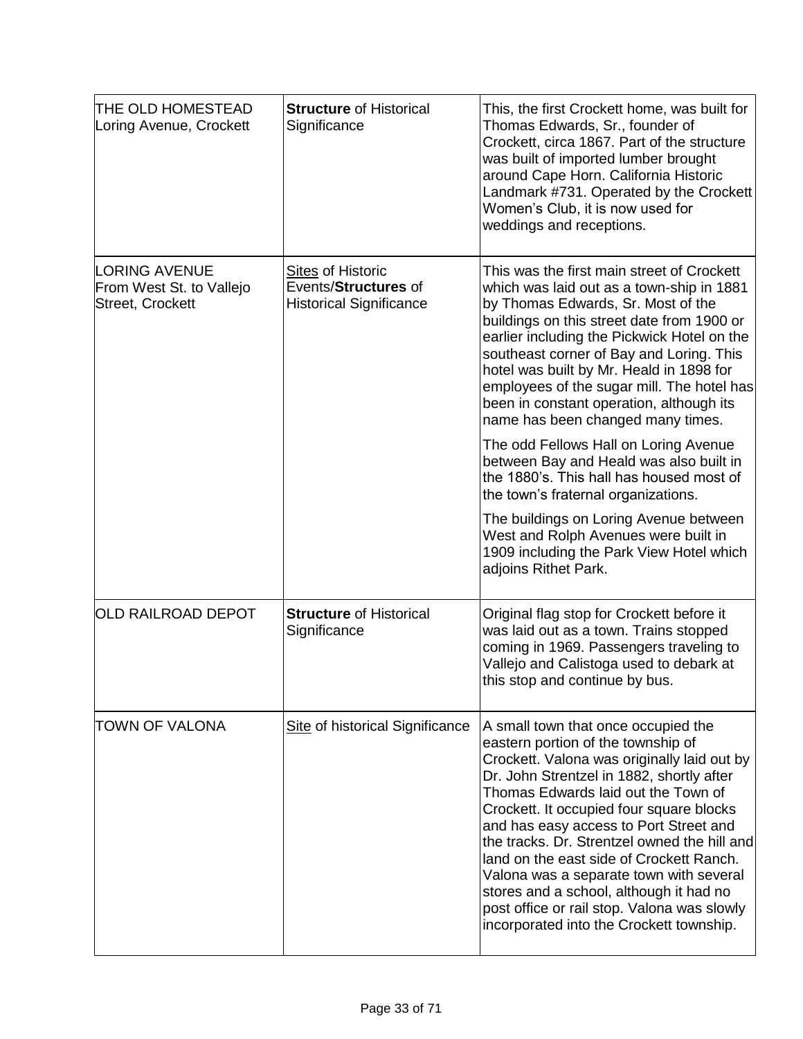| | | |
|---|---|---|
| THE OLD HOMESTEAD<br>Loring Avenue, Crockett | **Structure** of Historical Significance | This, the first Crockett home, was built for Thomas Edwards, Sr., founder of Crockett, circa 1867. Part of the structure was built of imported lumber brought around Cape Horn. California Historic Landmark #731. Operated by the Crockett Women's Club, it is now used for weddings and receptions. |
| LORING AVENUE<br>From West St. to Vallejo Street, Crockett | Sites of Historic Events/**Structures** of Historical Significance | This was the first main street of Crockett which was laid out as a town-ship in 1881 by Thomas Edwards, Sr. Most of the buildings on this street date from 1900 or earlier including the Pickwick Hotel on the southeast corner of Bay and Loring. This hotel was built by Mr. Heald in 1898 for employees of the sugar mill. The hotel has been in constant operation, although its name has been changed many times.<br><br>The odd Fellows Hall on Loring Avenue between Bay and Heald was also built in the 1880's. This hall has housed most of the town's fraternal organizations.<br><br>The buildings on Loring Avenue between West and Rolph Avenues were built in 1909 including the Park View Hotel which adjoins Rithet Park. |
| OLD RAILROAD DEPOT | **Structure** of Historical Significance | Original flag stop for Crockett before it was laid out as a town. Trains stopped coming in 1969. Passengers traveling to Vallejo and Calistoga used to debark at this stop and continue by bus. |
| TOWN OF VALONA | Site of historical Significance | A small town that once occupied the eastern portion of the township of Crockett. Valona was originally laid out by Dr. John Strentzel in 1882, shortly after Thomas Edwards laid out the Town of Crockett. It occupied four square blocks and has easy access to Port Street and the tracks. Dr. Strentzel owned the hill and land on the east side of Crockett Ranch. Valona was a separate town with several stores and a school, although it had no post office or rail stop. Valona was slowly incorporated into the Crockett township. |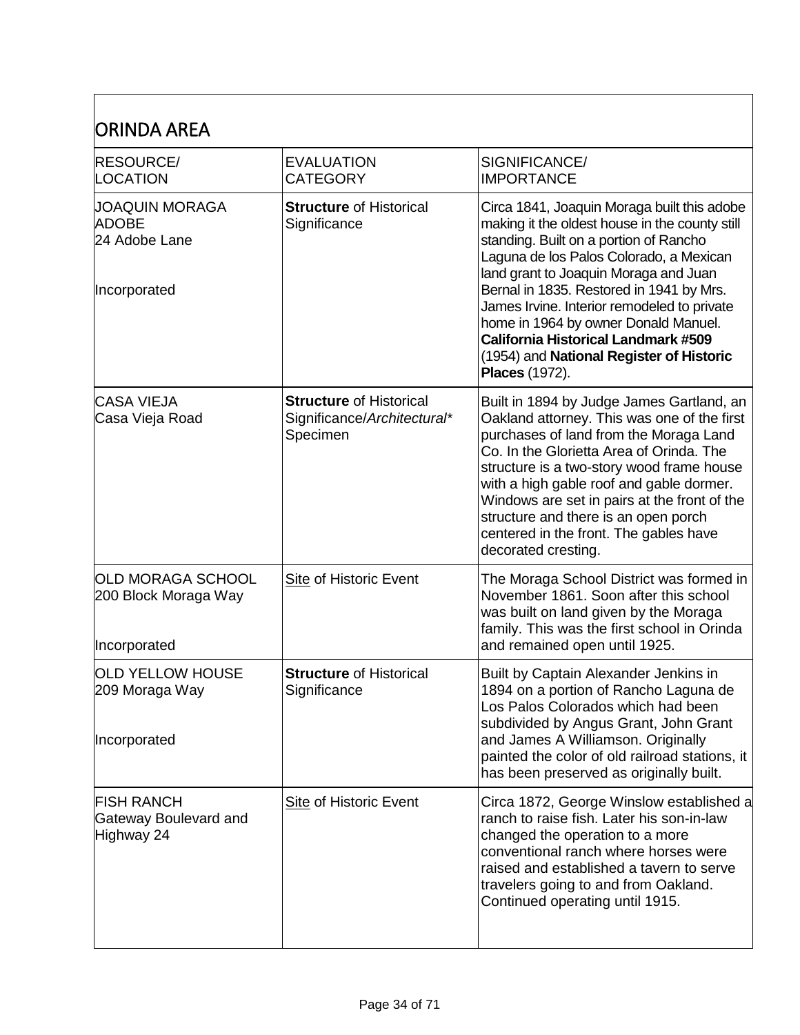## ORINDA AREA

| RESOURCE/ LOCATION | EVALUATION CATEGORY | SIGNIFICANCE/ IMPORTANCE |
|---|---|---|
| JOAQUIN MORAGA ADOBE<br>24 Adobe Lane<br><br>Incorporated | **Structure** of Historical Significance | Circa 1841, Joaquin Moraga built this adobe making it the oldest house in the county still standing. Built on a portion of Rancho Laguna de los Palos Colorado, a Mexican land grant to Joaquin Moraga and Juan Bernal in 1835. Restored in 1941 by Mrs. James Irvine. Interior remodeled to private home in 1964 by owner Donald Manuel. **California Historical Landmark #509** (1954) and **National Register of Historic Places** (1972). |
| CASA VIEJA<br>Casa Vieja Road | **Structure** of Historical Significance/*Architectural** Specimen | Built in 1894 by Judge James Gartland, an Oakland attorney. This was one of the first purchases of land from the Moraga Land Co. In the Glorietta Area of Orinda. The structure is a two-story wood frame house with a high gable roof and gable dormer. Windows are set in pairs at the front of the structure and there is an open porch centered in the front. The gables have decorated cresting. |
| OLD MORAGA SCHOOL<br>200 Block Moraga Way<br><br>Incorporated | Site of Historic Event | The Moraga School District was formed in November 1861. Soon after this school was built on land given by the Moraga family. This was the first school in Orinda and remained open until 1925. |
| OLD YELLOW HOUSE<br>209 Moraga Way<br><br>Incorporated | **Structure** of Historical Significance | Built by Captain Alexander Jenkins in 1894 on a portion of Rancho Laguna de Los Palos Colorados which had been subdivided by Angus Grant, John Grant and James A Williamson. Originally painted the color of old railroad stations, it has been preserved as originally built. |
| FISH RANCH<br>Gateway Boulevard and Highway 24 | Site of Historic Event | Circa 1872, George Winslow established a ranch to raise fish. Later his son-in-law changed the operation to a more conventional ranch where horses were raised and established a tavern to serve travelers going to and from Oakland. Continued operating until 1915. |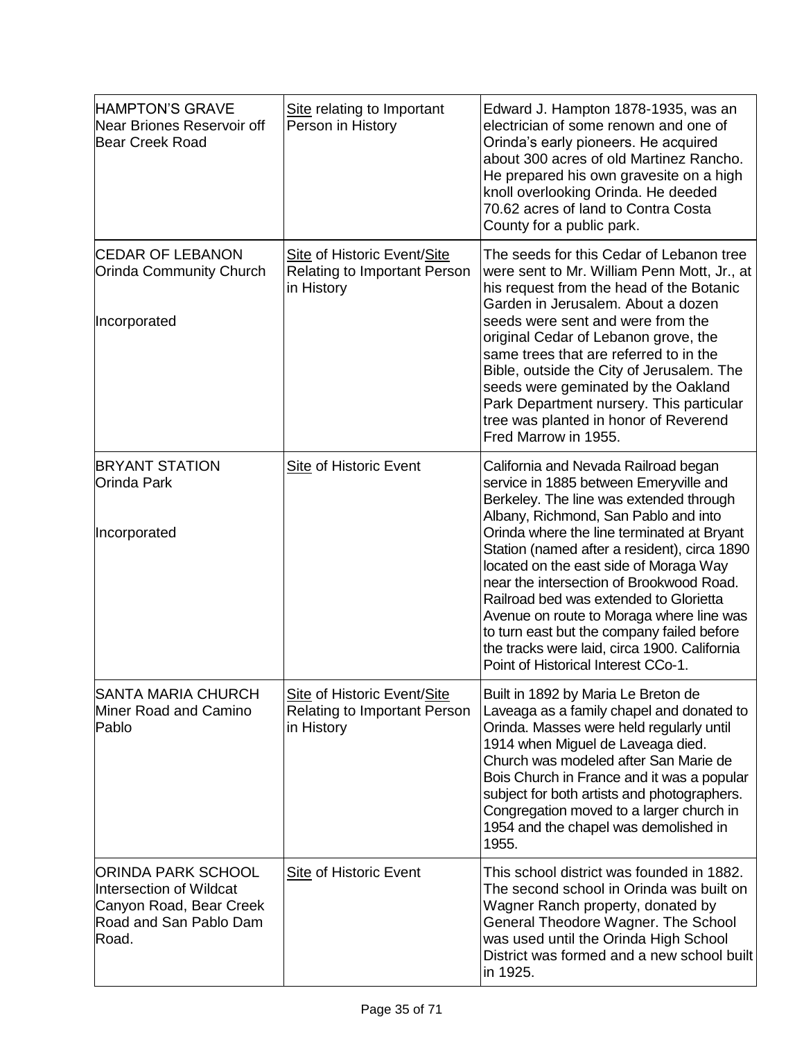| | | |
|---|---|---|
| HAMPTON'S GRAVE<br>Near Briones Reservoir off Bear Creek Road | Site relating to Important Person in History | Edward J. Hampton 1878-1935, was an electrician of some renown and one of Orinda's early pioneers. He acquired about 300 acres of old Martinez Rancho. He prepared his own gravesite on a high knoll overlooking Orinda. He deeded 70.62 acres of land to Contra Costa County for a public park. |
| CEDAR OF LEBANON<br>Orinda Community Church<br><br>Incorporated | Site of Historic Event/Site Relating to Important Person in History | The seeds for this Cedar of Lebanon tree were sent to Mr. William Penn Mott, Jr., at his request from the head of the Botanic Garden in Jerusalem. About a dozen seeds were sent and were from the original Cedar of Lebanon grove, the same trees that are referred to in the Bible, outside the City of Jerusalem. The seeds were geminated by the Oakland Park Department nursery. This particular tree was planted in honor of Reverend Fred Marrow in 1955. |
| BRYANT STATION<br>Orinda Park<br><br>Incorporated | Site of Historic Event | California and Nevada Railroad began service in 1885 between Emeryville and Berkeley. The line was extended through Albany, Richmond, San Pablo and into Orinda where the line terminated at Bryant Station (named after a resident), circa 1890 located on the east side of Moraga Way near the intersection of Brookwood Road. Railroad bed was extended to Glorietta Avenue on route to Moraga where line was to turn east but the company failed before the tracks were laid, circa 1900. California Point of Historical Interest CCo-1. |
| SANTA MARIA CHURCH<br>Miner Road and Camino Pablo | Site of Historic Event/Site Relating to Important Person in History | Built in 1892 by Maria Le Breton de Laveaga as a family chapel and donated to Orinda. Masses were held regularly until 1914 when Miguel de Laveaga died. Church was modeled after San Marie de Bois Church in France and it was a popular subject for both artists and photographers. Congregation moved to a larger church in 1954 and the chapel was demolished in 1955. |
| ORINDA PARK SCHOOL<br>Intersection of Wildcat Canyon Road, Bear Creek Road and San Pablo Dam Road. | Site of Historic Event | This school district was founded in 1882. The second school in Orinda was built on Wagner Ranch property, donated by General Theodore Wagner. The School was used until the Orinda High School District was formed and a new school built in 1925. |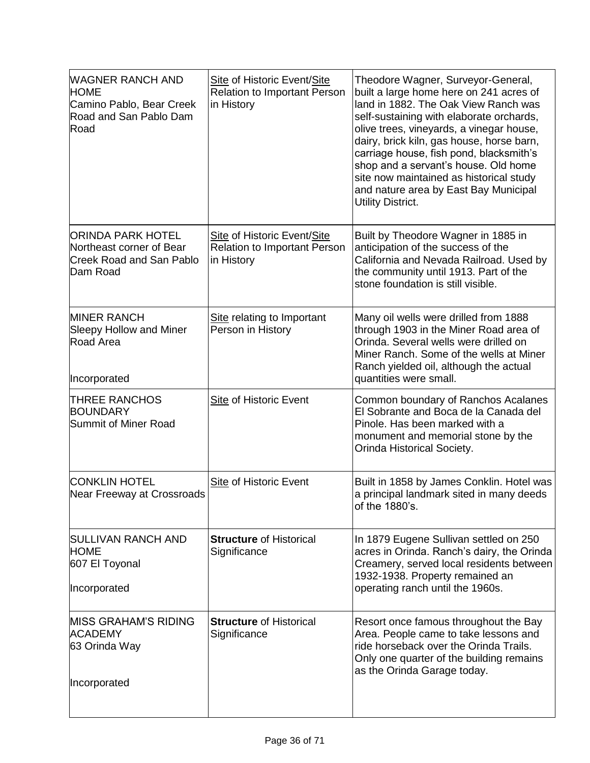| | | |
|---|---|---|
| WAGNER RANCH AND HOME<br>Camino Pablo, Bear Creek Road and San Pablo Dam Road | Site of Historic Event/Site Relation to Important Person in History | Theodore Wagner, Surveyor-General, built a large home here on 241 acres of land in 1882. The Oak View Ranch was self-sustaining with elaborate orchards, olive trees, vineyards, a vinegar house, dairy, brick kiln, gas house, horse barn, carriage house, fish pond, blacksmith's shop and a servant's house. Old home site now maintained as historical study and nature area by East Bay Municipal Utility District. |
| ORINDA PARK HOTEL<br>Northeast corner of Bear Creek Road and San Pablo Dam Road | Site of Historic Event/Site Relation to Important Person in History | Built by Theodore Wagner in 1885 in anticipation of the success of the California and Nevada Railroad. Used by the community until 1913. Part of the stone foundation is still visible. |
| MINER RANCH<br>Sleepy Hollow and Miner Road Area<br><br>Incorporated | Site relating to Important Person in History | Many oil wells were drilled from 1888 through 1903 in the Miner Road area of Orinda. Several wells were drilled on Miner Ranch. Some of the wells at Miner Ranch yielded oil, although the actual quantities were small. |
| THREE RANCHOS BOUNDARY<br>Summit of Miner Road | Site of Historic Event | Common boundary of Ranchos Acalanes El Sobrante and Boca de la Canada del Pinole. Has been marked with a monument and memorial stone by the Orinda Historical Society. |
| CONKLIN HOTEL<br>Near Freeway at Crossroads | Site of Historic Event | Built in 1858 by James Conklin. Hotel was a principal landmark sited in many deeds of the 1880's. |
| SULLIVAN RANCH AND HOME<br>607 El Toyonal<br><br>Incorporated | **Structure** of Historical Significance | In 1879 Eugene Sullivan settled on 250 acres in Orinda. Ranch's dairy, the Orinda Creamery, served local residents between 1932-1938. Property remained an operating ranch until the 1960s. |
| MISS GRAHAM'S RIDING ACADEMY<br>63 Orinda Way<br><br>Incorporated | **Structure** of Historical Significance | Resort once famous throughout the Bay Area. People came to take lessons and ride horseback over the Orinda Trails. Only one quarter of the building remains as the Orinda Garage today. |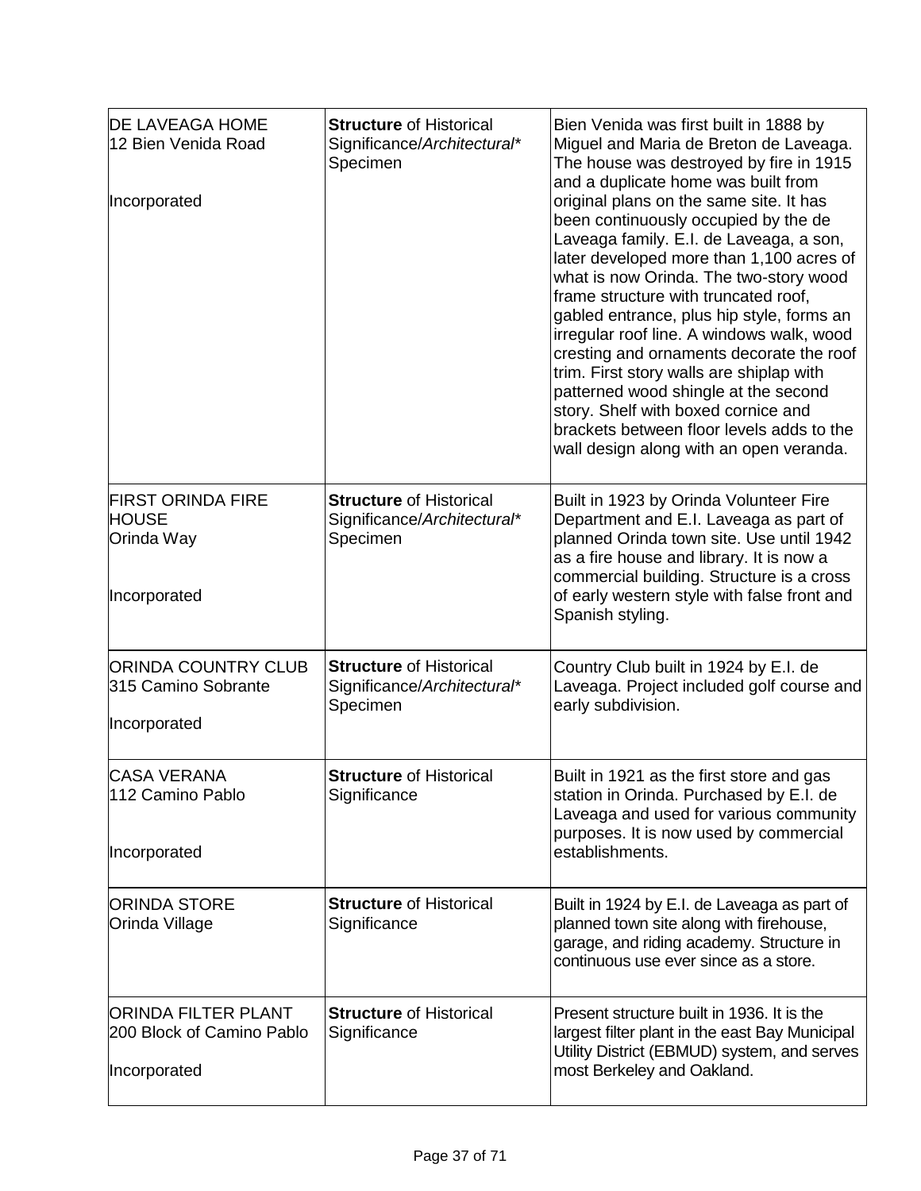| | | |
|---|---|---|
| DE LAVEAGA HOME<br>12 Bien Venida Road<br><br>Incorporated | **Structure** of Historical Significance/*Architectural*\* Specimen | Bien Venida was first built in 1888 by Miguel and Maria de Breton de Laveaga. The house was destroyed by fire in 1915 and a duplicate home was built from original plans on the same site. It has been continuously occupied by the de Laveaga family. E.I. de Laveaga, a son, later developed more than 1,100 acres of what is now Orinda. The two-story wood frame structure with truncated roof, gabled entrance, plus hip style, forms an irregular roof line. A windows walk, wood cresting and ornaments decorate the roof trim. First story walls are shiplap with patterned wood shingle at the second story. Shelf with boxed cornice and brackets between floor levels adds to the wall design along with an open veranda. |
| FIRST ORINDA FIRE HOUSE<br>Orinda Way<br><br>Incorporated | **Structure** of Historical Significance/*Architectural*\* Specimen | Built in 1923 by Orinda Volunteer Fire Department and E.I. Laveaga as part of planned Orinda town site. Use until 1942 as a fire house and library. It is now a commercial building. Structure is a cross of early western style with false front and Spanish styling. |
| ORINDA COUNTRY CLUB<br>315 Camino Sobrante<br><br>Incorporated | **Structure** of Historical Significance/*Architectural*\* Specimen | Country Club built in 1924 by E.I. de Laveaga. Project included golf course and early subdivision. |
| CASA VERANA<br>112 Camino Pablo<br><br>Incorporated | **Structure** of Historical Significance | Built in 1921 as the first store and gas station in Orinda. Purchased by E.I. de Laveaga and used for various community purposes. It is now used by commercial establishments. |
| ORINDA STORE<br>Orinda Village | **Structure** of Historical Significance | Built in 1924 by E.I. de Laveaga as part of planned town site along with firehouse, garage, and riding academy. Structure in continuous use ever since as a store. |
| ORINDA FILTER PLANT<br>200 Block of Camino Pablo<br><br>Incorporated | **Structure** of Historical Significance | Present structure built in 1936. It is the largest filter plant in the east Bay Municipal Utility District (EBMUD) system, and serves most Berkeley and Oakland. |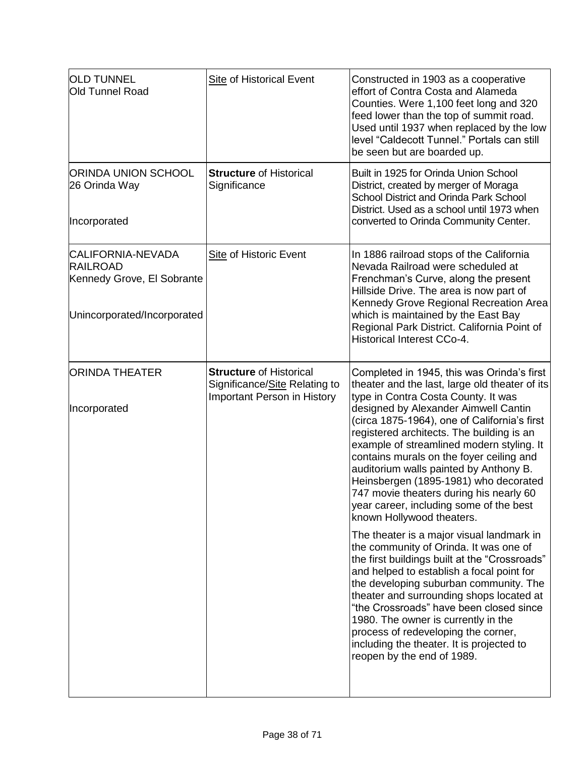| | | |
|---|---|---|
| OLD TUNNEL<br>Old Tunnel Road | <u>Site</u> of Historical Event | Constructed in 1903 as a cooperative effort of Contra Costa and Alameda Counties. Were 1,100 feet long and 320 feed lower than the top of summit road. Used until 1937 when replaced by the low level "Caldecott Tunnel." Portals can still be seen but are boarded up. |
| ORINDA UNION SCHOOL<br>26 Orinda Way<br><br>Incorporated | **Structure** of Historical Significance | Built in 1925 for Orinda Union School District, created by merger of Moraga School District and Orinda Park School District. Used as a school until 1973 when converted to Orinda Community Center. |
| CALIFORNIA-NEVADA RAILROAD<br>Kennedy Grove, El Sobrante<br><br>Unincorporated/Incorporated | <u>Site</u> of Historic Event | In 1886 railroad stops of the California Nevada Railroad were scheduled at Frenchman's Curve, along the present Hillside Drive. The area is now part of Kennedy Grove Regional Recreation Area which is maintained by the East Bay Regional Park District. California Point of Historical Interest CCo-4. |
| ORINDA THEATER<br><br>Incorporated | **Structure** of Historical Significance/<u>Site</u> Relating to Important Person in History | Completed in 1945, this was Orinda's first theater and the last, large old theater of its type in Contra Costa County. It was designed by Alexander Aimwell Cantin (circa 1875-1964), one of California's first registered architects. The building is an example of streamlined modern styling. It contains murals on the foyer ceiling and auditorium walls painted by Anthony B. Heinsbergen (1895-1981) who decorated 747 movie theaters during his nearly 60 year career, including some of the best known Hollywood theaters.<br><br>The theater is a major visual landmark in the community of Orinda. It was one of the first buildings built at the "Crossroads" and helped to establish a focal point for the developing suburban community. The theater and surrounding shops located at "the Crossroads" have been closed since 1980. The owner is currently in the process of redeveloping the corner, including the theater. It is projected to reopen by the end of 1989. |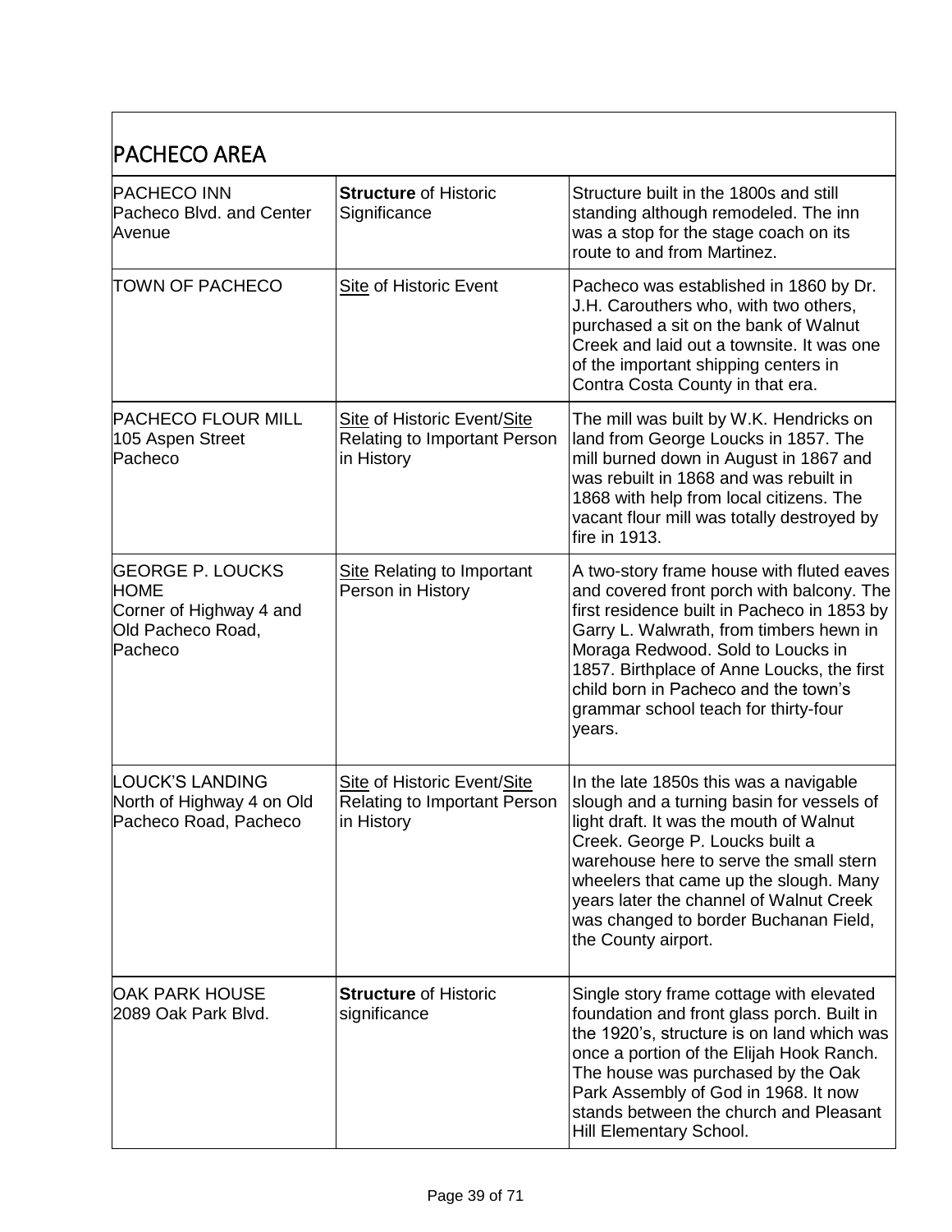## PACHECO AREA

| | | |
|---|---|---|
| PACHECO INN<br>Pacheco Blvd. and Center Avenue | **Structure** of Historic Significance | Structure built in the 1800s and still standing although remodeled. The inn was a stop for the stage coach on its route to and from Martinez. |
| TOWN OF PACHECO | Site of Historic Event | Pacheco was established in 1860 by Dr. J.H. Carouthers who, with two others, purchased a sit on the bank of Walnut Creek and laid out a townsite. It was one of the important shipping centers in Contra Costa County in that era. |
| PACHECO FLOUR MILL<br>105 Aspen Street<br>Pacheco | Site of Historic Event/Site Relating to Important Person in History | The mill was built by W.K. Hendricks on land from George Loucks in 1857. The mill burned down in August in 1867 and was rebuilt in 1868 and was rebuilt in 1868 with help from local citizens. The vacant flour mill was totally destroyed by fire in 1913. |
| GEORGE P. LOUCKS HOME<br>Corner of Highway 4 and Old Pacheco Road, Pacheco | Site Relating to Important Person in History | A two-story frame house with fluted eaves and covered front porch with balcony. The first residence built in Pacheco in 1853 by Garry L. Walwrath, from timbers hewn in Moraga Redwood. Sold to Loucks in 1857. Birthplace of Anne Loucks, the first child born in Pacheco and the town's grammar school teach for thirty-four years. |
| LOUCK'S LANDING<br>North of Highway 4 on Old Pacheco Road, Pacheco | Site of Historic Event/Site Relating to Important Person in History | In the late 1850s this was a navigable slough and a turning basin for vessels of light draft. It was the mouth of Walnut Creek. George P. Loucks built a warehouse here to serve the small stern wheelers that came up the slough. Many years later the channel of Walnut Creek was changed to border Buchanan Field, the County airport. |
| OAK PARK HOUSE<br>2089 Oak Park Blvd. | **Structure** of Historic significance | Single story frame cottage with elevated foundation and front glass porch. Built in the 1920's, structure is on land which was once a portion of the Elijah Hook Ranch. The house was purchased by the Oak Park Assembly of God in 1968. It now stands between the church and Pleasant Hill Elementary School. |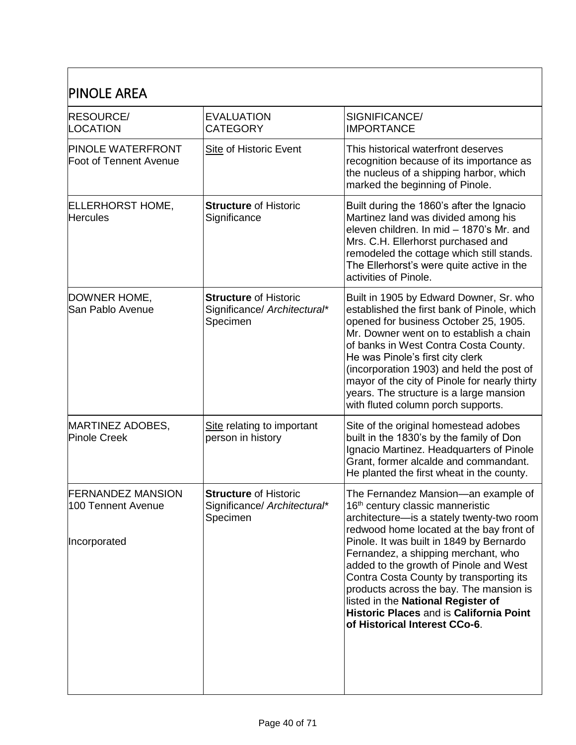## PINOLE AREA

| RESOURCE/ LOCATION | EVALUATION CATEGORY | SIGNIFICANCE/ IMPORTANCE |
|---|---|---|
| PINOLE WATERFRONT Foot of Tennent Avenue | Site of Historic Event | This historical waterfront deserves recognition because of its importance as the nucleus of a shipping harbor, which marked the beginning of Pinole. |
| ELLERHORST HOME, Hercules | **Structure** of Historic Significance | Built during the 1860's after the Ignacio Martinez land was divided among his eleven children. In mid – 1870's Mr. and Mrs. C.H. Ellerhorst purchased and remodeled the cottage which still stands. The Ellerhorst's were quite active in the activities of Pinole. |
| DOWNER HOME, San Pablo Avenue | **Structure** of Historic Significance/ *Architectural** Specimen | Built in 1905 by Edward Downer, Sr. who established the first bank of Pinole, which opened for business October 25, 1905. Mr. Downer went on to establish a chain of banks in West Contra Costa County. He was Pinole's first city clerk (incorporation 1903) and held the post of mayor of the city of Pinole for nearly thirty years. The structure is a large mansion with fluted column porch supports. |
| MARTINEZ ADOBES, Pinole Creek | Site relating to important person in history | Site of the original homestead adobes built in the 1830's by the family of Don Ignacio Martinez. Headquarters of Pinole Grant, former alcalde and commandant. He planted the first wheat in the county. |
| FERNANDEZ MANSION 100 Tennent Avenue<br><br>Incorporated | **Structure** of Historic Significance/ *Architectural** Specimen | The Fernandez Mansion—an example of 16th century classic manneristic architecture—is a stately twenty-two room redwood home located at the bay front of Pinole. It was built in 1849 by Bernardo Fernandez, a shipping merchant, who added to the growth of Pinole and West Contra Costa County by transporting its products across the bay. The mansion is listed in the **National Register of Historic Places** and is **California Point of Historical Interest CCo-6**. |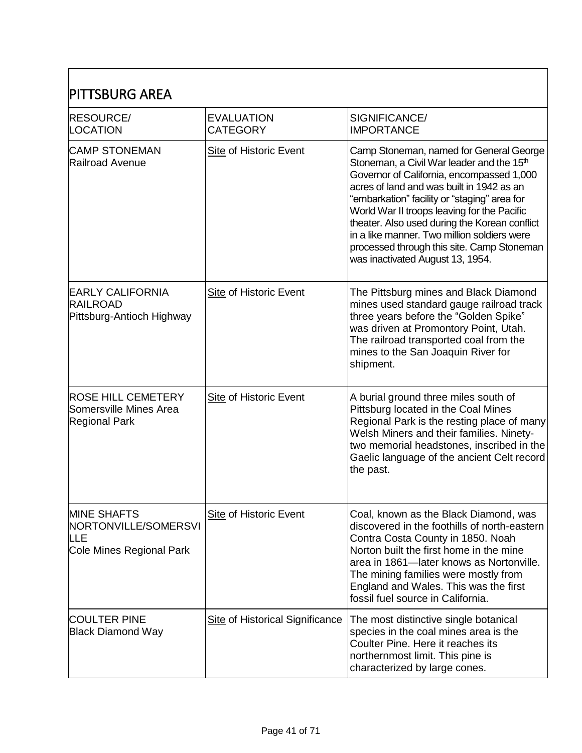## PITTSBURG AREA

| RESOURCE/ LOCATION | EVALUATION CATEGORY | SIGNIFICANCE/ IMPORTANCE |
|---|---|---|
| CAMP STONEMAN Railroad Avenue | Site of Historic Event | Camp Stoneman, named for General George Stoneman, a Civil War leader and the 15th Governor of California, encompassed 1,000 acres of land and was built in 1942 as an "embarkation" facility or "staging" area for World War II troops leaving for the Pacific theater. Also used during the Korean conflict in a like manner. Two million soldiers were processed through this site. Camp Stoneman was inactivated August 13, 1954. |
| EARLY CALIFORNIA RAILROAD Pittsburg-Antioch Highway | Site of Historic Event | The Pittsburg mines and Black Diamond mines used standard gauge railroad track three years before the "Golden Spike" was driven at Promontory Point, Utah. The railroad transported coal from the mines to the San Joaquin River for shipment. |
| ROSE HILL CEMETERY Somersville Mines Area Regional Park | Site of Historic Event | A burial ground three miles south of Pittsburg located in the Coal Mines Regional Park is the resting place of many Welsh Miners and their families. Ninety-two memorial headstones, inscribed in the Gaelic language of the ancient Celt record the past. |
| MINE SHAFTS NORTONVILLE/SOMERSVILLE Cole Mines Regional Park | Site of Historic Event | Coal, known as the Black Diamond, was discovered in the foothills of north-eastern Contra Costa County in 1850. Noah Norton built the first home in the mine area in 1861—later knows as Nortonville. The mining families were mostly from England and Wales. This was the first fossil fuel source in California. |
| COULTER PINE Black Diamond Way | Site of Historical Significance | The most distinctive single botanical species in the coal mines area is the Coulter Pine. Here it reaches its northernmost limit. This pine is characterized by large cones. |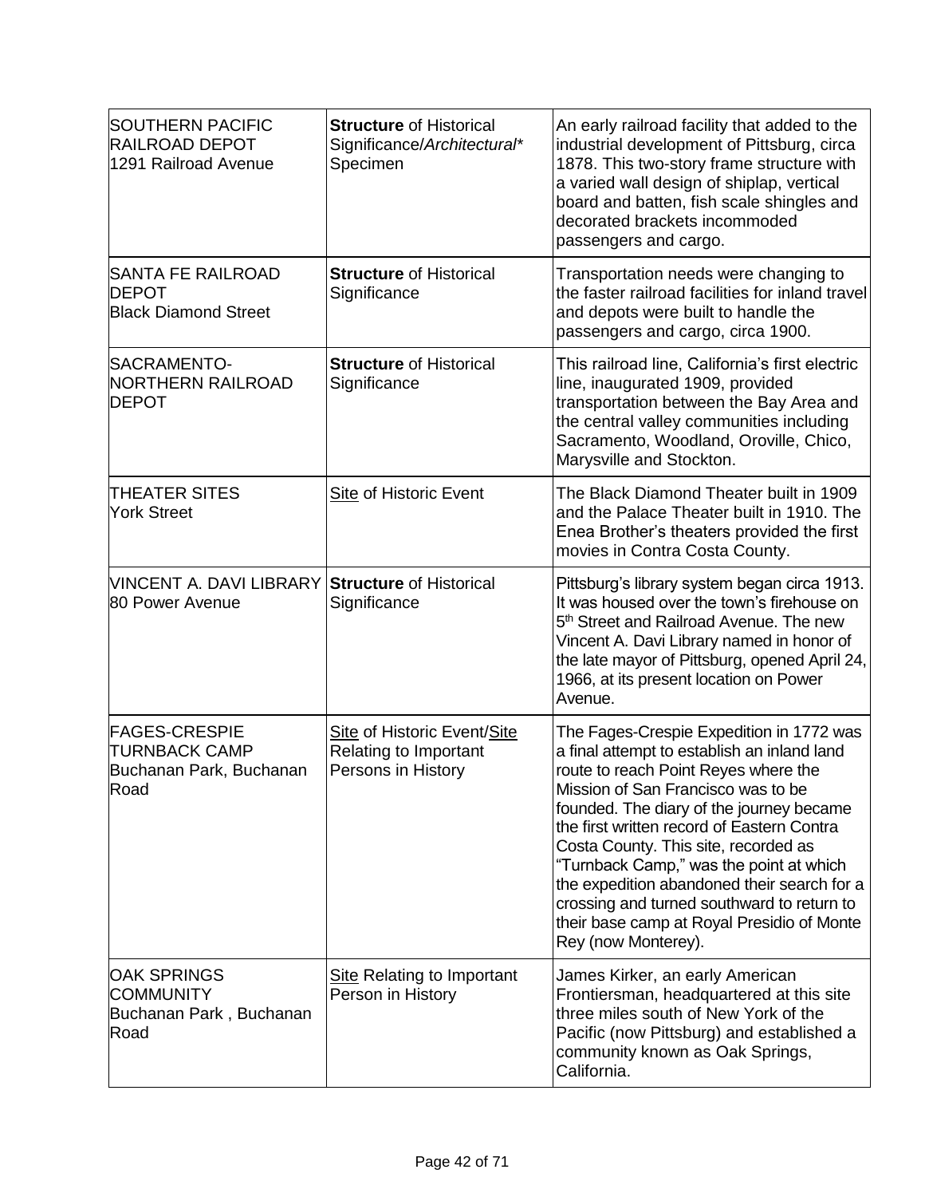| | | |
|---|---|---|
| SOUTHERN PACIFIC RAILROAD DEPOT<br>1291 Railroad Avenue | **Structure** of Historical Significance/*Architectural\** Specimen | An early railroad facility that added to the industrial development of Pittsburg, circa 1878. This two-story frame structure with a varied wall design of shiplap, vertical board and batten, fish scale shingles and decorated brackets incommoded passengers and cargo. |
| SANTA FE RAILROAD DEPOT<br>Black Diamond Street | **Structure** of Historical Significance | Transportation needs were changing to the faster railroad facilities for inland travel and depots were built to handle the passengers and cargo, circa 1900. |
| SACRAMENTO-NORTHERN RAILROAD DEPOT | **Structure** of Historical Significance | This railroad line, California's first electric line, inaugurated 1909, provided transportation between the Bay Area and the central valley communities including Sacramento, Woodland, Oroville, Chico, Marysville and Stockton. |
| THEATER SITES<br>York Street | <u>Site</u> of Historic Event | The Black Diamond Theater built in 1909 and the Palace Theater built in 1910. The Enea Brother's theaters provided the first movies in Contra Costa County. |
| VINCENT A. DAVI LIBRARY<br>80 Power Avenue | **Structure** of Historical Significance | Pittsburg's library system began circa 1913. It was housed over the town's firehouse on 5th Street and Railroad Avenue. The new Vincent A. Davi Library named in honor of the late mayor of Pittsburg, opened April 24, 1966, at its present location on Power Avenue. |
| FAGES-CRESPIE TURNBACK CAMP<br>Buchanan Park, Buchanan Road | <u>Site</u> of Historic Event/<u>Site</u> Relating to Important Persons in History | The Fages-Crespie Expedition in 1772 was a final attempt to establish an inland land route to reach Point Reyes where the Mission of San Francisco was to be founded. The diary of the journey became the first written record of Eastern Contra Costa County. This site, recorded as "Turnback Camp," was the point at which the expedition abandoned their search for a crossing and turned southward to return to their base camp at Royal Presidio of Monte Rey (now Monterey). |
| OAK SPRINGS COMMUNITY<br>Buchanan Park , Buchanan Road | <u>Site</u> Relating to Important Person in History | James Kirker, an early American Frontiersman, headquartered at this site three miles south of New York of the Pacific (now Pittsburg) and established a community known as Oak Springs, California. |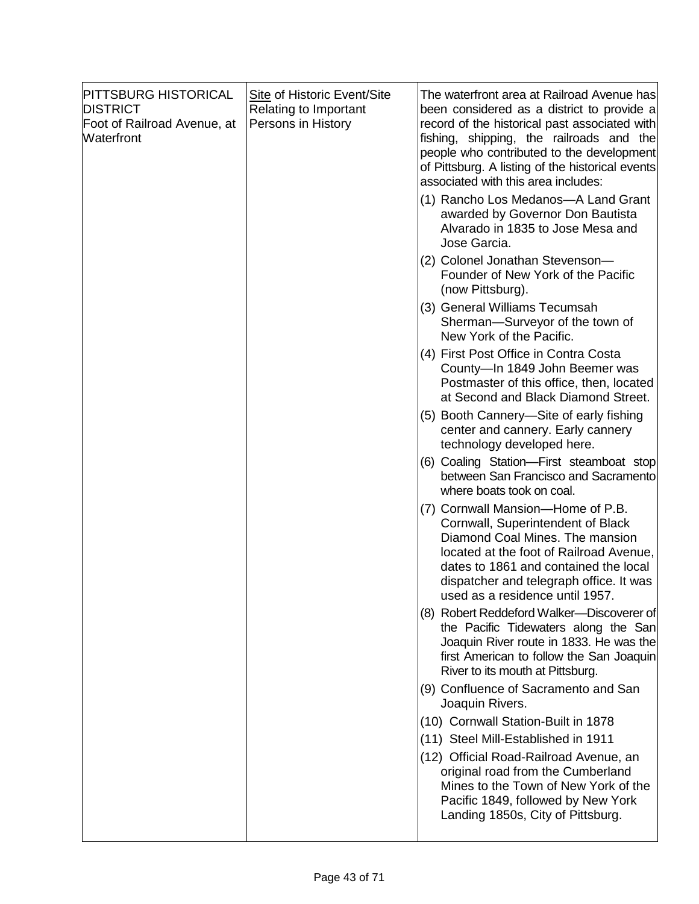| | | |
|---|---|---|
| PITTSBURG HISTORICAL DISTRICT<br>Foot of Railroad Avenue, at Waterfront | <u>Site</u> of Historic Event/Site Relating to Important Persons in History | The waterfront area at Railroad Avenue has been considered as a district to provide a record of the historical past associated with fishing, shipping, the railroads and the people who contributed to the development of Pittsburg. A listing of the historical events associated with this area includes:<br>(1) Rancho Los Medanos—A Land Grant awarded by Governor Don Bautista Alvarado in 1835 to Jose Mesa and Jose Garcia.<br>(2) Colonel Jonathan Stevenson—Founder of New York of the Pacific (now Pittsburg).<br>(3) General Williams Tecumsah Sherman—Surveyor of the town of New York of the Pacific.<br>(4) First Post Office in Contra Costa County—In 1849 John Beemer was Postmaster of this office, then, located at Second and Black Diamond Street.<br>(5) Booth Cannery—Site of early fishing center and cannery. Early cannery technology developed here.<br>(6) Coaling Station—First steamboat stop between San Francisco and Sacramento where boats took on coal.<br>(7) Cornwall Mansion—Home of P.B. Cornwall, Superintendent of Black Diamond Coal Mines. The mansion located at the foot of Railroad Avenue, dates to 1861 and contained the local dispatcher and telegraph office. It was used as a residence until 1957.<br>(8) Robert Reddeford Walker—Discoverer of the Pacific Tidewaters along the San Joaquin River route in 1833. He was the first American to follow the San Joaquin River to its mouth at Pittsburg.<br>(9) Confluence of Sacramento and San Joaquin Rivers.<br>(10) Cornwall Station-Built in 1878<br>(11) Steel Mill-Established in 1911<br>(12) Official Road-Railroad Avenue, an original road from the Cumberland Mines to the Town of New York of the Pacific 1849, followed by New York Landing 1850s, City of Pittsburg. |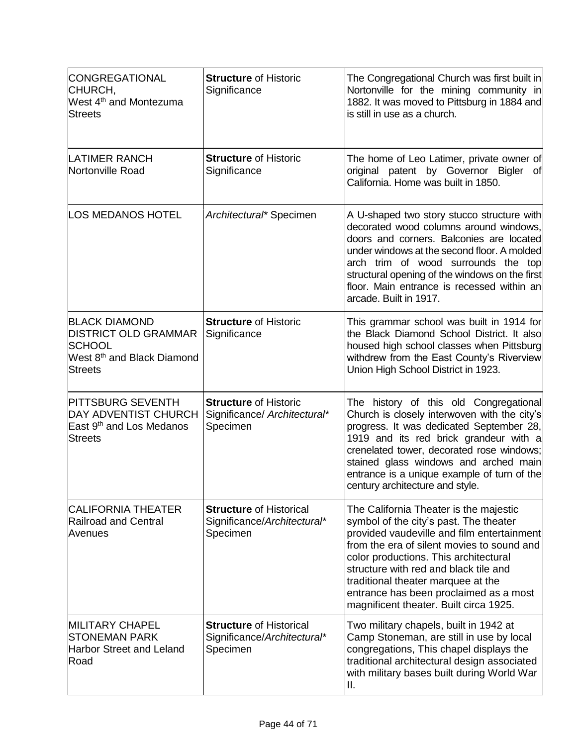| | | |
|---|---|---|
| CONGREGATIONAL CHURCH, West 4th and Montezuma Streets | **Structure** of Historic Significance | The Congregational Church was first built in Nortonville for the mining community in 1882. It was moved to Pittsburg in 1884 and is still in use as a church. |
| LATIMER RANCH Nortonville Road | **Structure** of Historic Significance | The home of Leo Latimer, private owner of original patent by Governor Bigler of California. Home was built in 1850. |
| LOS MEDANOS HOTEL | *Architectural** Specimen | A U-shaped two story stucco structure with decorated wood columns around windows, doors and corners. Balconies are located under windows at the second floor. A molded arch trim of wood surrounds the top structural opening of the windows on the first floor. Main entrance is recessed within an arcade. Built in 1917. |
| BLACK DIAMOND DISTRICT OLD GRAMMAR SCHOOL West 8th and Black Diamond Streets | **Structure** of Historic Significance | This grammar school was built in 1914 for the Black Diamond School District. It also housed high school classes when Pittsburg withdrew from the East County's Riverview Union High School District in 1923. |
| PITTSBURG SEVENTH DAY ADVENTIST CHURCH East 9th and Los Medanos Streets | **Structure** of Historic Significance/ *Architectural** Specimen | The history of this old Congregational Church is closely interwoven with the city's progress. It was dedicated September 28, 1919 and its red brick grandeur with a crenelated tower, decorated rose windows; stained glass windows and arched main entrance is a unique example of turn of the century architecture and style. |
| CALIFORNIA THEATER Railroad and Central Avenues | **Structure** of Historical Significance/*Architectural** Specimen | The California Theater is the majestic symbol of the city's past. The theater provided vaudeville and film entertainment from the era of silent movies to sound and color productions. This architectural structure with red and black tile and traditional theater marquee at the entrance has been proclaimed as a most magnificent theater. Built circa 1925. |
| MILITARY CHAPEL STONEMAN PARK Harbor Street and Leland Road | **Structure** of Historical Significance/*Architectural** Specimen | Two military chapels, built in 1942 at Camp Stoneman, are still in use by local congregations, This chapel displays the traditional architectural design associated with military bases built during World War II. |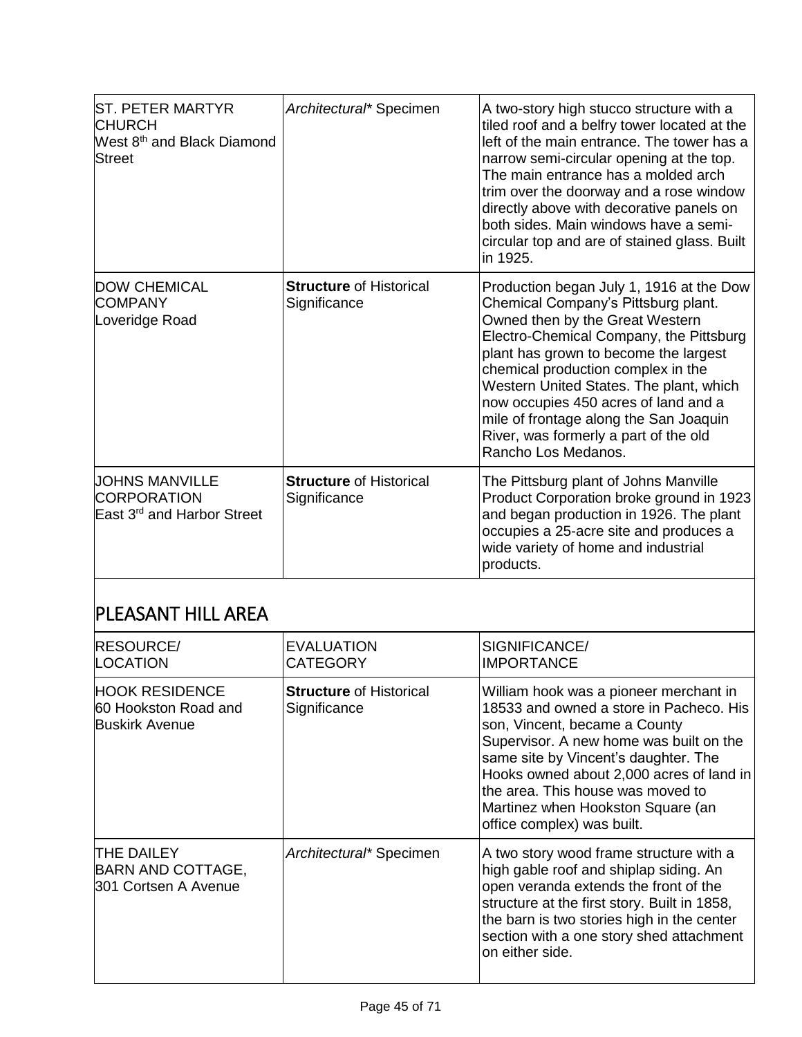| | | |
|---|---|---|
| ST. PETER MARTYR CHURCH<br>West 8th and Black Diamond Street | *Architectural** Specimen | A two-story high stucco structure with a tiled roof and a belfry tower located at the left of the main entrance. The tower has a narrow semi-circular opening at the top. The main entrance has a molded arch trim over the doorway and a rose window directly above with decorative panels on both sides. Main windows have a semi-circular top and are of stained glass. Built in 1925. |
| DOW CHEMICAL COMPANY<br>Loveridge Road | **Structure** of Historical Significance | Production began July 1, 1916 at the Dow Chemical Company's Pittsburg plant. Owned then by the Great Western Electro-Chemical Company, the Pittsburg plant has grown to become the largest chemical production complex in the Western United States. The plant, which now occupies 450 acres of land and a mile of frontage along the San Joaquin River, was formerly a part of the old Rancho Los Medanos. |
| JOHNS MANVILLE CORPORATION<br>East 3rd and Harbor Street | **Structure** of Historical Significance | The Pittsburg plant of Johns Manville Product Corporation broke ground in 1923 and began production in 1926. The plant occupies a 25-acre site and produces a wide variety of home and industrial products. |

## PLEASANT HILL AREA

| RESOURCE/ LOCATION | EVALUATION CATEGORY | SIGNIFICANCE/ IMPORTANCE |
|---|---|---|
| HOOK RESIDENCE<br>60 Hookston Road and Buskirk Avenue | **Structure** of Historical Significance | William hook was a pioneer merchant in 18533 and owned a store in Pacheco. His son, Vincent, became a County Supervisor. A new home was built on the same site by Vincent's daughter. The Hooks owned about 2,000 acres of land in the area. This house was moved to Martinez when Hookston Square (an office complex) was built. |
| THE DAILEY BARN AND COTTAGE,<br>301 Cortsen A Avenue | *Architectural** Specimen | A two story wood frame structure with a high gable roof and shiplap siding. An open veranda extends the front of the structure at the first story. Built in 1858, the barn is two stories high in the center section with a one story shed attachment on either side. |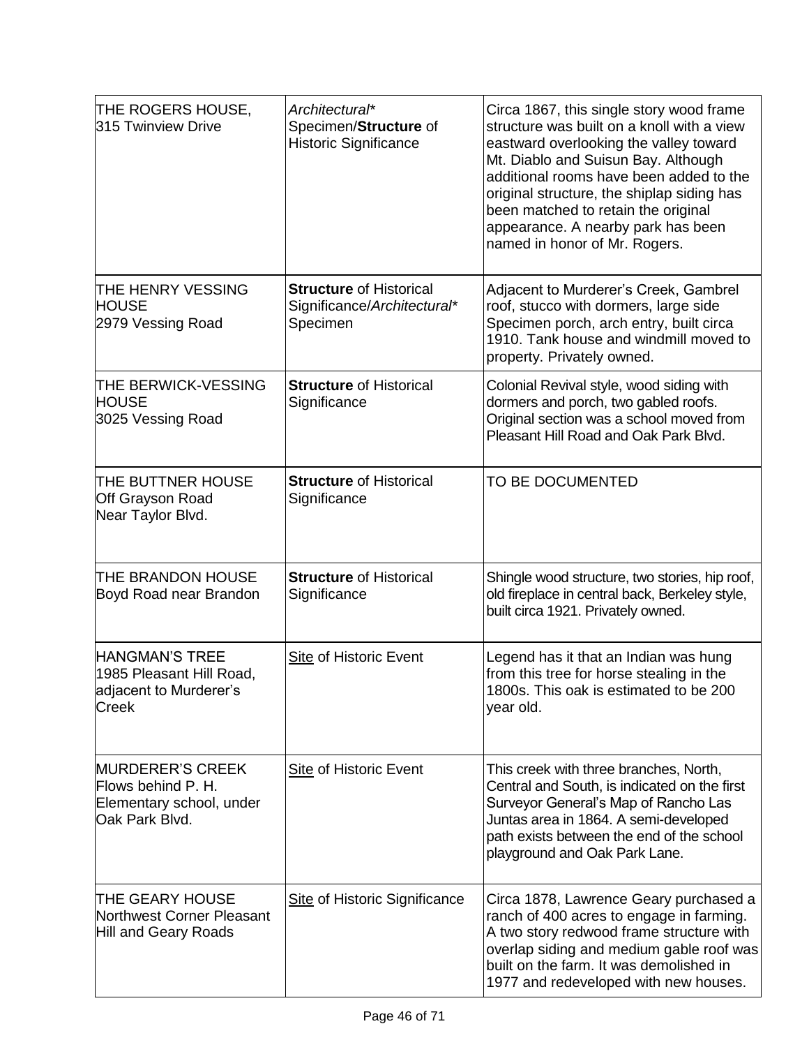| | | |
|---|---|---|
| THE ROGERS HOUSE, 315 Twinview Drive | *Architectural\** Specimen/**Structure** of Historic Significance | Circa 1867, this single story wood frame structure was built on a knoll with a view eastward overlooking the valley toward Mt. Diablo and Suisun Bay. Although additional rooms have been added to the original structure, the shiplap siding has been matched to retain the original appearance. A nearby park has been named in honor of Mr. Rogers. |
| THE HENRY VESSING HOUSE 2979 Vessing Road | **Structure** of Historical Significance/*Architectural\** Specimen | Adjacent to Murderer's Creek, Gambrel roof, stucco with dormers, large side Specimen porch, arch entry, built circa 1910. Tank house and windmill moved to property. Privately owned. |
| THE BERWICK-VESSING HOUSE 3025 Vessing Road | **Structure** of Historical Significance | Colonial Revival style, wood siding with dormers and porch, two gabled roofs. Original section was a school moved from Pleasant Hill Road and Oak Park Blvd. |
| THE BUTTNER HOUSE Off Grayson Road Near Taylor Blvd. | **Structure** of Historical Significance | TO BE DOCUMENTED |
| THE BRANDON HOUSE Boyd Road near Brandon | **Structure** of Historical Significance | Shingle wood structure, two stories, hip roof, old fireplace in central back, Berkeley style, built circa 1921. Privately owned. |
| HANGMAN'S TREE 1985 Pleasant Hill Road, adjacent to Murderer's Creek | <u>Site</u> of Historic Event | Legend has it that an Indian was hung from this tree for horse stealing in the 1800s. This oak is estimated to be 200 year old. |
| MURDERER'S CREEK Flows behind P. H. Elementary school, under Oak Park Blvd. | <u>Site</u> of Historic Event | This creek with three branches, North, Central and South, is indicated on the first Surveyor General's Map of Rancho Las Juntas area in 1864. A semi-developed path exists between the end of the school playground and Oak Park Lane. |
| THE GEARY HOUSE Northwest Corner Pleasant Hill and Geary Roads | <u>Site</u> of Historic Significance | Circa 1878, Lawrence Geary purchased a ranch of 400 acres to engage in farming. A two story redwood frame structure with overlap siding and medium gable roof was built on the farm. It was demolished in 1977 and redeveloped with new houses. |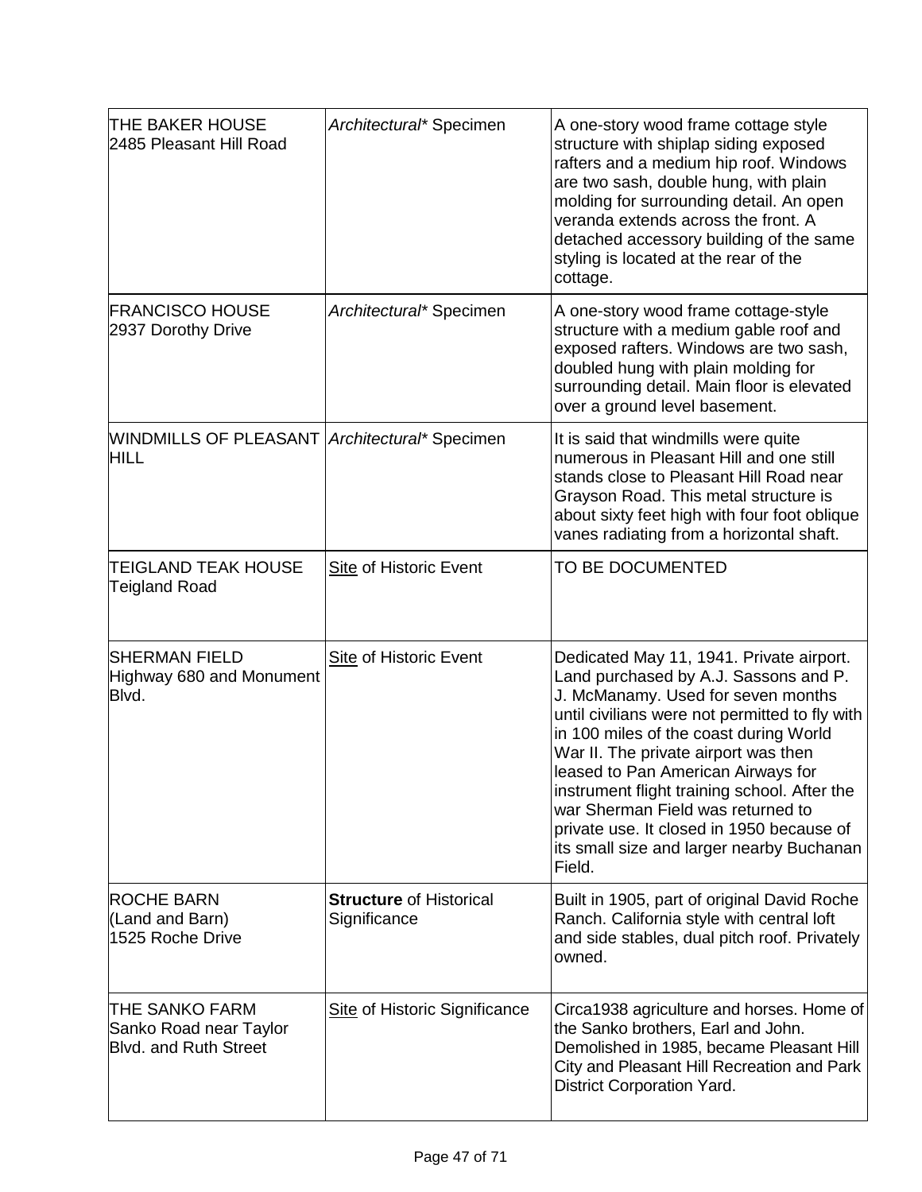| | | |
|---|---|---|
| THE BAKER HOUSE<br>2485 Pleasant Hill Road | *Architectural** Specimen | A one-story wood frame cottage style structure with shiplap siding exposed rafters and a medium hip roof. Windows are two sash, double hung, with plain molding for surrounding detail. An open veranda extends across the front. A detached accessory building of the same styling is located at the rear of the cottage. |
| FRANCISCO HOUSE<br>2937 Dorothy Drive | *Architectural** Specimen | A one-story wood frame cottage-style structure with a medium gable roof and exposed rafters. Windows are two sash, doubled hung with plain molding for surrounding detail. Main floor is elevated over a ground level basement. |
| WINDMILLS OF PLEASANT HILL | *Architectural** Specimen | It is said that windmills were quite numerous in Pleasant Hill and one still stands close to Pleasant Hill Road near Grayson Road. This metal structure is about sixty feet high with four foot oblique vanes radiating from a horizontal shaft. |
| TEIGLAND TEAK HOUSE<br>Teigland Road | <u>Site</u> of Historic Event | TO BE DOCUMENTED |
| SHERMAN FIELD<br>Highway 680 and Monument Blvd. | <u>Site</u> of Historic Event | Dedicated May 11, 1941. Private airport. Land purchased by A.J. Sassons and P. J. McManamy. Used for seven months until civilians were not permitted to fly with in 100 miles of the coast during World War II. The private airport was then leased to Pan American Airways for instrument flight training school. After the war Sherman Field was returned to private use. It closed in 1950 because of its small size and larger nearby Buchanan Field. |
| ROCHE BARN<br>(Land and Barn)<br>1525 Roche Drive | **Structure** of Historical Significance | Built in 1905, part of original David Roche Ranch. California style with central loft and side stables, dual pitch roof. Privately owned. |
| THE SANKO FARM<br>Sanko Road near Taylor Blvd. and Ruth Street | <u>Site</u> of Historic Significance | Circa1938 agriculture and horses. Home of the Sanko brothers, Earl and John. Demolished in 1985, became Pleasant Hill City and Pleasant Hill Recreation and Park District Corporation Yard. |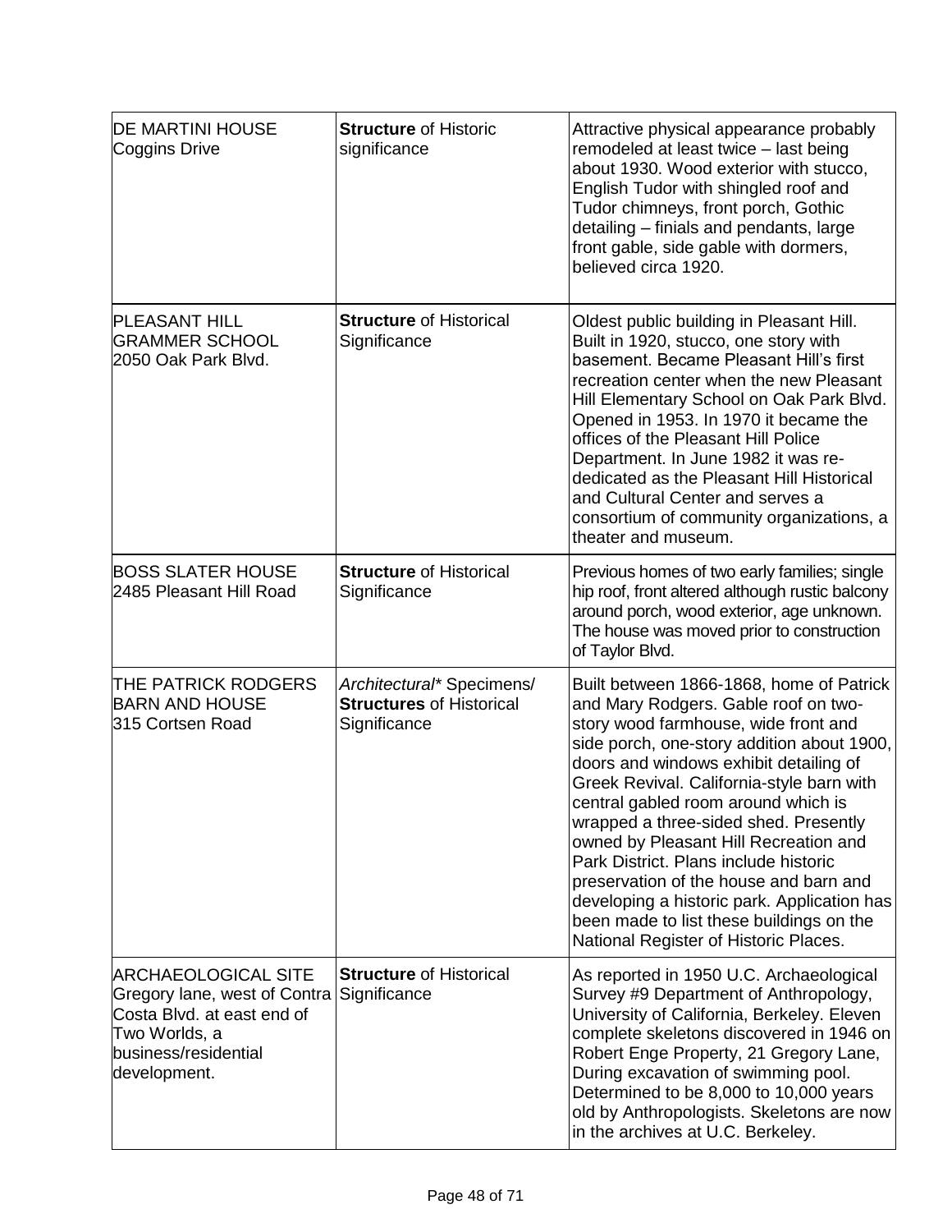| | | |
|---|---|---|
| DE MARTINI HOUSE<br>Coggins Drive | **Structure** of Historic significance | Attractive physical appearance probably remodeled at least twice – last being about 1930. Wood exterior with stucco, English Tudor with shingled roof and Tudor chimneys, front porch, Gothic detailing – finials and pendants, large front gable, side gable with dormers, believed circa 1920. |
| PLEASANT HILL GRAMMER SCHOOL<br>2050 Oak Park Blvd. | **Structure** of Historical Significance | Oldest public building in Pleasant Hill. Built in 1920, stucco, one story with basement. Became Pleasant Hill's first recreation center when the new Pleasant Hill Elementary School on Oak Park Blvd. Opened in 1953. In 1970 it became the offices of the Pleasant Hill Police Department. In June 1982 it was re-dedicated as the Pleasant Hill Historical and Cultural Center and serves a consortium of community organizations, a theater and museum. |
| BOSS SLATER HOUSE<br>2485 Pleasant Hill Road | **Structure** of Historical Significance | Previous homes of two early families; single hip roof, front altered although rustic balcony around porch, wood exterior, age unknown. The house was moved prior to construction of Taylor Blvd. |
| THE PATRICK RODGERS BARN AND HOUSE<br>315 Cortsen Road | *Architectural** Specimens/ **Structures** of Historical Significance | Built between 1866-1868, home of Patrick and Mary Rodgers. Gable roof on two-story wood farmhouse, wide front and side porch, one-story addition about 1900, doors and windows exhibit detailing of Greek Revival. California-style barn with central gabled room around which is wrapped a three-sided shed. Presently owned by Pleasant Hill Recreation and Park District. Plans include historic preservation of the house and barn and developing a historic park. Application has been made to list these buildings on the National Register of Historic Places. |
| ARCHAEOLOGICAL SITE<br>Gregory lane, west of Contra Costa Blvd. at east end of Two Worlds, a business/residential development. | **Structure** of Historical Significance | As reported in 1950 U.C. Archaeological Survey #9 Department of Anthropology, University of California, Berkeley. Eleven complete skeletons discovered in 1946 on Robert Enge Property, 21 Gregory Lane, During excavation of swimming pool. Determined to be 8,000 to 10,000 years old by Anthropologists. Skeletons are now in the archives at U.C. Berkeley. |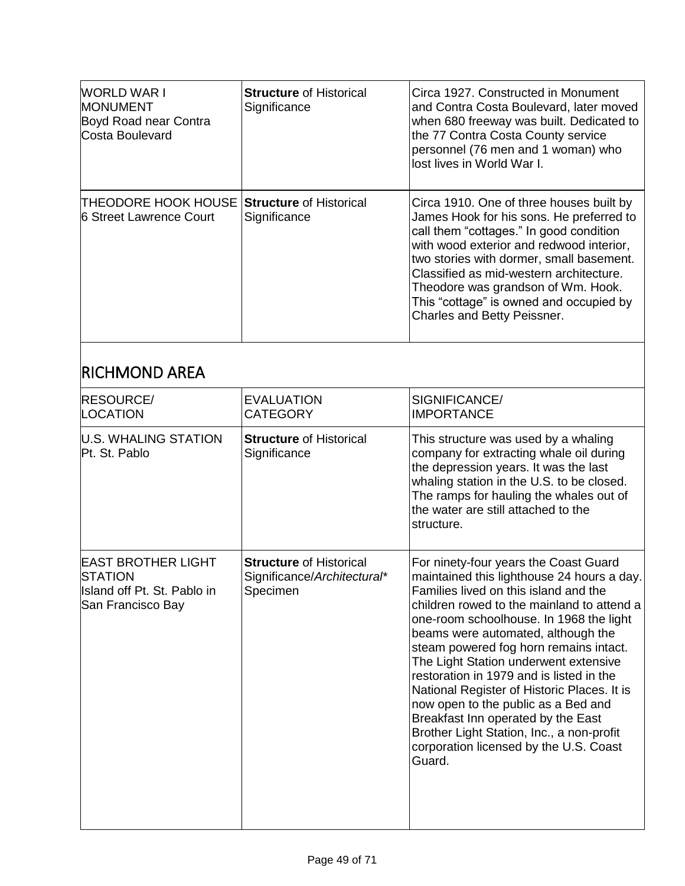| | | |
|---|---|---|
| WORLD WAR I MONUMENT<br>Boyd Road near Contra Costa Boulevard | **Structure** of Historical Significance | Circa 1927. Constructed in Monument and Contra Costa Boulevard, later moved when 680 freeway was built. Dedicated to the 77 Contra Costa County service personnel (76 men and 1 woman) who lost lives in World War I. |
| THEODORE HOOK HOUSE<br>6 Street Lawrence Court | **Structure** of Historical Significance | Circa 1910. One of three houses built by James Hook for his sons. He preferred to call them "cottages." In good condition with wood exterior and redwood interior, two stories with dormer, small basement. Classified as mid-western architecture. Theodore was grandson of Wm. Hook. This "cottage" is owned and occupied by Charles and Betty Peissner. |

## RICHMOND AREA

| RESOURCE/<br>LOCATION | EVALUATION<br>CATEGORY | SIGNIFICANCE/<br>IMPORTANCE |
|---|---|---|
| U.S. WHALING STATION<br>Pt. St. Pablo | **Structure** of Historical Significance | This structure was used by a whaling company for extracting whale oil during the depression years. It was the last whaling station in the U.S. to be closed. The ramps for hauling the whales out of the water are still attached to the structure. |
| EAST BROTHER LIGHT STATION<br>Island off Pt. St. Pablo in San Francisco Bay | **Structure** of Historical Significance/*Architectural*\* Specimen | For ninety-four years the Coast Guard maintained this lighthouse 24 hours a day. Families lived on this island and the children rowed to the mainland to attend a one-room schoolhouse. In 1968 the light beams were automated, although the steam powered fog horn remains intact. The Light Station underwent extensive restoration in 1979 and is listed in the National Register of Historic Places. It is now open to the public as a Bed and Breakfast Inn operated by the East Brother Light Station, Inc., a non-profit corporation licensed by the U.S. Coast Guard. |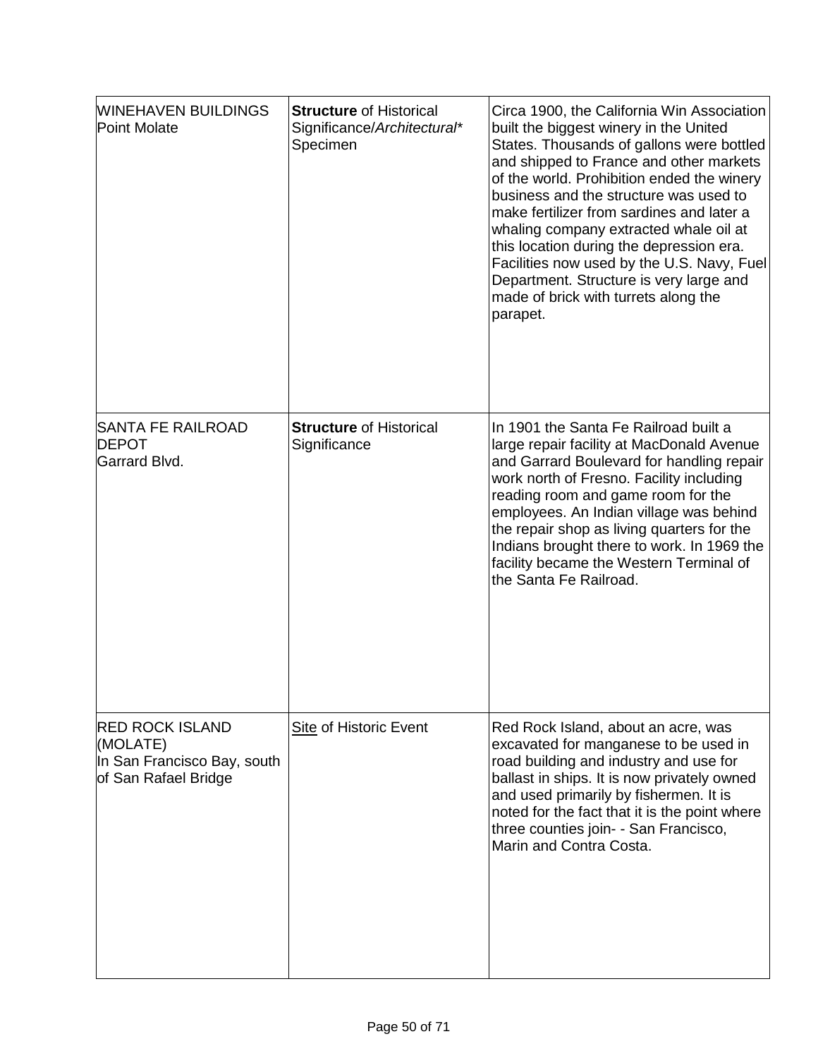| | | |
|---|---|---|
| WINEHAVEN BUILDINGS<br>Point Molate | **Structure** of Historical Significance/*Architectural** Specimen | Circa 1900, the California Win Association built the biggest winery in the United States. Thousands of gallons were bottled and shipped to France and other markets of the world. Prohibition ended the winery business and the structure was used to make fertilizer from sardines and later a whaling company extracted whale oil at this location during the depression era. Facilities now used by the U.S. Navy, Fuel Department. Structure is very large and made of brick with turrets along the parapet. |
| SANTA FE RAILROAD DEPOT<br>Garrard Blvd. | **Structure** of Historical Significance | In 1901 the Santa Fe Railroad built a large repair facility at MacDonald Avenue and Garrard Boulevard for handling repair work north of Fresno. Facility including reading room and game room for the employees. An Indian village was behind the repair shop as living quarters for the Indians brought there to work. In 1969 the facility became the Western Terminal of the Santa Fe Railroad. |
| RED ROCK ISLAND (MOLATE)<br>In San Francisco Bay, south of San Rafael Bridge | <u>Site</u> of Historic Event | Red Rock Island, about an acre, was excavated for manganese to be used in road building and industry and use for ballast in ships. It is now privately owned and used primarily by fishermen. It is noted for the fact that it is the point where three counties join- - San Francisco, Marin and Contra Costa. |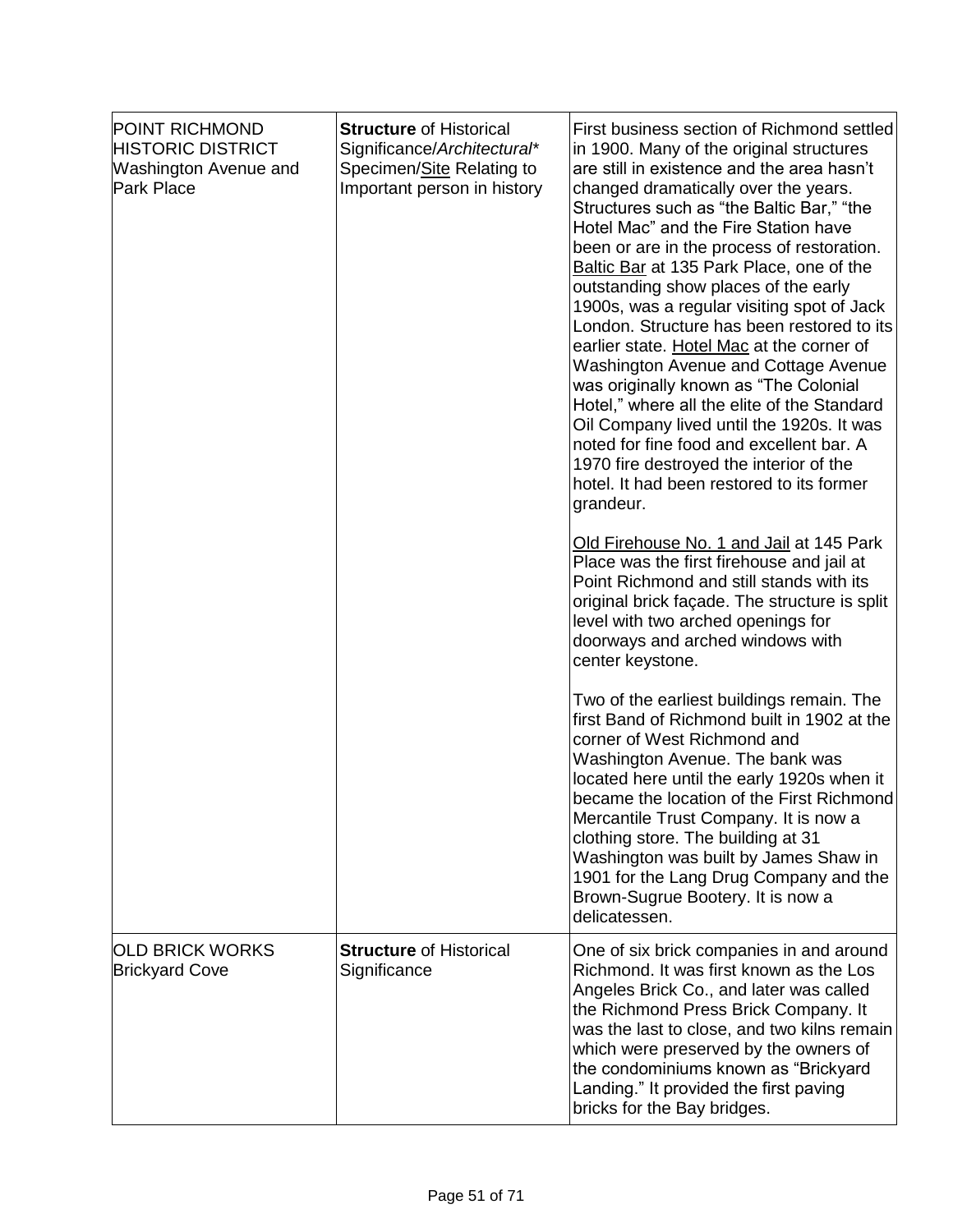| | | |
|---|---|---|
| POINT RICHMOND HISTORIC DISTRICT<br>Washington Avenue and Park Place | **Structure** of Historical Significance/*Architectural\** Specimen/<u>Site</u> Relating to Important person in history | First business section of Richmond settled in 1900. Many of the original structures are still in existence and the area hasn't changed dramatically over the years. Structures such as "the Baltic Bar," "the Hotel Mac" and the Fire Station have been or are in the process of restoration. <u>Baltic Bar</u> at 135 Park Place, one of the outstanding show places of the early 1900s, was a regular visiting spot of Jack London. Structure has been restored to its earlier state. <u>Hotel Mac</u> at the corner of Washington Avenue and Cottage Avenue was originally known as "The Colonial Hotel," where all the elite of the Standard Oil Company lived until the 1920s. It was noted for fine food and excellent bar. A 1970 fire destroyed the interior of the hotel. It had been restored to its former grandeur.<br><br><u>Old Firehouse No. 1 and Jail</u> at 145 Park Place was the first firehouse and jail at Point Richmond and still stands with its original brick façade. The structure is split level with two arched openings for doorways and arched windows with center keystone.<br><br>Two of the earliest buildings remain. The first Band of Richmond built in 1902 at the corner of West Richmond and Washington Avenue. The bank was located here until the early 1920s when it became the location of the First Richmond Mercantile Trust Company. It is now a clothing store. The building at 31 Washington was built by James Shaw in 1901 for the Lang Drug Company and the Brown-Sugrue Bootery. It is now a delicatessen. |
| OLD BRICK WORKS<br>Brickyard Cove | **Structure** of Historical Significance | One of six brick companies in and around Richmond. It was first known as the Los Angeles Brick Co., and later was called the Richmond Press Brick Company. It was the last to close, and two kilns remain which were preserved by the owners of the condominiums known as "Brickyard Landing." It provided the first paving bricks for the Bay bridges. |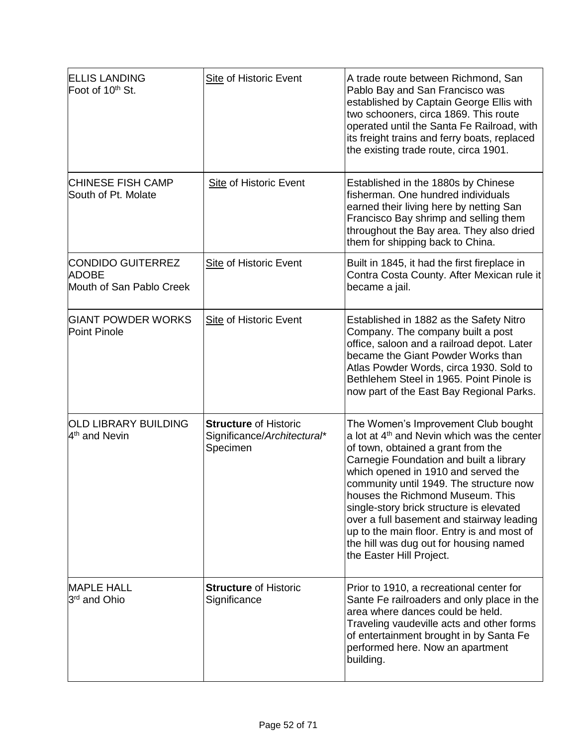| ELLIS LANDING<br>Foot of 10th St. | Site of Historic Event | A trade route between Richmond, San Pablo Bay and San Francisco was established by Captain George Ellis with two schooners, circa 1869. This route operated until the Santa Fe Railroad, with its freight trains and ferry boats, replaced the existing trade route, circa 1901. |
|---|---|---|
| CHINESE FISH CAMP<br>South of Pt. Molate | Site of Historic Event | Established in the 1880s by Chinese fisherman. One hundred individuals earned their living here by netting San Francisco Bay shrimp and selling them throughout the Bay area. They also dried them for shipping back to China. |
| CONDIDO GUITERREZ ADOBE<br>Mouth of San Pablo Creek | Site of Historic Event | Built in 1845, it had the first fireplace in Contra Costa County. After Mexican rule it became a jail. |
| GIANT POWDER WORKS<br>Point Pinole | Site of Historic Event | Established in 1882 as the Safety Nitro Company. The company built a post office, saloon and a railroad depot. Later became the Giant Powder Works than Atlas Powder Words, circa 1930. Sold to Bethlehem Steel in 1965. Point Pinole is now part of the East Bay Regional Parks. |
| OLD LIBRARY BUILDING<br>4th and Nevin | **Structure** of Historic Significance/*Architectural** Specimen | The Women's Improvement Club bought a lot at 4th and Nevin which was the center of town, obtained a grant from the Carnegie Foundation and built a library which opened in 1910 and served the community until 1949. The structure now houses the Richmond Museum. This single-story brick structure is elevated over a full basement and stairway leading up to the main floor. Entry is and most of the hill was dug out for housing named the Easter Hill Project. |
| MAPLE HALL<br>3rd and Ohio | **Structure** of Historic Significance | Prior to 1910, a recreational center for Sante Fe railroaders and only place in the area where dances could be held. Traveling vaudeville acts and other forms of entertainment brought in by Santa Fe performed here. Now an apartment building. |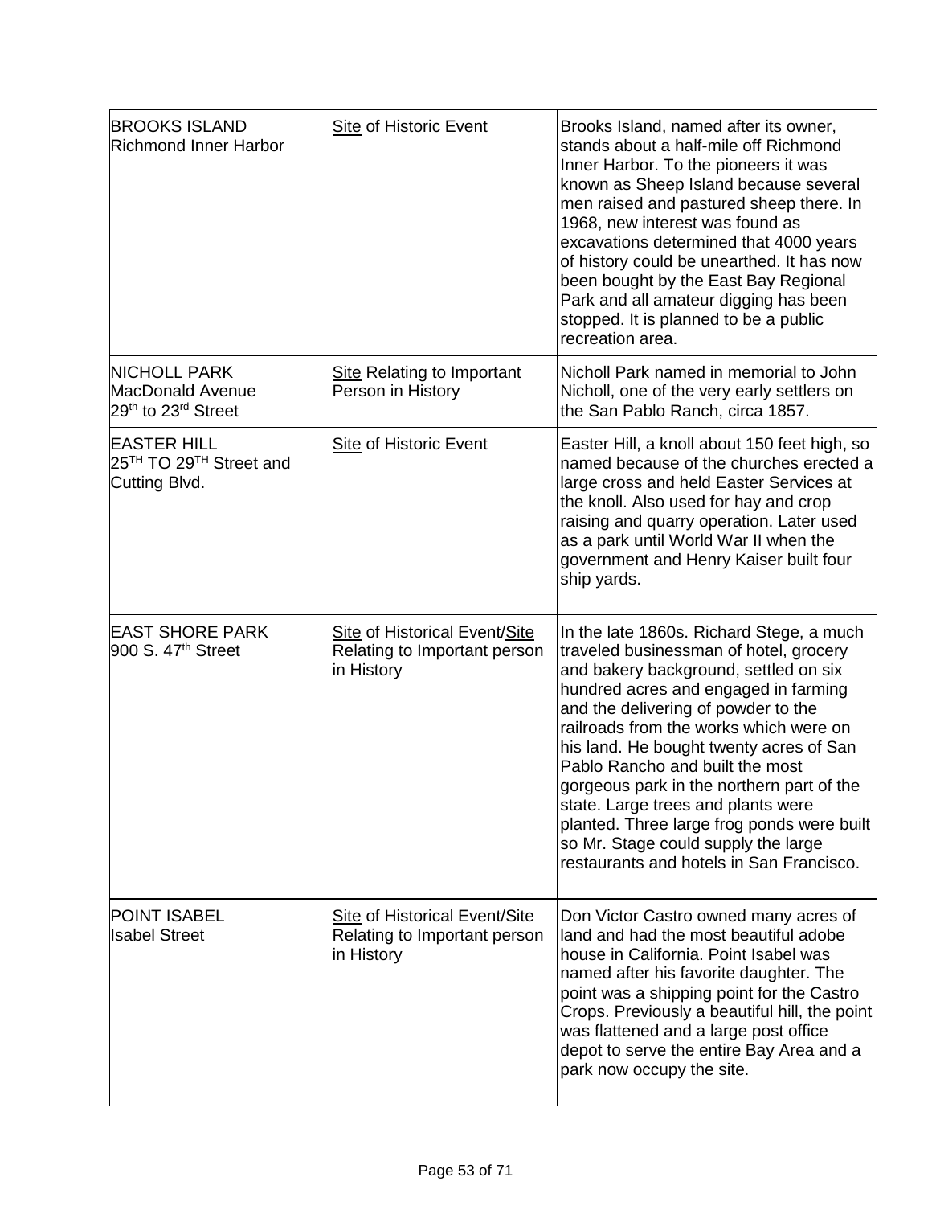| | | |
|---|---|---|
| BROOKS ISLAND<br>Richmond Inner Harbor | Site of Historic Event | Brooks Island, named after its owner, stands about a half-mile off Richmond Inner Harbor. To the pioneers it was known as Sheep Island because several men raised and pastured sheep there. In 1968, new interest was found as excavations determined that 4000 years of history could be unearthed. It has now been bought by the East Bay Regional Park and all amateur digging has been stopped. It is planned to be a public recreation area. |
| NICHOLL PARK<br>MacDonald Avenue<br>29th to 23rd Street | Site Relating to Important Person in History | Nicholl Park named in memorial to John Nicholl, one of the very early settlers on the San Pablo Ranch, circa 1857. |
| EASTER HILL<br>25TH TO 29TH Street and Cutting Blvd. | Site of Historic Event | Easter Hill, a knoll about 150 feet high, so named because of the churches erected a large cross and held Easter Services at the knoll. Also used for hay and crop raising and quarry operation. Later used as a park until World War II when the government and Henry Kaiser built four ship yards. |
| EAST SHORE PARK<br>900 S. 47th Street | Site of Historical Event/Site Relating to Important person in History | In the late 1860s. Richard Stege, a much traveled businessman of hotel, grocery and bakery background, settled on six hundred acres and engaged in farming and the delivering of powder to the railroads from the works which were on his land. He bought twenty acres of San Pablo Rancho and built the most gorgeous park in the northern part of the state. Large trees and plants were planted. Three large frog ponds were built so Mr. Stage could supply the large restaurants and hotels in San Francisco. |
| POINT ISABEL<br>Isabel Street | Site of Historical Event/Site Relating to Important person in History | Don Victor Castro owned many acres of land and had the most beautiful adobe house in California. Point Isabel was named after his favorite daughter. The point was a shipping point for the Castro Crops. Previously a beautiful hill, the point was flattened and a large post office depot to serve the entire Bay Area and a park now occupy the site. |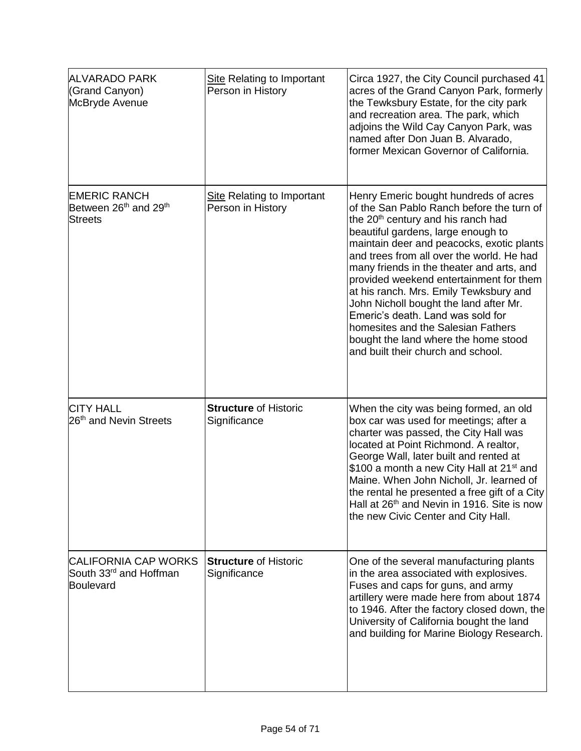| | | |
|---|---|---|
| ALVARADO PARK (Grand Canyon) McBryde Avenue | Site Relating to Important Person in History | Circa 1927, the City Council purchased 41 acres of the Grand Canyon Park, formerly the Tewksbury Estate, for the city park and recreation area. The park, which adjoins the Wild Cay Canyon Park, was named after Don Juan B. Alvarado, former Mexican Governor of California. |
| EMERIC RANCH Between 26th and 29th Streets | Site Relating to Important Person in History | Henry Emeric bought hundreds of acres of the San Pablo Ranch before the turn of the 20th century and his ranch had beautiful gardens, large enough to maintain deer and peacocks, exotic plants and trees from all over the world. He had many friends in the theater and arts, and provided weekend entertainment for them at his ranch. Mrs. Emily Tewksbury and John Nicholl bought the land after Mr. Emeric's death. Land was sold for homesites and the Salesian Fathers bought the land where the home stood and built their church and school. |
| CITY HALL 26th and Nevin Streets | **Structure** of Historic Significance | When the city was being formed, an old box car was used for meetings; after a charter was passed, the City Hall was located at Point Richmond. A realtor, George Wall, later built and rented at $100 a month a new City Hall at 21st and Maine. When John Nicholl, Jr. learned of the rental he presented a free gift of a City Hall at 26th and Nevin in 1916. Site is now the new Civic Center and City Hall. |
| CALIFORNIA CAP WORKS South 33rd and Hoffman Boulevard | **Structure** of Historic Significance | One of the several manufacturing plants in the area associated with explosives. Fuses and caps for guns, and army artillery were made here from about 1874 to 1946. After the factory closed down, the University of California bought the land and building for Marine Biology Research. |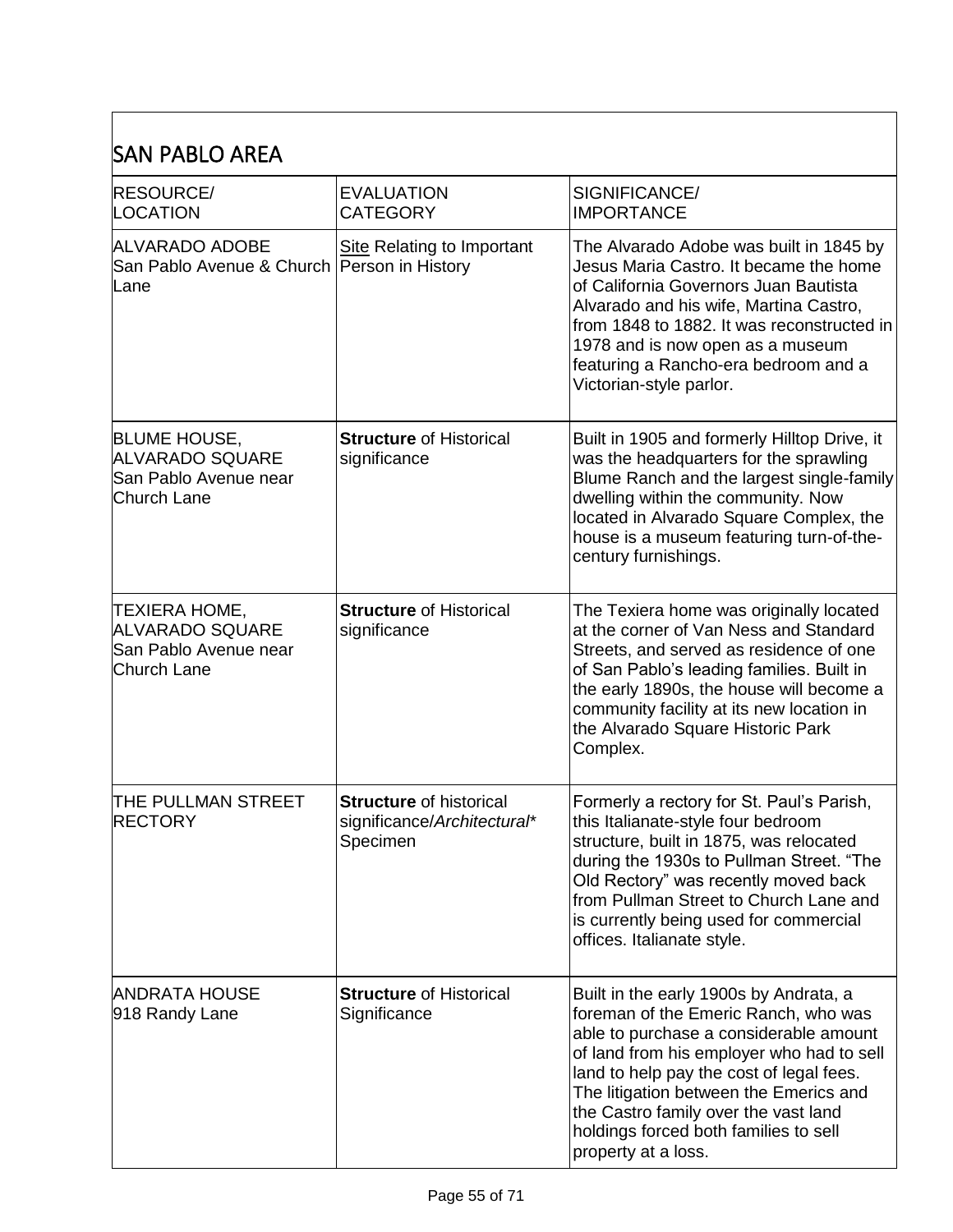## SAN PABLO AREA

| RESOURCE/ LOCATION | EVALUATION CATEGORY | SIGNIFICANCE/ IMPORTANCE |
|---|---|---|
| ALVARADO ADOBE San Pablo Avenue & Church Lane | Site Relating to Important Person in History | The Alvarado Adobe was built in 1845 by Jesus Maria Castro. It became the home of California Governors Juan Bautista Alvarado and his wife, Martina Castro, from 1848 to 1882. It was reconstructed in 1978 and is now open as a museum featuring a Rancho-era bedroom and a Victorian-style parlor. |
| BLUME HOUSE, ALVARADO SQUARE San Pablo Avenue near Church Lane | **Structure** of Historical significance | Built in 1905 and formerly Hilltop Drive, it was the headquarters for the sprawling Blume Ranch and the largest single-family dwelling within the community. Now located in Alvarado Square Complex, the house is a museum featuring turn-of-the-century furnishings. |
| TEXIERA HOME, ALVARADO SQUARE San Pablo Avenue near Church Lane | **Structure** of Historical significance | The Texiera home was originally located at the corner of Van Ness and Standard Streets, and served as residence of one of San Pablo's leading families. Built in the early 1890s, the house will become a community facility at its new location in the Alvarado Square Historic Park Complex. |
| THE PULLMAN STREET RECTORY | **Structure** of historical significance/*Architectural** Specimen | Formerly a rectory for St. Paul's Parish, this Italianate-style four bedroom structure, built in 1875, was relocated during the 1930s to Pullman Street. "The Old Rectory" was recently moved back from Pullman Street to Church Lane and is currently being used for commercial offices. Italianate style. |
| ANDRATA HOUSE 918 Randy Lane | **Structure** of Historical Significance | Built in the early 1900s by Andrata, a foreman of the Emeric Ranch, who was able to purchase a considerable amount of land from his employer who had to sell land to help pay the cost of legal fees. The litigation between the Emerics and the Castro family over the vast land holdings forced both families to sell property at a loss. |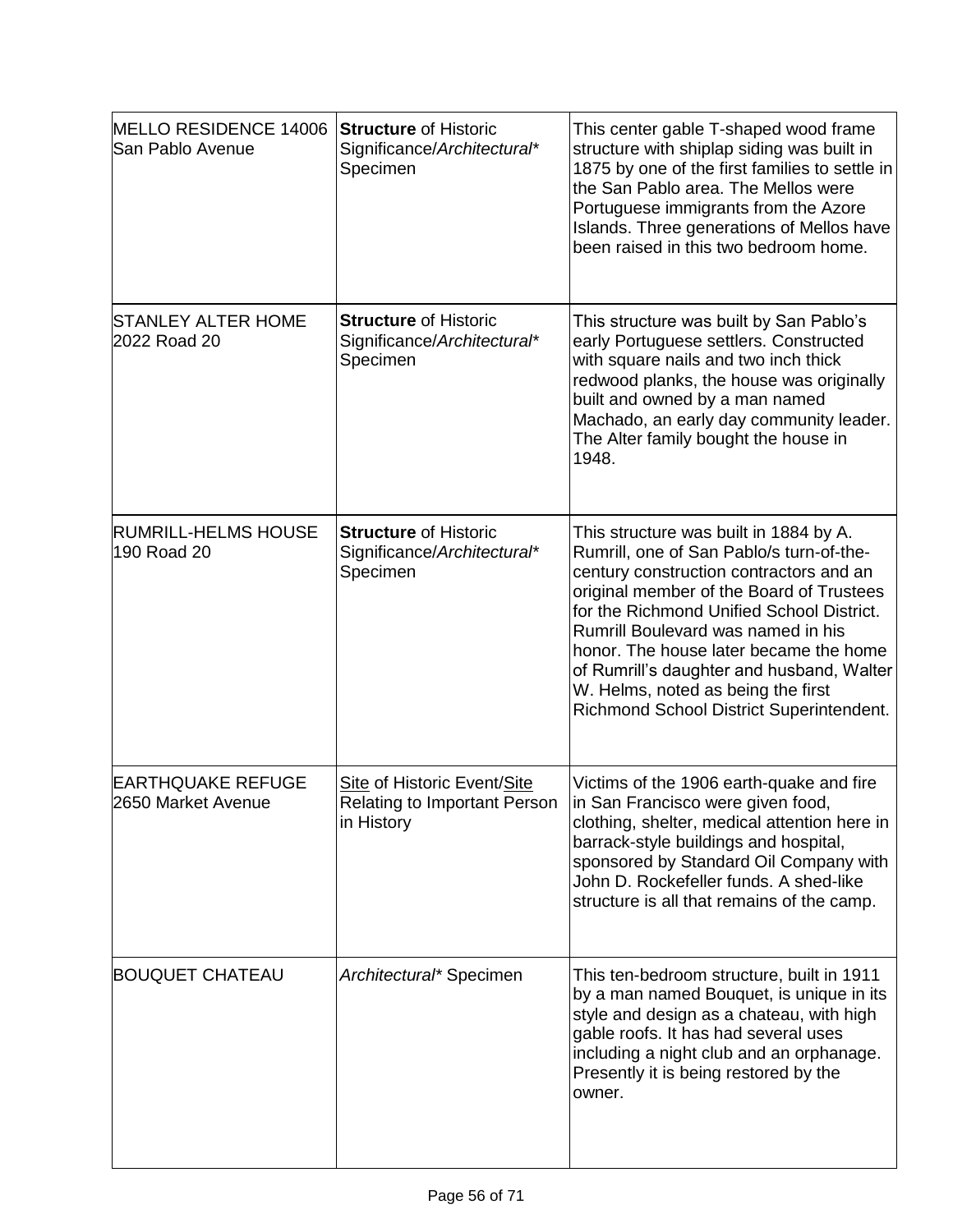| | | |
|---|---|---|
| MELLO RESIDENCE 14006 San Pablo Avenue | **Structure** of Historic Significance/*Architectural** Specimen | This center gable T-shaped wood frame structure with shiplap siding was built in 1875 by one of the first families to settle in the San Pablo area. The Mellos were Portuguese immigrants from the Azore Islands. Three generations of Mellos have been raised in this two bedroom home. |
| STANLEY ALTER HOME 2022 Road 20 | **Structure** of Historic Significance/*Architectural** Specimen | This structure was built by San Pablo's early Portuguese settlers. Constructed with square nails and two inch thick redwood planks, the house was originally built and owned by a man named Machado, an early day community leader. The Alter family bought the house in 1948. |
| RUMRILL-HELMS HOUSE 190 Road 20 | **Structure** of Historic Significance/*Architectural** Specimen | This structure was built in 1884 by A. Rumrill, one of San Pablo/s turn-of-the-century construction contractors and an original member of the Board of Trustees for the Richmond Unified School District. Rumrill Boulevard was named in his honor. The house later became the home of Rumrill's daughter and husband, Walter W. Helms, noted as being the first Richmond School District Superintendent. |
| EARTHQUAKE REFUGE 2650 Market Avenue | <u>Site</u> of Historic Event/<u>Site</u> Relating to Important Person in History | Victims of the 1906 earth-quake and fire in San Francisco were given food, clothing, shelter, medical attention here in barrack-style buildings and hospital, sponsored by Standard Oil Company with John D. Rockefeller funds. A shed-like structure is all that remains of the camp. |
| BOUQUET CHATEAU | *Architectural** Specimen | This ten-bedroom structure, built in 1911 by a man named Bouquet, is unique in its style and design as a chateau, with high gable roofs. It has had several uses including a night club and an orphanage. Presently it is being restored by the owner. |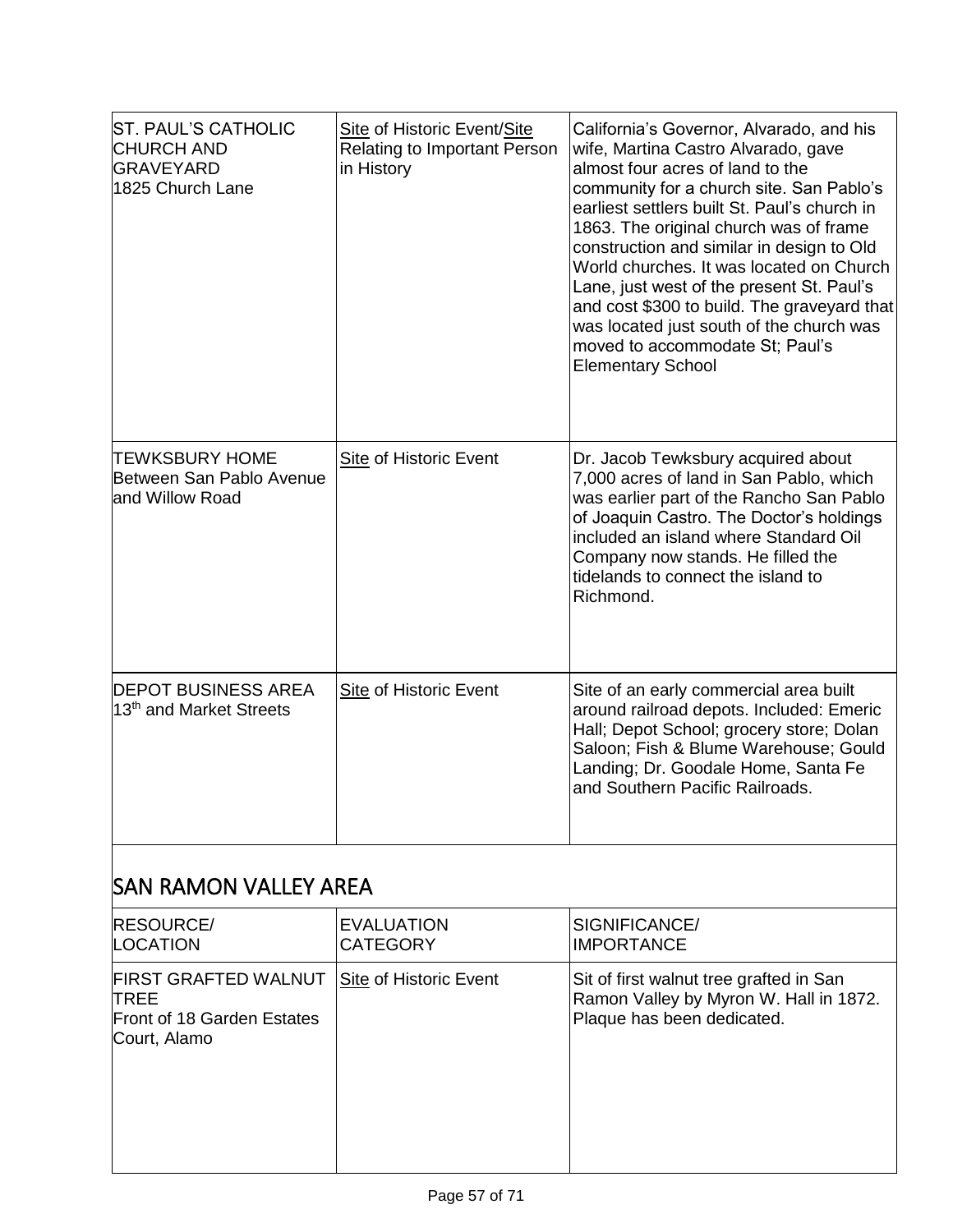| | | |
|---|---|---|
| ST. PAUL'S CATHOLIC CHURCH AND GRAVEYARD<br>1825 Church Lane | Site of Historic Event/Site Relating to Important Person in History | California's Governor, Alvarado, and his wife, Martina Castro Alvarado, gave almost four acres of land to the community for a church site. San Pablo's earliest settlers built St. Paul's church in 1863. The original church was of frame construction and similar in design to Old World churches. It was located on Church Lane, just west of the present St. Paul's and cost $300 to build. The graveyard that was located just south of the church was moved to accommodate St; Paul's Elementary School |
| TEWKSBURY HOME<br>Between San Pablo Avenue and Willow Road | Site of Historic Event | Dr. Jacob Tewksbury acquired about 7,000 acres of land in San Pablo, which was earlier part of the Rancho San Pablo of Joaquin Castro. The Doctor's holdings included an island where Standard Oil Company now stands. He filled the tidelands to connect the island to Richmond. |
| DEPOT BUSINESS AREA<br>13th and Market Streets | Site of Historic Event | Site of an early commercial area built around railroad depots. Included: Emeric Hall; Depot School; grocery store; Dolan Saloon; Fish & Blume Warehouse; Gould Landing; Dr. Goodale Home, Santa Fe and Southern Pacific Railroads. |

## SAN RAMON VALLEY AREA

| RESOURCE/<br>LOCATION | EVALUATION CATEGORY | SIGNIFICANCE/<br>IMPORTANCE |
|---|---|---|
| FIRST GRAFTED WALNUT TREE<br>Front of 18 Garden Estates Court, Alamo | Site of Historic Event | Sit of first walnut tree grafted in San Ramon Valley by Myron W. Hall in 1872. Plaque has been dedicated. |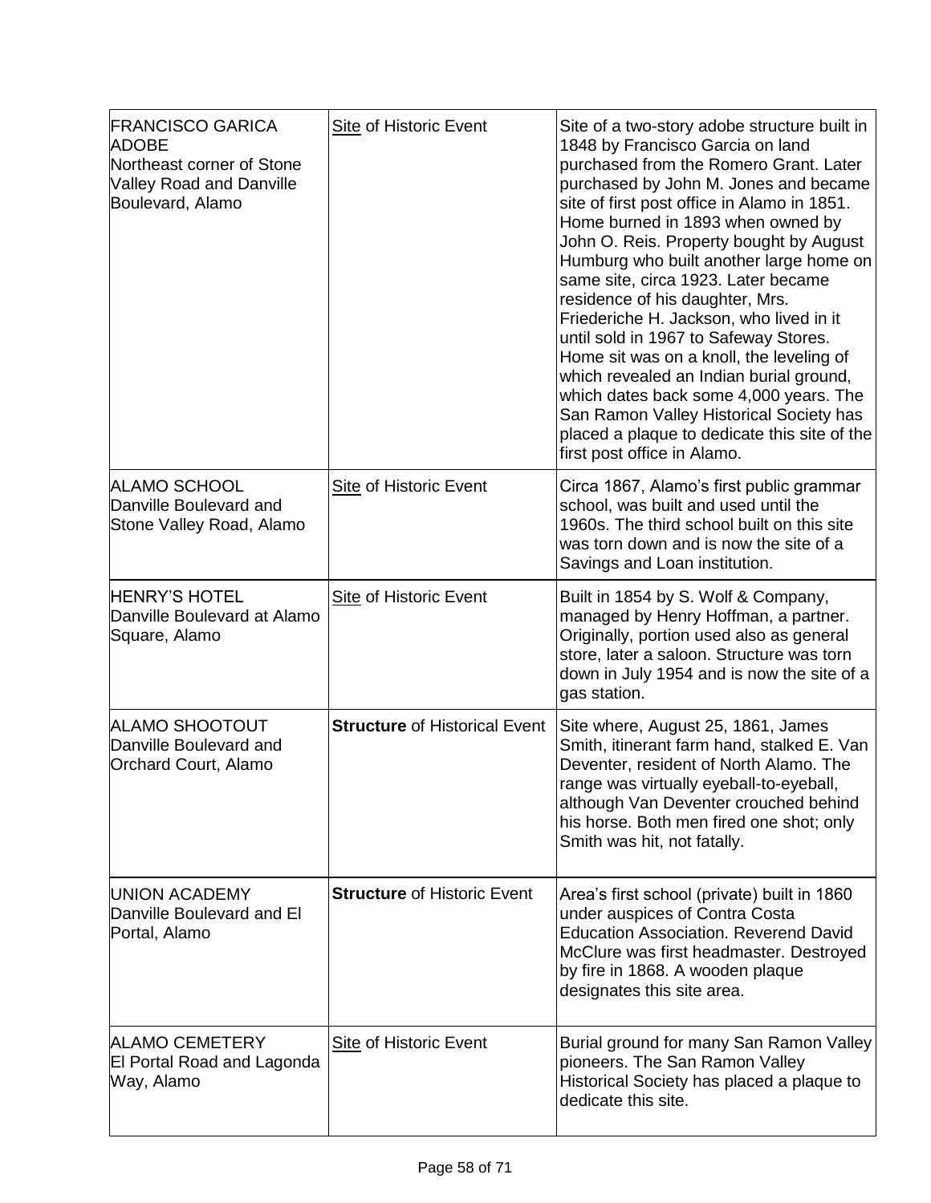| | | |
|---|---|---|
| FRANCISCO GARICA ADOBE<br>Northeast corner of Stone Valley Road and Danville Boulevard, Alamo | <u>Site</u> of Historic Event | Site of a two-story adobe structure built in 1848 by Francisco Garcia on land purchased from the Romero Grant. Later purchased by John M. Jones and became site of first post office in Alamo in 1851. Home burned in 1893 when owned by John O. Reis. Property bought by August Humburg who built another large home on same site, circa 1923. Later became residence of his daughter, Mrs. Friederiche H. Jackson, who lived in it until sold in 1967 to Safeway Stores. Home sit was on a knoll, the leveling of which revealed an Indian burial ground, which dates back some 4,000 years. The San Ramon Valley Historical Society has placed a plaque to dedicate this site of the first post office in Alamo. |
| ALAMO SCHOOL<br>Danville Boulevard and Stone Valley Road, Alamo | <u>Site</u> of Historic Event | Circa 1867, Alamo's first public grammar school, was built and used until the 1960s. The third school built on this site was torn down and is now the site of a Savings and Loan institution. |
| HENRY'S HOTEL<br>Danville Boulevard at Alamo Square, Alamo | <u>Site</u> of Historic Event | Built in 1854 by S. Wolf & Company, managed by Henry Hoffman, a partner. Originally, portion used also as general store, later a saloon. Structure was torn down in July 1954 and is now the site of a gas station. |
| ALAMO SHOOTOUT<br>Danville Boulevard and Orchard Court, Alamo | **Structure** of Historical Event | Site where, August 25, 1861, James Smith, itinerant farm hand, stalked E. Van Deventer, resident of North Alamo. The range was virtually eyeball-to-eyeball, although Van Deventer crouched behind his horse. Both men fired one shot; only Smith was hit, not fatally. |
| UNION ACADEMY<br>Danville Boulevard and El Portal, Alamo | **Structure** of Historic Event | Area's first school (private) built in 1860 under auspices of Contra Costa Education Association. Reverend David McClure was first headmaster. Destroyed by fire in 1868. A wooden plaque designates this site area. |
| ALAMO CEMETERY<br>El Portal Road and Lagonda Way, Alamo | <u>Site</u> of Historic Event | Burial ground for many San Ramon Valley pioneers. The San Ramon Valley Historical Society has placed a plaque to dedicate this site. |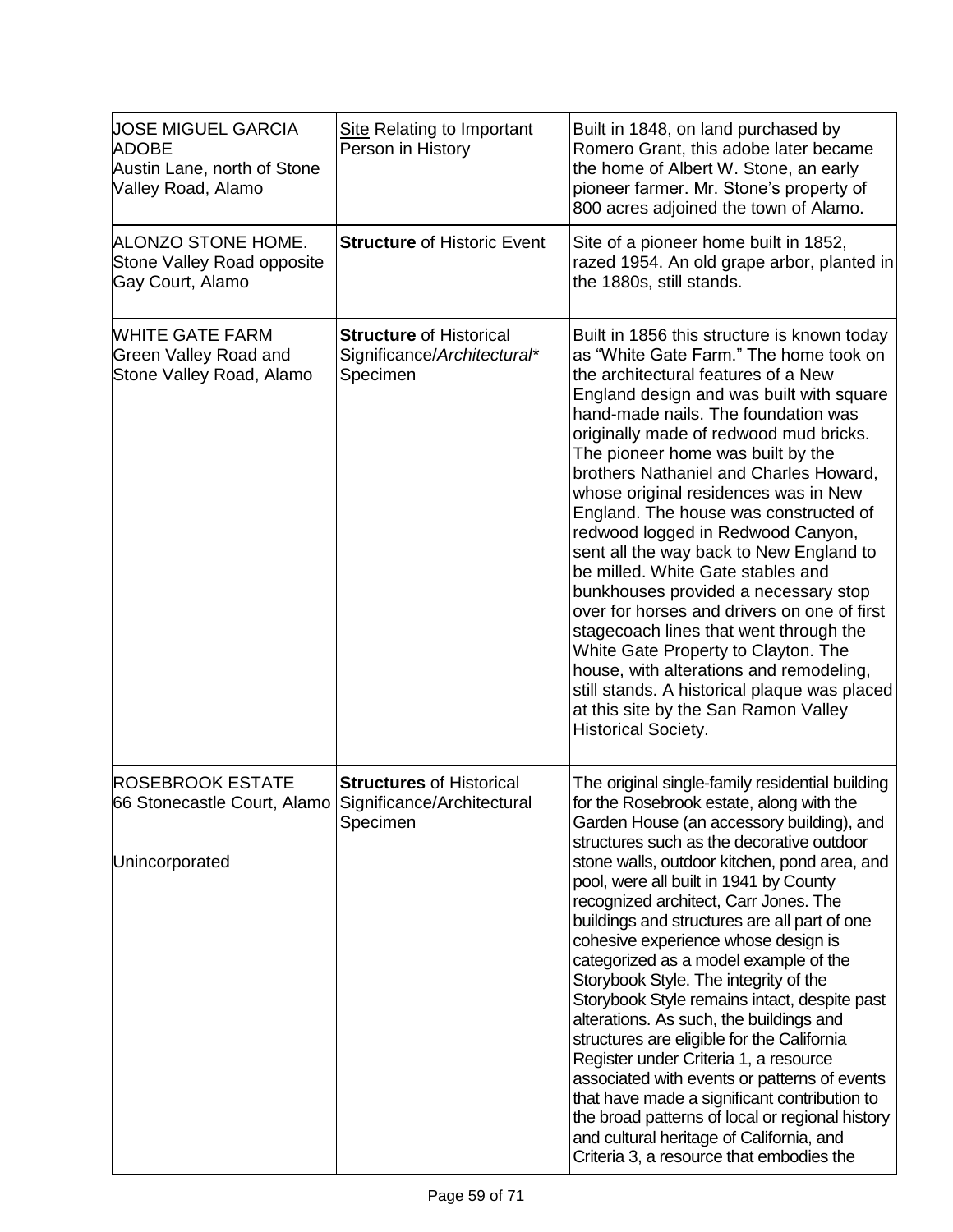| | | |
|---|---|---|
| JOSE MIGUEL GARCIA ADOBE<br>Austin Lane, north of Stone Valley Road, Alamo | Site Relating to Important Person in History | Built in 1848, on land purchased by Romero Grant, this adobe later became the home of Albert W. Stone, an early pioneer farmer. Mr. Stone's property of 800 acres adjoined the town of Alamo. |
| ALONZO STONE HOME.<br>Stone Valley Road opposite Gay Court, Alamo | **Structure** of Historic Event | Site of a pioneer home built in 1852, razed 1954. An old grape arbor, planted in the 1880s, still stands. |
| WHITE GATE FARM<br>Green Valley Road and Stone Valley Road, Alamo | **Structure** of Historical Significance/*Architectural** Specimen | Built in 1856 this structure is known today as "White Gate Farm." The home took on the architectural features of a New England design and was built with square hand-made nails. The foundation was originally made of redwood mud bricks. The pioneer home was built by the brothers Nathaniel and Charles Howard, whose original residences was in New England. The house was constructed of redwood logged in Redwood Canyon, sent all the way back to New England to be milled. White Gate stables and bunkhouses provided a necessary stop over for horses and drivers on one of first stagecoach lines that went through the White Gate Property to Clayton. The house, with alterations and remodeling, still stands. A historical plaque was placed at this site by the San Ramon Valley Historical Society. |
| ROSEBROOK ESTATE<br>66 Stonecastle Court, Alamo<br><br>Unincorporated | **Structures** of Historical Significance/Architectural Specimen | The original single-family residential building for the Rosebrook estate, along with the Garden House (an accessory building), and structures such as the decorative outdoor stone walls, outdoor kitchen, pond area, and pool, were all built in 1941 by County recognized architect, Carr Jones. The buildings and structures are all part of one cohesive experience whose design is categorized as a model example of the Storybook Style. The integrity of the Storybook Style remains intact, despite past alterations. As such, the buildings and structures are eligible for the California Register under Criteria 1, a resource associated with events or patterns of events that have made a significant contribution to the broad patterns of local or regional history and cultural heritage of California, and Criteria 3, a resource that embodies the |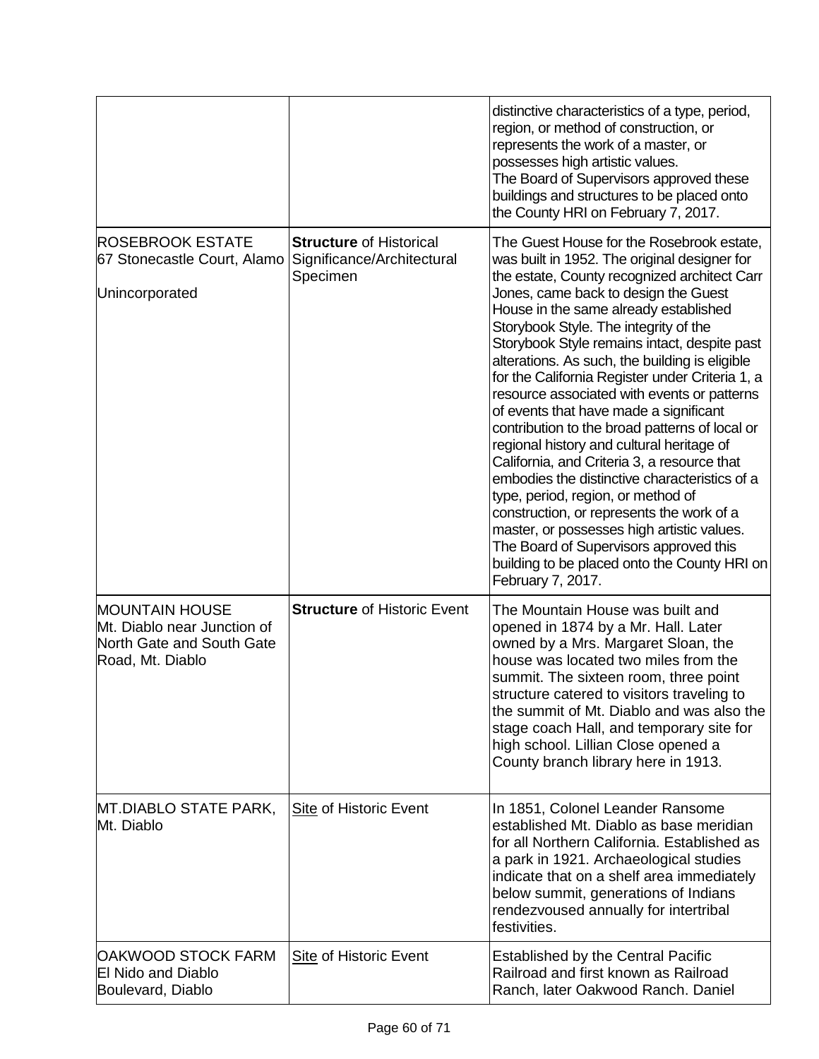| | | |
|---|---|---|
| | | distinctive characteristics of a type, period, region, or method of construction, or represents the work of a master, or possesses high artistic values. The Board of Supervisors approved these buildings and structures to be placed onto the County HRI on February 7, 2017. |
| ROSEBROOK ESTATE 67 Stonecastle Court, Alamo<br><br>Unincorporated | **Structure** of Historical Significance/Architectural Specimen | The Guest House for the Rosebrook estate, was built in 1952. The original designer for the estate, County recognized architect Carr Jones, came back to design the Guest House in the same already established Storybook Style. The integrity of the Storybook Style remains intact, despite past alterations. As such, the building is eligible for the California Register under Criteria 1, a resource associated with events or patterns of events that have made a significant contribution to the broad patterns of local or regional history and cultural heritage of California, and Criteria 3, a resource that embodies the distinctive characteristics of a type, period, region, or method of construction, or represents the work of a master, or possesses high artistic values. The Board of Supervisors approved this building to be placed onto the County HRI on February 7, 2017. |
| MOUNTAIN HOUSE Mt. Diablo near Junction of North Gate and South Gate Road, Mt. Diablo | **Structure** of Historic Event | The Mountain House was built and opened in 1874 by a Mr. Hall. Later owned by a Mrs. Margaret Sloan, the house was located two miles from the summit. The sixteen room, three point structure catered to visitors traveling to the summit of Mt. Diablo and was also the stage coach Hall, and temporary site for high school. Lillian Close opened a County branch library here in 1913. |
| MT.DIABLO STATE PARK, Mt. Diablo | Site of Historic Event | In 1851, Colonel Leander Ransome established Mt. Diablo as base meridian for all Northern California. Established as a park in 1921. Archaeological studies indicate that on a shelf area immediately below summit, generations of Indians rendezvoused annually for intertribal festivities. |
| OAKWOOD STOCK FARM El Nido and Diablo Boulevard, Diablo | Site of Historic Event | Established by the Central Pacific Railroad and first known as Railroad Ranch, later Oakwood Ranch. Daniel |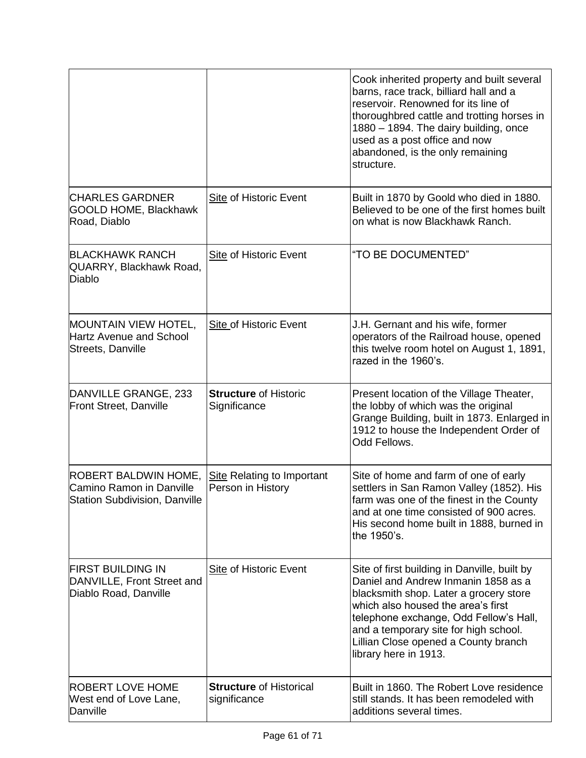| | | |
|---|---|---|
| | | Cook inherited property and built several barns, race track, billiard hall and a reservoir. Renowned for its line of thoroughbred cattle and trotting horses in 1880 – 1894. The dairy building, once used as a post office and now abandoned, is the only remaining structure. |
| CHARLES GARDNER GOOLD HOME, Blackhawk Road, Diablo | Site of Historic Event | Built in 1870 by Goold who died in 1880. Believed to be one of the first homes built on what is now Blackhawk Ranch. |
| BLACKHAWK RANCH QUARRY, Blackhawk Road, Diablo | Site of Historic Event | "TO BE DOCUMENTED" |
| MOUNTAIN VIEW HOTEL, Hartz Avenue and School Streets, Danville | Site of Historic Event | J.H. Gernant and his wife, former operators of the Railroad house, opened this twelve room hotel on August 1, 1891, razed in the 1960's. |
| DANVILLE GRANGE, 233 Front Street, Danville | **Structure** of Historic Significance | Present location of the Village Theater, the lobby of which was the original Grange Building, built in 1873. Enlarged in 1912 to house the Independent Order of Odd Fellows. |
| ROBERT BALDWIN HOME, Camino Ramon in Danville Station Subdivision, Danville | Site Relating to Important Person in History | Site of home and farm of one of early settlers in San Ramon Valley (1852). His farm was one of the finest in the County and at one time consisted of 900 acres. His second home built in 1888, burned in the 1950's. |
| FIRST BUILDING IN DANVILLE, Front Street and Diablo Road, Danville | Site of Historic Event | Site of first building in Danville, built by Daniel and Andrew Inmanin 1858 as a blacksmith shop. Later a grocery store which also housed the area's first telephone exchange, Odd Fellow's Hall, and a temporary site for high school. Lillian Close opened a County branch library here in 1913. |
| ROBERT LOVE HOME West end of Love Lane, Danville | **Structure** of Historical significance | Built in 1860. The Robert Love residence still stands. It has been remodeled with additions several times. |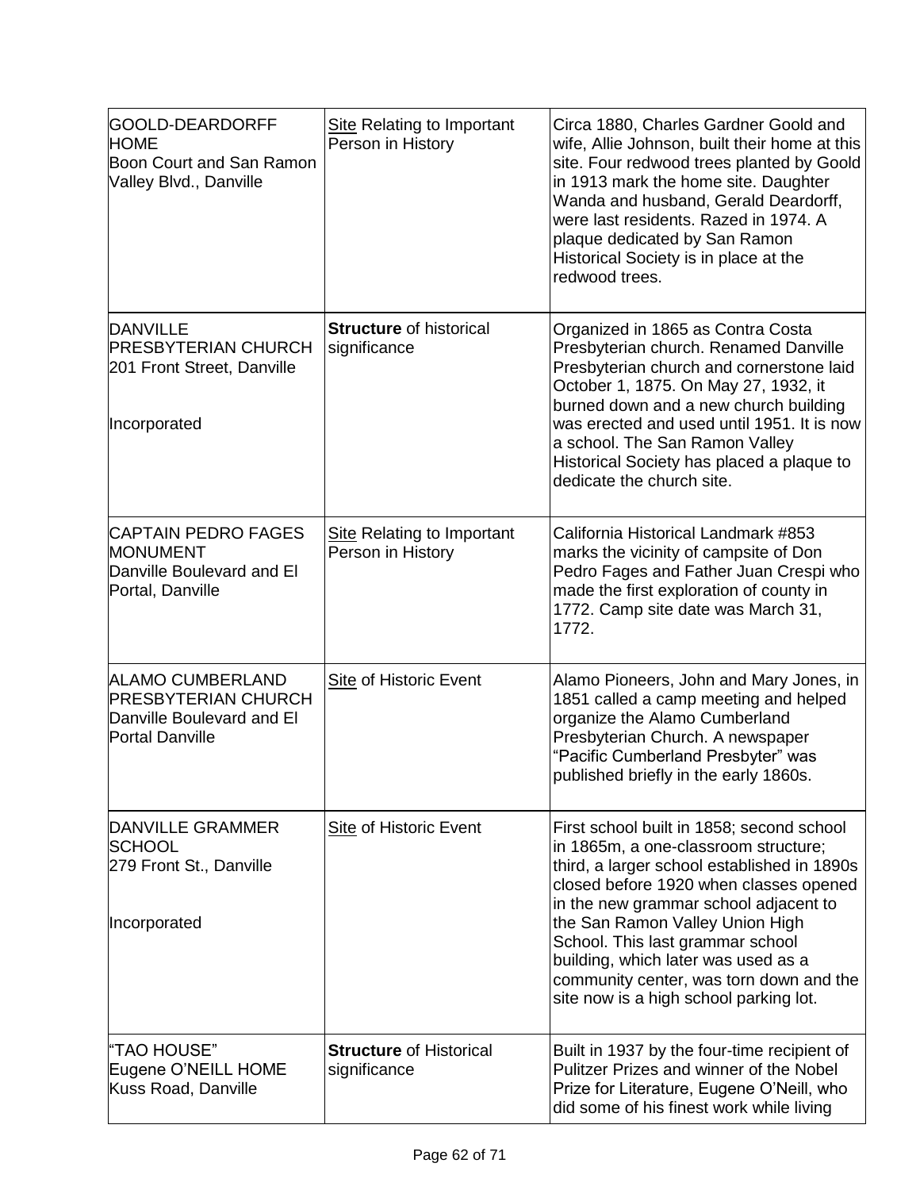| | | |
|---|---|---|
| GOOLD-DEARDORFF HOME<br>Boon Court and San Ramon Valley Blvd., Danville | Site Relating to Important Person in History | Circa 1880, Charles Gardner Goold and wife, Allie Johnson, built their home at this site. Four redwood trees planted by Goold in 1913 mark the home site. Daughter Wanda and husband, Gerald Deardorff, were last residents. Razed in 1974. A plaque dedicated by San Ramon Historical Society is in place at the redwood trees. |
| DANVILLE PRESBYTERIAN CHURCH<br>201 Front Street, Danville<br><br>Incorporated | **Structure** of historical significance | Organized in 1865 as Contra Costa Presbyterian church. Renamed Danville Presbyterian church and cornerstone laid October 1, 1875. On May 27, 1932, it burned down and a new church building was erected and used until 1951. It is now a school. The San Ramon Valley Historical Society has placed a plaque to dedicate the church site. |
| CAPTAIN PEDRO FAGES MONUMENT<br>Danville Boulevard and El Portal, Danville | Site Relating to Important Person in History | California Historical Landmark #853 marks the vicinity of campsite of Don Pedro Fages and Father Juan Crespi who made the first exploration of county in 1772. Camp site date was March 31, 1772. |
| ALAMO CUMBERLAND PRESBYTERIAN CHURCH<br>Danville Boulevard and El Portal Danville | Site of Historic Event | Alamo Pioneers, John and Mary Jones, in 1851 called a camp meeting and helped organize the Alamo Cumberland Presbyterian Church. A newspaper "Pacific Cumberland Presbyter" was published briefly in the early 1860s. |
| DANVILLE GRAMMER SCHOOL<br>279 Front St., Danville<br><br>Incorporated | Site of Historic Event | First school built in 1858; second school in 1865m, a one-classroom structure; third, a larger school established in 1890s closed before 1920 when classes opened in the new grammar school adjacent to the San Ramon Valley Union High School. This last grammar school building, which later was used as a community center, was torn down and the site now is a high school parking lot. |
| "TAO HOUSE"<br>Eugene O'NEILL HOME<br>Kuss Road, Danville | **Structure** of Historical significance | Built in 1937 by the four-time recipient of Pulitzer Prizes and winner of the Nobel Prize for Literature, Eugene O'Neill, who did some of his finest work while living |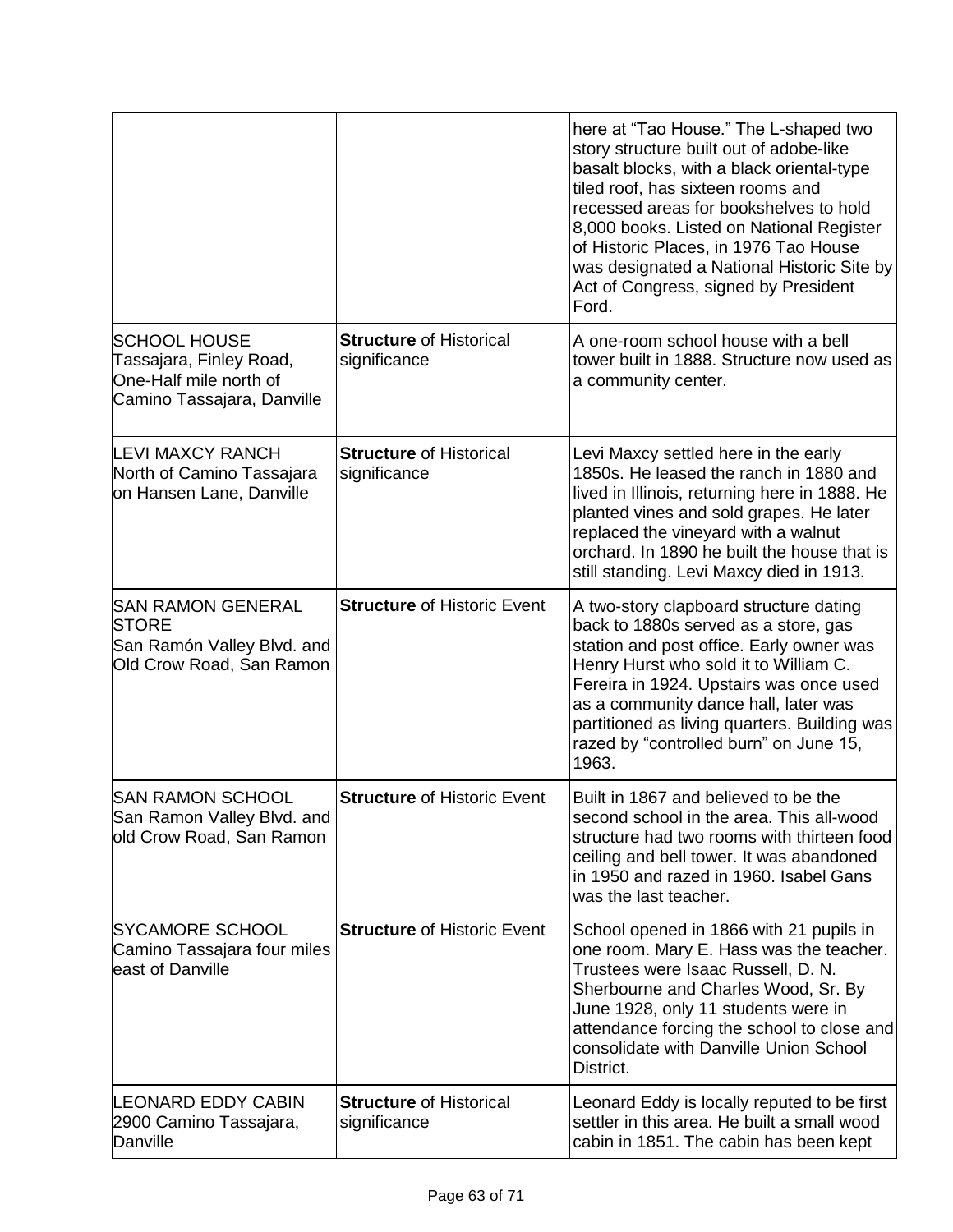| | | |
|---|---|---|
| | | here at "Tao House." The L-shaped two story structure built out of adobe-like basalt blocks, with a black oriental-type tiled roof, has sixteen rooms and recessed areas for bookshelves to hold 8,000 books. Listed on National Register of Historic Places, in 1976 Tao House was designated a National Historic Site by Act of Congress, signed by President Ford. |
| SCHOOL HOUSE<br>Tassajara, Finley Road, One-Half mile north of Camino Tassajara, Danville | **Structure** of Historical significance | A one-room school house with a bell tower built in 1888. Structure now used as a community center. |
| LEVI MAXCY RANCH<br>North of Camino Tassajara on Hansen Lane, Danville | **Structure** of Historical significance | Levi Maxcy settled here in the early 1850s. He leased the ranch in 1880 and lived in Illinois, returning here in 1888. He planted vines and sold grapes. He later replaced the vineyard with a walnut orchard. In 1890 he built the house that is still standing. Levi Maxcy died in 1913. |
| SAN RAMON GENERAL STORE<br>San Ramón Valley Blvd. and Old Crow Road, San Ramon | **Structure** of Historic Event | A two-story clapboard structure dating back to 1880s served as a store, gas station and post office. Early owner was Henry Hurst who sold it to William C. Fereira in 1924. Upstairs was once used as a community dance hall, later was partitioned as living quarters. Building was razed by "controlled burn" on June 15, 1963. |
| SAN RAMON SCHOOL<br>San Ramon Valley Blvd. and old Crow Road, San Ramon | **Structure** of Historic Event | Built in 1867 and believed to be the second school in the area. This all-wood structure had two rooms with thirteen food ceiling and bell tower. It was abandoned in 1950 and razed in 1960. Isabel Gans was the last teacher. |
| SYCAMORE SCHOOL<br>Camino Tassajara four miles east of Danville | **Structure** of Historic Event | School opened in 1866 with 21 pupils in one room. Mary E. Hass was the teacher. Trustees were Isaac Russell, D. N. Sherbourne and Charles Wood, Sr. By June 1928, only 11 students were in attendance forcing the school to close and consolidate with Danville Union School District. |
| LEONARD EDDY CABIN<br>2900 Camino Tassajara, Danville | **Structure** of Historical significance | Leonard Eddy is locally reputed to be first settler in this area. He built a small wood cabin in 1851. The cabin has been kept |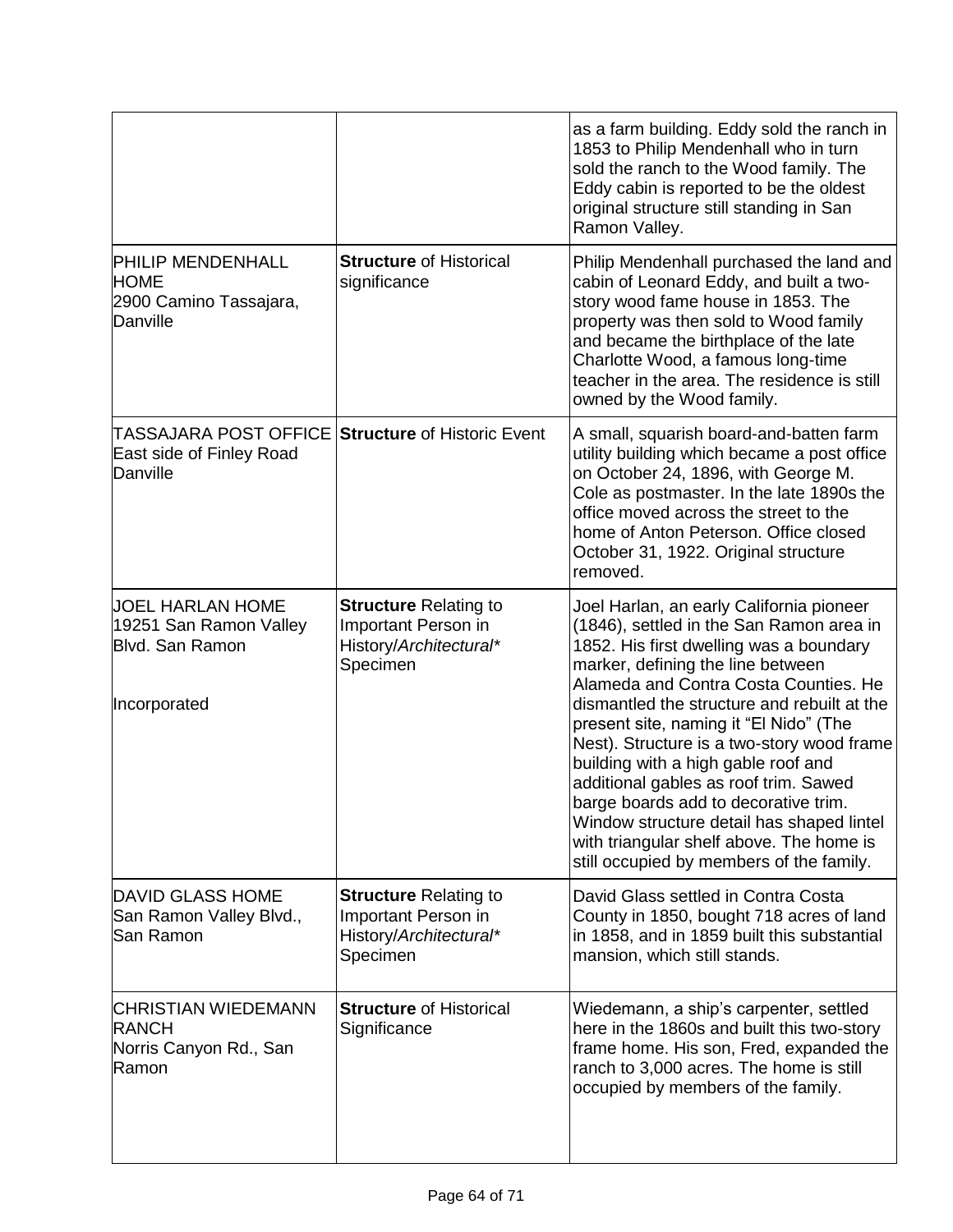| | | |
|---|---|---|
| | | as a farm building. Eddy sold the ranch in 1853 to Philip Mendenhall who in turn sold the ranch to the Wood family. The Eddy cabin is reported to be the oldest original structure still standing in San Ramon Valley. |
| PHILIP MENDENHALL HOME<br>2900 Camino Tassajara, Danville | **Structure** of Historical significance | Philip Mendenhall purchased the land and cabin of Leonard Eddy, and built a two-story wood fame house in 1853. The property was then sold to Wood family and became the birthplace of the late Charlotte Wood, a famous long-time teacher in the area. The residence is still owned by the Wood family. |
| TASSAJARA POST OFFICE<br>East side of Finley Road Danville | **Structure** of Historic Event | A small, squarish board-and-batten farm utility building which became a post office on October 24, 1896, with George M. Cole as postmaster. In the late 1890s the office moved across the street to the home of Anton Peterson. Office closed October 31, 1922. Original structure removed. |
| JOEL HARLAN HOME<br>19251 San Ramon Valley Blvd. San Ramon<br><br>Incorporated | **Structure** Relating to Important Person in History/*Architectural** Specimen | Joel Harlan, an early California pioneer (1846), settled in the San Ramon area in 1852. His first dwelling was a boundary marker, defining the line between Alameda and Contra Costa Counties. He dismantled the structure and rebuilt at the present site, naming it "El Nido" (The Nest). Structure is a two-story wood frame building with a high gable roof and additional gables as roof trim. Sawed barge boards add to decorative trim. Window structure detail has shaped lintel with triangular shelf above. The home is still occupied by members of the family. |
| DAVID GLASS HOME<br>San Ramon Valley Blvd., San Ramon | **Structure** Relating to Important Person in History/*Architectural** Specimen | David Glass settled in Contra Costa County in 1850, bought 718 acres of land in 1858, and in 1859 built this substantial mansion, which still stands. |
| CHRISTIAN WIEDEMANN RANCH<br>Norris Canyon Rd., San Ramon | **Structure** of Historical Significance | Wiedemann, a ship's carpenter, settled here in the 1860s and built this two-story frame home. His son, Fred, expanded the ranch to 3,000 acres. The home is still occupied by members of the family. |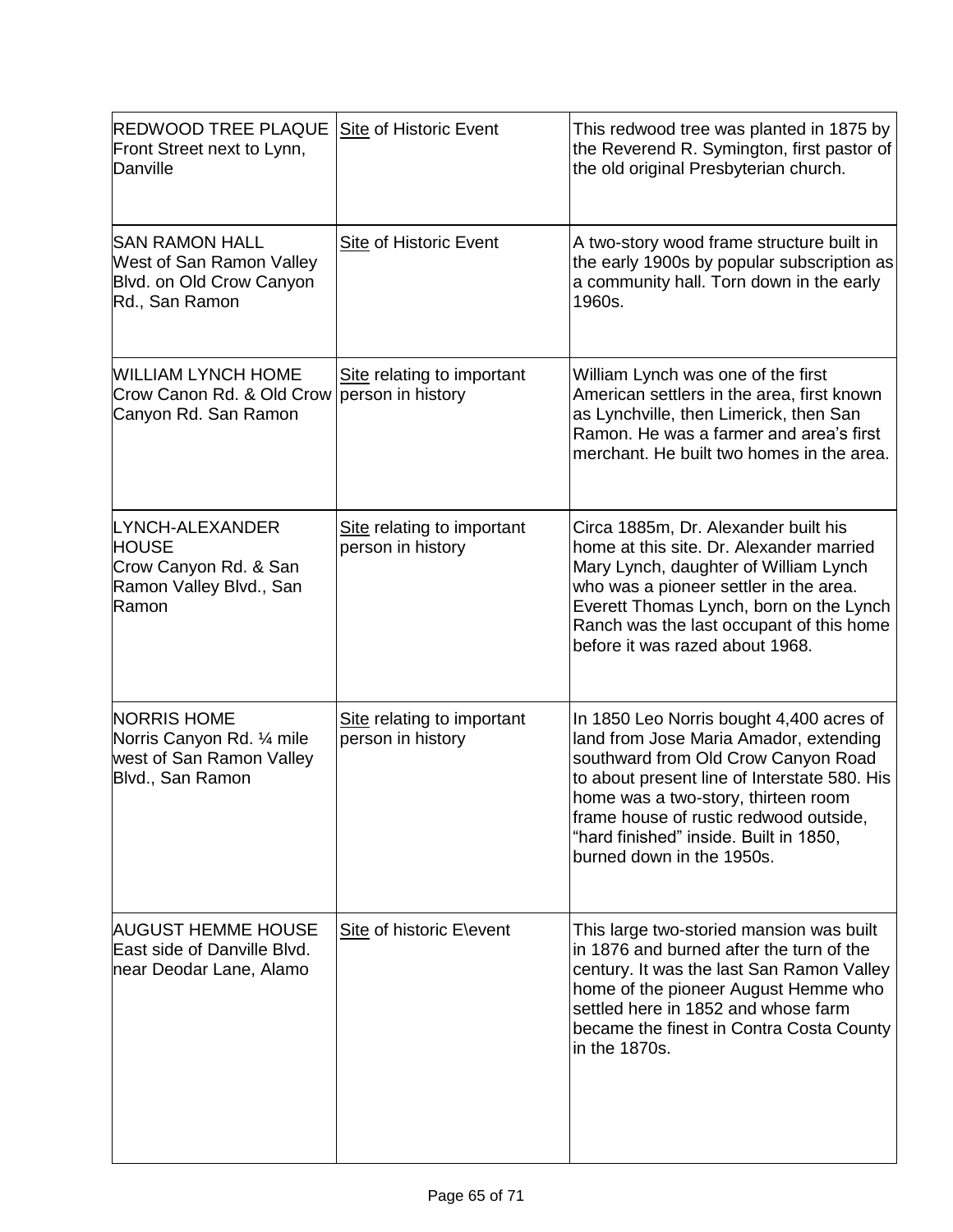| | | |
|---|---|---|
| REDWOOD TREE PLAQUE Front Street next to Lynn, Danville | Site of Historic Event | This redwood tree was planted in 1875 by the Reverend R. Symington, first pastor of the old original Presbyterian church. |
| SAN RAMON HALL West of San Ramon Valley Blvd. on Old Crow Canyon Rd., San Ramon | Site of Historic Event | A two-story wood frame structure built in the early 1900s by popular subscription as a community hall. Torn down in the early 1960s. |
| WILLIAM LYNCH HOME Crow Canon Rd. & Old Crow Canyon Rd. San Ramon | Site relating to important person in history | William Lynch was one of the first American settlers in the area, first known as Lynchville, then Limerick, then San Ramon. He was a farmer and area's first merchant. He built two homes in the area. |
| LYNCH-ALEXANDER HOUSE Crow Canyon Rd. & San Ramon Valley Blvd., San Ramon | Site relating to important person in history | Circa 1885m, Dr. Alexander built his home at this site. Dr. Alexander married Mary Lynch, daughter of William Lynch who was a pioneer settler in the area. Everett Thomas Lynch, born on the Lynch Ranch was the last occupant of this home before it was razed about 1968. |
| NORRIS HOME Norris Canyon Rd. ¼ mile west of San Ramon Valley Blvd., San Ramon | Site relating to important person in history | In 1850 Leo Norris bought 4,400 acres of land from Jose Maria Amador, extending southward from Old Crow Canyon Road to about present line of Interstate 580. His home was a two-story, thirteen room frame house of rustic redwood outside, "hard finished" inside. Built in 1850, burned down in the 1950s. |
| AUGUST HEMME HOUSE East side of Danville Blvd. near Deodar Lane, Alamo | Site of historic E\event | This large two-storied mansion was built in 1876 and burned after the turn of the century. It was the last San Ramon Valley home of the pioneer August Hemme who settled here in 1852 and whose farm became the finest in Contra Costa County in the 1870s. |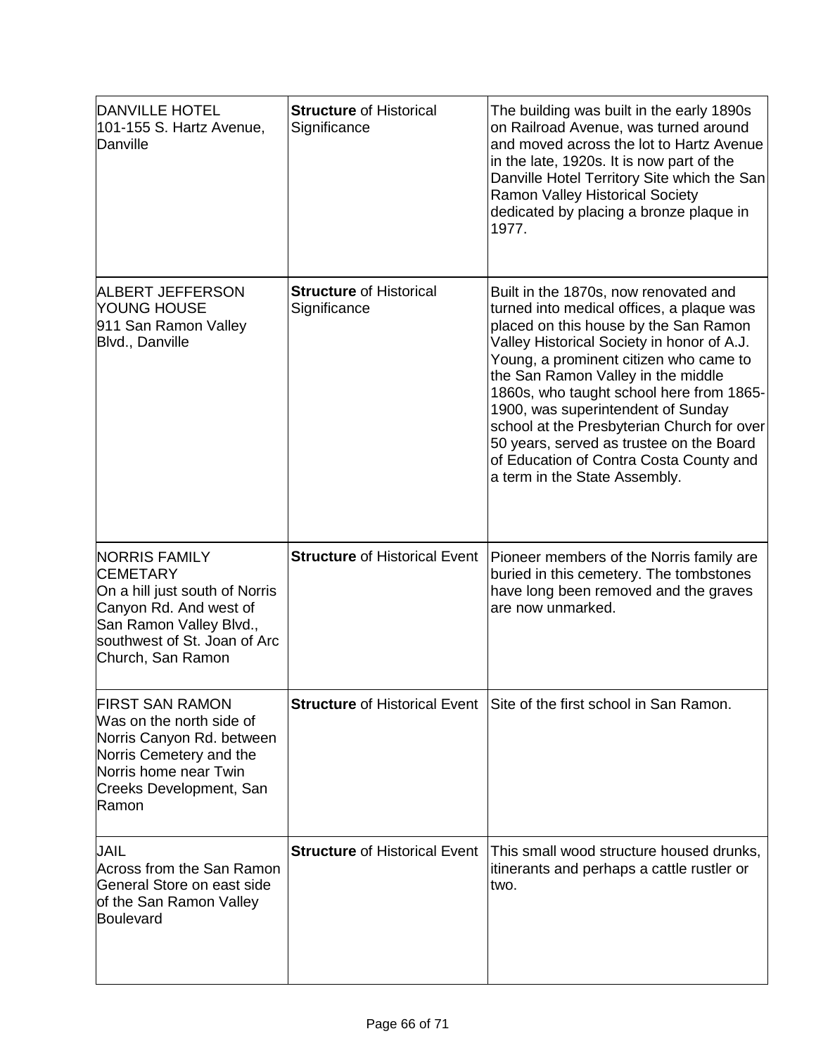| | | |
|---|---|---|
| DANVILLE HOTEL<br>101-155 S. Hartz Avenue, Danville | **Structure** of Historical Significance | The building was built in the early 1890s on Railroad Avenue, was turned around and moved across the lot to Hartz Avenue in the late, 1920s. It is now part of the Danville Hotel Territory Site which the San Ramon Valley Historical Society dedicated by placing a bronze plaque in 1977. |
| ALBERT JEFFERSON YOUNG HOUSE<br>911 San Ramon Valley Blvd., Danville | **Structure** of Historical Significance | Built in the 1870s, now renovated and turned into medical offices, a plaque was placed on this house by the San Ramon Valley Historical Society in honor of A.J. Young, a prominent citizen who came to the San Ramon Valley in the middle 1860s, who taught school here from 1865-1900, was superintendent of Sunday school at the Presbyterian Church for over 50 years, served as trustee on the Board of Education of Contra Costa County and a term in the State Assembly. |
| NORRIS FAMILY CEMETARY<br>On a hill just south of Norris Canyon Rd. And west of San Ramon Valley Blvd., southwest of St. Joan of Arc Church, San Ramon | **Structure** of Historical Event | Pioneer members of the Norris family are buried in this cemetery. The tombstones have long been removed and the graves are now unmarked. |
| FIRST SAN RAMON<br>Was on the north side of Norris Canyon Rd. between Norris Cemetery and the Norris home near Twin Creeks Development, San Ramon | **Structure** of Historical Event | Site of the first school in San Ramon. |
| JAIL<br>Across from the San Ramon General Store on east side of the San Ramon Valley Boulevard | **Structure** of Historical Event | This small wood structure housed drunks, itinerants and perhaps a cattle rustler or two. |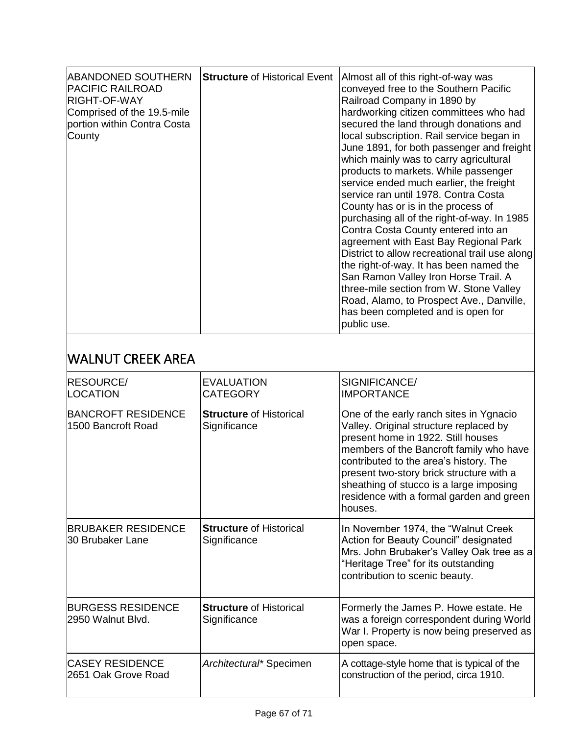| | | |
|---|---|---|
| ABANDONED SOUTHERN PACIFIC RAILROAD RIGHT-OF-WAY<br>Comprised of the 19.5-mile portion within Contra Costa County | **Structure** of Historical Event | Almost all of this right-of-way was conveyed free to the Southern Pacific Railroad Company in 1890 by hardworking citizen committees who had secured the land through donations and local subscription. Rail service began in June 1891, for both passenger and freight which mainly was to carry agricultural products to markets. While passenger service ended much earlier, the freight service ran until 1978. Contra Costa County has or is in the process of purchasing all of the right-of-way. In 1985 Contra Costa County entered into an agreement with East Bay Regional Park District to allow recreational trail use along the right-of-way. It has been named the San Ramon Valley Iron Horse Trail. A three-mile section from W. Stone Valley Road, Alamo, to Prospect Ave., Danville, has been completed and is open for public use. |

## WALNUT CREEK AREA

| RESOURCE/ LOCATION | EVALUATION CATEGORY | SIGNIFICANCE/ IMPORTANCE |
|---|---|---|
| BANCROFT RESIDENCE<br>1500 Bancroft Road | **Structure** of Historical Significance | One of the early ranch sites in Ygnacio Valley. Original structure replaced by present home in 1922. Still houses members of the Bancroft family who have contributed to the area's history. The present two-story brick structure with a sheathing of stucco is a large imposing residence with a formal garden and green houses. |
| BRUBAKER RESIDENCE<br>30 Brubaker Lane | **Structure** of Historical Significance | In November 1974, the "Walnut Creek Action for Beauty Council" designated Mrs. John Brubaker's Valley Oak tree as a "Heritage Tree" for its outstanding contribution to scenic beauty. |
| BURGESS RESIDENCE<br>2950 Walnut Blvd. | **Structure** of Historical Significance | Formerly the James P. Howe estate. He was a foreign correspondent during World War I. Property is now being preserved as open space. |
| CASEY RESIDENCE<br>2651 Oak Grove Road | *Architectural** Specimen | A cottage-style home that is typical of the construction of the period, circa 1910. |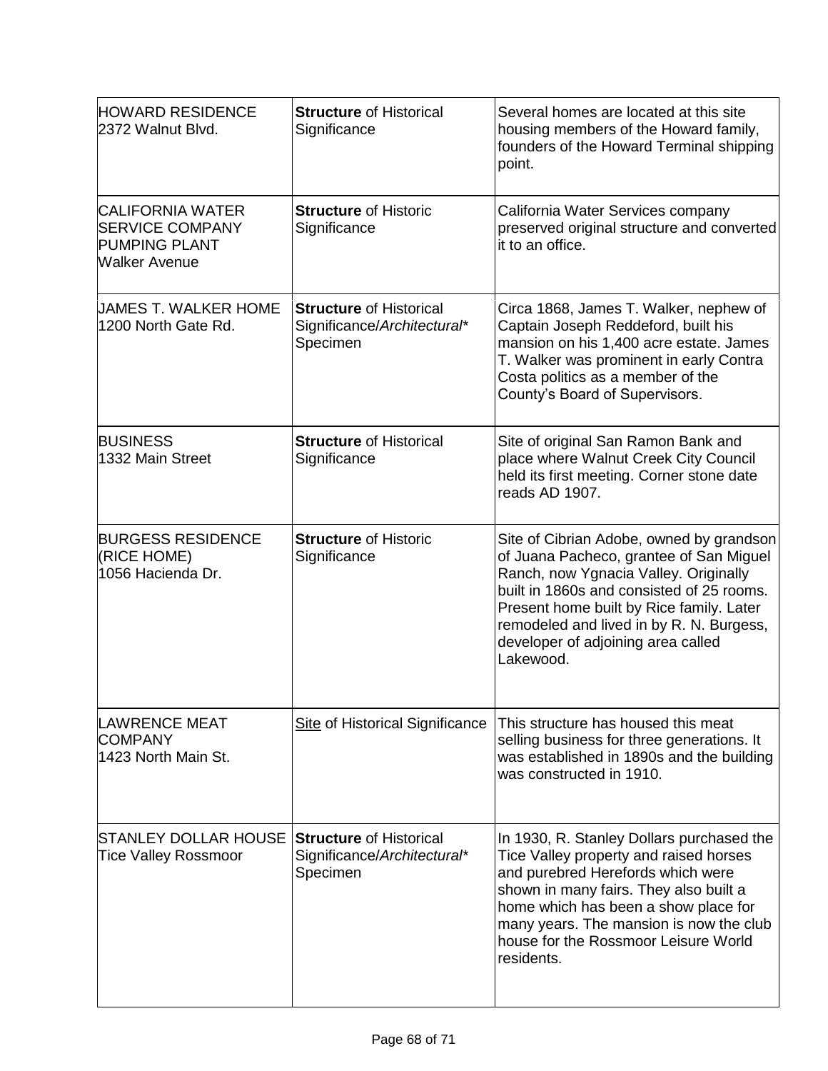| | | |
|---|---|---|
| HOWARD RESIDENCE<br>2372 Walnut Blvd. | **Structure** of Historical Significance | Several homes are located at this site housing members of the Howard family, founders of the Howard Terminal shipping point. |
| CALIFORNIA WATER SERVICE COMPANY PUMPING PLANT<br>Walker Avenue | **Structure** of Historic Significance | California Water Services company preserved original structure and converted it to an office. |
| JAMES T. WALKER HOME<br>1200 North Gate Rd. | **Structure** of Historical Significance/*Architectural*\* Specimen | Circa 1868, James T. Walker, nephew of Captain Joseph Reddeford, built his mansion on his 1,400 acre estate. James T. Walker was prominent in early Contra Costa politics as a member of the County's Board of Supervisors. |
| BUSINESS<br>1332 Main Street | **Structure** of Historical Significance | Site of original San Ramon Bank and place where Walnut Creek City Council held its first meeting. Corner stone date reads AD 1907. |
| BURGESS RESIDENCE (RICE HOME)<br>1056 Hacienda Dr. | **Structure** of Historic Significance | Site of Cibrian Adobe, owned by grandson of Juana Pacheco, grantee of San Miguel Ranch, now Ygnacia Valley. Originally built in 1860s and consisted of 25 rooms. Present home built by Rice family. Later remodeled and lived in by R. N. Burgess, developer of adjoining area called Lakewood. |
| LAWRENCE MEAT COMPANY<br>1423 North Main St. | <u>Site</u> of Historical Significance | This structure has housed this meat selling business for three generations. It was established in 1890s and the building was constructed in 1910. |
| STANLEY DOLLAR HOUSE<br>Tice Valley Rossmoor | **Structure** of Historical Significance/*Architectural*\* Specimen | In 1930, R. Stanley Dollars purchased the Tice Valley property and raised horses and purebred Herefords which were shown in many fairs. They also built a home which has been a show place for many years. The mansion is now the club house for the Rossmoor Leisure World residents. |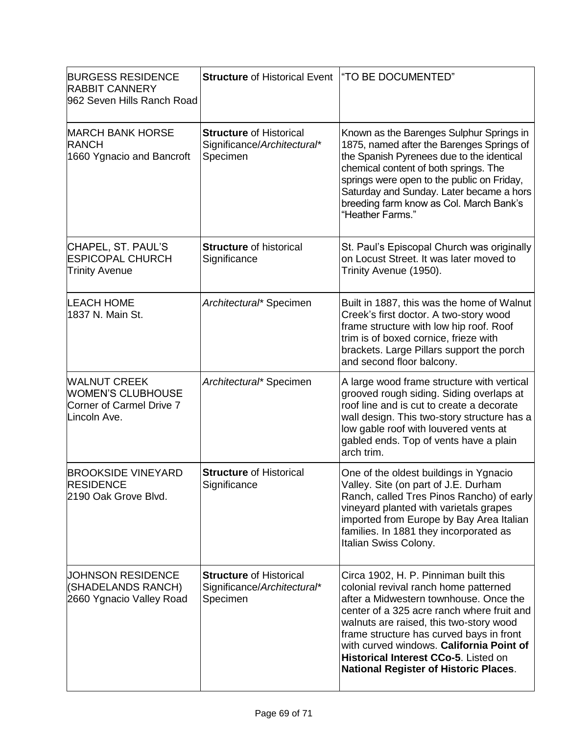| | | |
|---|---|---|
| BURGESS RESIDENCE RABBIT CANNERY 962 Seven Hills Ranch Road | **Structure** of Historical Event | "TO BE DOCUMENTED" |
| MARCH BANK HORSE RANCH 1660 Ygnacio and Bancroft | **Structure** of Historical Significance/*Architectural** Specimen | Known as the Barenges Sulphur Springs in 1875, named after the Barenges Springs of the Spanish Pyrenees due to the identical chemical content of both springs. The springs were open to the public on Friday, Saturday and Sunday. Later became a hors breeding farm know as Col. March Bank's "Heather Farms." |
| CHAPEL, ST. PAUL'S ESPICOPAL CHURCH Trinity Avenue | **Structure** of historical Significance | St. Paul's Episcopal Church was originally on Locust Street. It was later moved to Trinity Avenue (1950). |
| LEACH HOME 1837 N. Main St. | *Architectural** Specimen | Built in 1887, this was the home of Walnut Creek's first doctor. A two-story wood frame structure with low hip roof. Roof trim is of boxed cornice, frieze with brackets. Large Pillars support the porch and second floor balcony. |
| WALNUT CREEK WOMEN'S CLUBHOUSE Corner of Carmel Drive 7 Lincoln Ave. | *Architectural** Specimen | A large wood frame structure with vertical grooved rough siding. Siding overlaps at roof line and is cut to create a decorate wall design. This two-story structure has a low gable roof with louvered vents at gabled ends. Top of vents have a plain arch trim. |
| BROOKSIDE VINEYARD RESIDENCE 2190 Oak Grove Blvd. | **Structure** of Historical Significance | One of the oldest buildings in Ygnacio Valley. Site (on part of J.E. Durham Ranch, called Tres Pinos Rancho) of early vineyard planted with varietals grapes imported from Europe by Bay Area Italian families. In 1881 they incorporated as Italian Swiss Colony. |
| JOHNSON RESIDENCE (SHADELANDS RANCH) 2660 Ygnacio Valley Road | **Structure** of Historical Significance/*Architectural** Specimen | Circa 1902, H. P. Pinniman built this colonial revival ranch home patterned after a Midwestern townhouse. Once the center of a 325 acre ranch where fruit and walnuts are raised, this two-story wood frame structure has curved bays in front with curved windows. **California Point of Historical Interest CCo-5**. Listed on **National Register of Historic Places**. |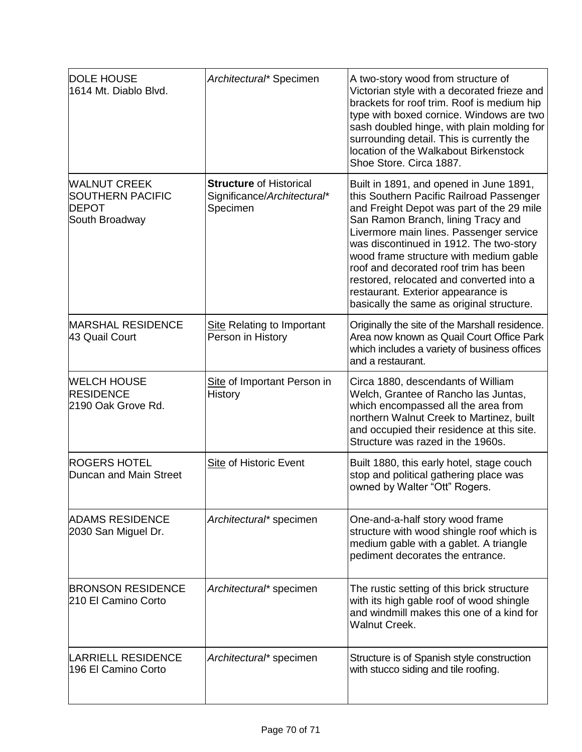| | | |
|---|---|---|
| DOLE HOUSE<br>1614 Mt. Diablo Blvd. | *Architectural** Specimen | A two-story wood from structure of Victorian style with a decorated frieze and brackets for roof trim. Roof is medium hip type with boxed cornice. Windows are two sash doubled hinge, with plain molding for surrounding detail. This is currently the location of the Walkabout Birkenstock Shoe Store. Circa 1887. |
| WALNUT CREEK SOUTHERN PACIFIC DEPOT<br>South Broadway | **Structure** of Historical Significance/*Architectural** Specimen | Built in 1891, and opened in June 1891, this Southern Pacific Railroad Passenger and Freight Depot was part of the 29 mile San Ramon Branch, lining Tracy and Livermore main lines. Passenger service was discontinued in 1912. The two-story wood frame structure with medium gable roof and decorated roof trim has been restored, relocated and converted into a restaurant. Exterior appearance is basically the same as original structure. |
| MARSHAL RESIDENCE<br>43 Quail Court | <u>Site</u> Relating to Important Person in History | Originally the site of the Marshall residence. Area now known as Quail Court Office Park which includes a variety of business offices and a restaurant. |
| WELCH HOUSE RESIDENCE<br>2190 Oak Grove Rd. | <u>Site</u> of Important Person in History | Circa 1880, descendants of William Welch, Grantee of Rancho las Juntas, which encompassed all the area from northern Walnut Creek to Martinez, built and occupied their residence at this site. Structure was razed in the 1960s. |
| ROGERS HOTEL<br>Duncan and Main Street | <u>Site</u> of Historic Event | Built 1880, this early hotel, stage couch stop and political gathering place was owned by Walter “Ott” Rogers. |
| ADAMS RESIDENCE<br>2030 San Miguel Dr. | *Architectural** specimen | One-and-a-half story wood frame structure with wood shingle roof which is medium gable with a gablet. A triangle pediment decorates the entrance. |
| BRONSON RESIDENCE<br>210 El Camino Corto | *Architectural** specimen | The rustic setting of this brick structure with its high gable roof of wood shingle and windmill makes this one of a kind for Walnut Creek. |
| LARRIELL RESIDENCE<br>196 El Camino Corto | *Architectural** specimen | Structure is of Spanish style construction with stucco siding and tile roofing. |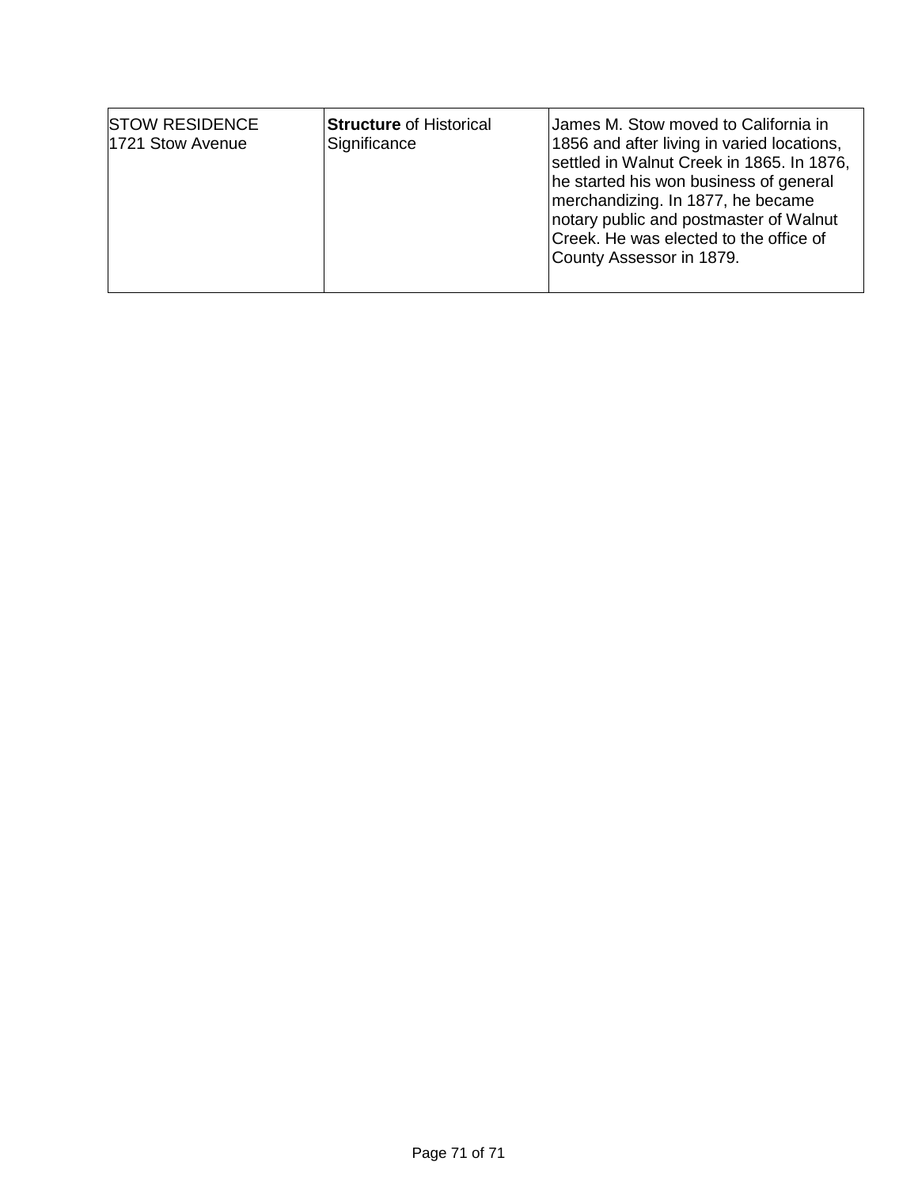| | | |
|---|---|---|
| STOW RESIDENCE<br>1721 Stow Avenue | **Structure** of Historical Significance | James M. Stow moved to California in 1856 and after living in varied locations, settled in Walnut Creek in 1865. In 1876, he started his won business of general merchandizing. In 1877, he became notary public and postmaster of Walnut Creek. He was elected to the office of County Assessor in 1879. |